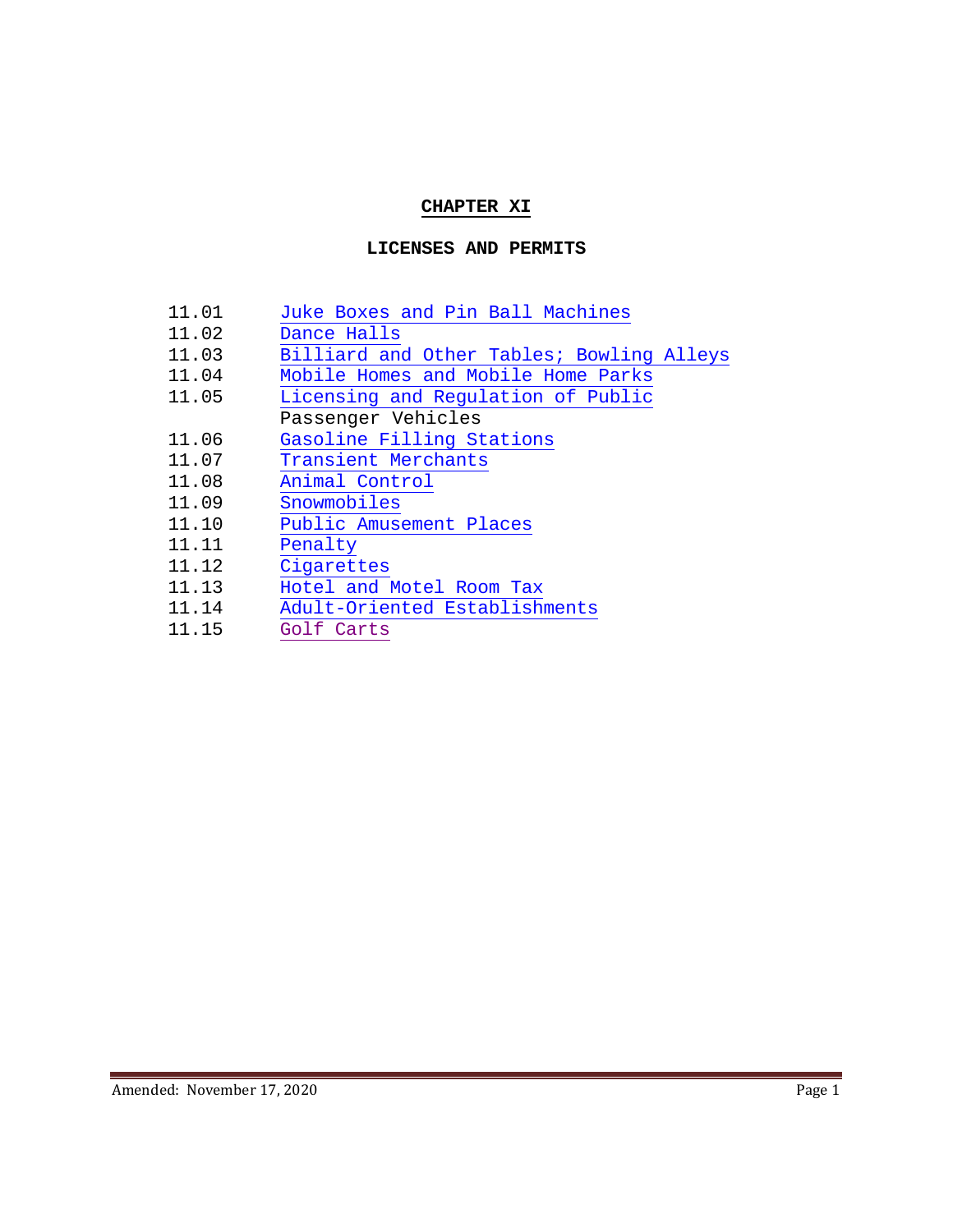# CHAPTER XI

## LICENSES AND PERMITS

| | |
|---|---|
| 11.01 | Juke Boxes and Pin Ball Machines |
| 11.02 | Dance Halls |
| 11.03 | Billiard and Other Tables; Bowling Alleys |
| 11.04 | Mobile Homes and Mobile Home Parks |
| 11.05 | Licensing and Regulation of Public Passenger Vehicles |
| 11.06 | Gasoline Filling Stations |
| 11.07 | Transient Merchants |
| 11.08 | Animal Control |
| 11.09 | Snowmobiles |
| 11.10 | Public Amusement Places |
| 11.11 | Penalty |
| 11.12 | Cigarettes |
| 11.13 | Hotel and Motel Room Tax |
| 11.14 | Adult-Oriented Establishments |
| 11.15 | Golf Carts |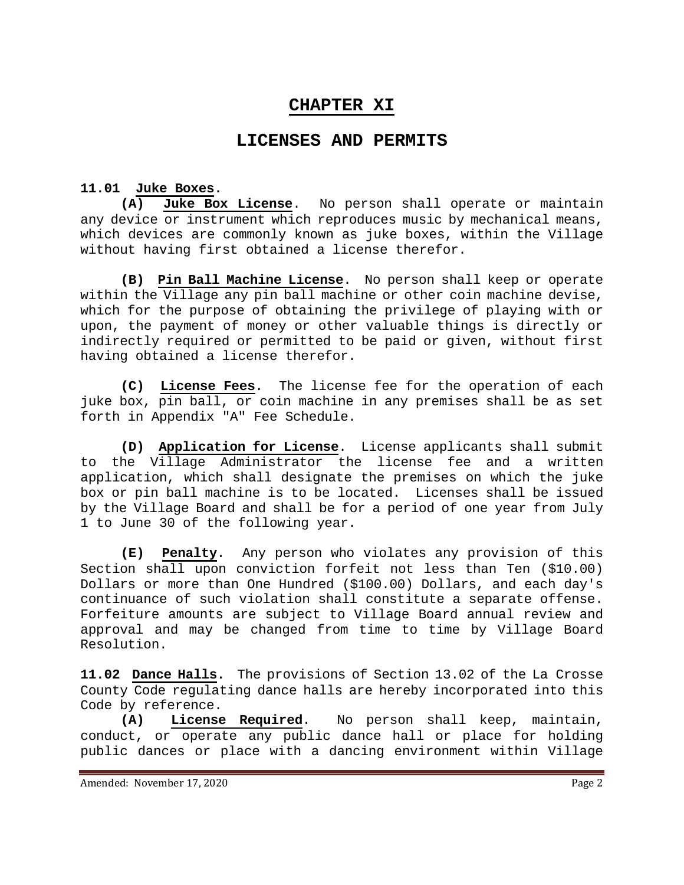# CHAPTER XI

## LICENSES AND PERMITS

**11.01 Juke Boxes.**

**(A) Juke Box License**. No person shall operate or maintain any device or instrument which reproduces music by mechanical means, which devices are commonly known as juke boxes, within the Village without having first obtained a license therefor.

**(B) Pin Ball Machine License**. No person shall keep or operate within the Village any pin ball machine or other coin machine devise, which for the purpose of obtaining the privilege of playing with or upon, the payment of money or other valuable things is directly or indirectly required or permitted to be paid or given, without first having obtained a license therefor.

**(C) License Fees**. The license fee for the operation of each juke box, pin ball, or coin machine in any premises shall be as set forth in Appendix "A" Fee Schedule.

**(D) Application for License**. License applicants shall submit to the Village Administrator the license fee and a written application, which shall designate the premises on which the juke box or pin ball machine is to be located. Licenses shall be issued by the Village Board and shall be for a period of one year from July 1 to June 30 of the following year.

**(E) Penalty**. Any person who violates any provision of this Section shall upon conviction forfeit not less than Ten ($10.00) Dollars or more than One Hundred ($100.00) Dollars, and each day's continuance of such violation shall constitute a separate offense. Forfeiture amounts are subject to Village Board annual review and approval and may be changed from time to time by Village Board Resolution.

**11.02 Dance Halls.** The provisions of Section 13.02 of the La Crosse County Code regulating dance halls are hereby incorporated into this Code by reference.

**(A) License Required**. No person shall keep, maintain, conduct, or operate any public dance hall or place for holding public dances or place with a dancing environment within Village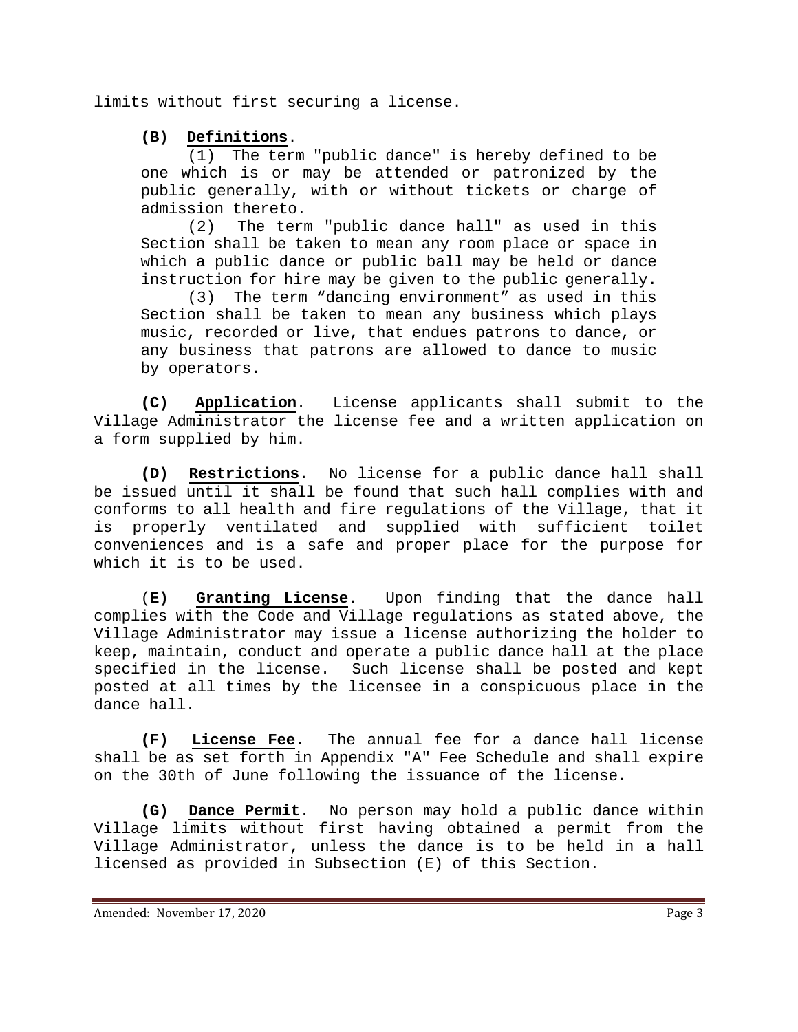limits without first securing a license.

**(B) Definitions**.

(1) The term "public dance" is hereby defined to be one which is or may be attended or patronized by the public generally, with or without tickets or charge of admission thereto.

(2) The term "public dance hall" as used in this Section shall be taken to mean any room place or space in which a public dance or public ball may be held or dance instruction for hire may be given to the public generally.

(3) The term "dancing environment" as used in this Section shall be taken to mean any business which plays music, recorded or live, that endues patrons to dance, or any business that patrons are allowed to dance to music by operators.

**(C) Application**. License applicants shall submit to the Village Administrator the license fee and a written application on a form supplied by him.

**(D) Restrictions**. No license for a public dance hall shall be issued until it shall be found that such hall complies with and conforms to all health and fire regulations of the Village, that it is properly ventilated and supplied with sufficient toilet conveniences and is a safe and proper place for the purpose for which it is to be used.

(**E) Granting License**. Upon finding that the dance hall complies with the Code and Village regulations as stated above, the Village Administrator may issue a license authorizing the holder to keep, maintain, conduct and operate a public dance hall at the place specified in the license. Such license shall be posted and kept posted at all times by the licensee in a conspicuous place in the dance hall.

**(F) License Fee**. The annual fee for a dance hall license shall be as set forth in Appendix "A" Fee Schedule and shall expire on the 30th of June following the issuance of the license.

**(G) Dance Permit**. No person may hold a public dance within Village limits without first having obtained a permit from the Village Administrator, unless the dance is to be held in a hall licensed as provided in Subsection (E) of this Section.

Amended: November 17, 2020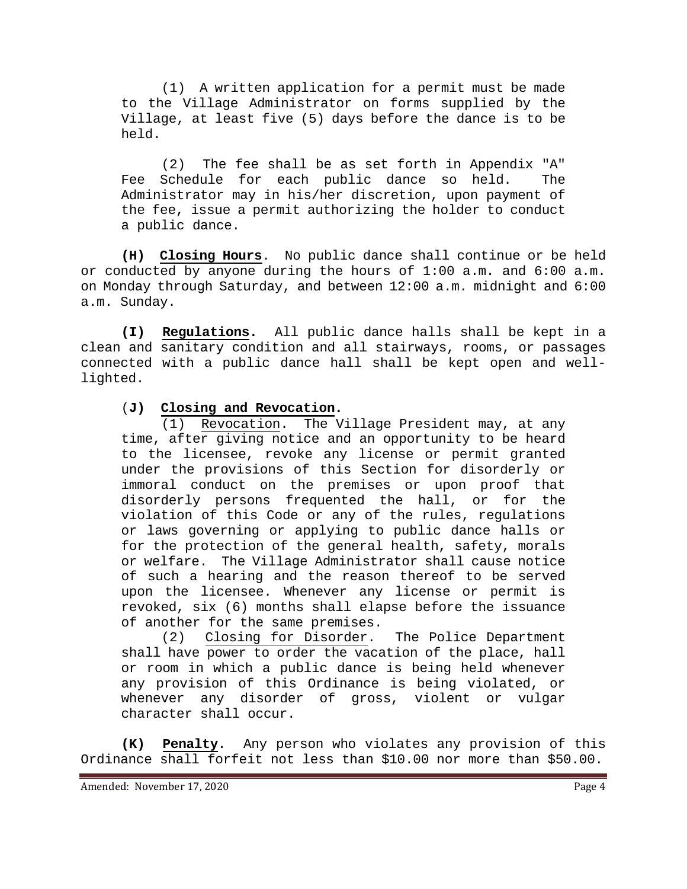(1) A written application for a permit must be made to the Village Administrator on forms supplied by the Village, at least five (5) days before the dance is to be held.

(2) The fee shall be as set forth in Appendix "A" Fee Schedule for each public dance so held. The Administrator may in his/her discretion, upon payment of the fee, issue a permit authorizing the holder to conduct a public dance.

**(H) Closing Hours**. No public dance shall continue or be held or conducted by anyone during the hours of 1:00 a.m. and 6:00 a.m. on Monday through Saturday, and between 12:00 a.m. midnight and 6:00 a.m. Sunday.

**(I) Regulations.** All public dance halls shall be kept in a clean and sanitary condition and all stairways, rooms, or passages connected with a public dance hall shall be kept open and well-lighted.

(**J) Closing and Revocation.**

(1) Revocation. The Village President may, at any time, after giving notice and an opportunity to be heard to the licensee, revoke any license or permit granted under the provisions of this Section for disorderly or immoral conduct on the premises or upon proof that disorderly persons frequented the hall, or for the violation of this Code or any of the rules, regulations or laws governing or applying to public dance halls or for the protection of the general health, safety, morals or welfare. The Village Administrator shall cause notice of such a hearing and the reason thereof to be served upon the licensee. Whenever any license or permit is revoked, six (6) months shall elapse before the issuance of another for the same premises.

(2) Closing for Disorder. The Police Department shall have power to order the vacation of the place, hall or room in which a public dance is being held whenever any provision of this Ordinance is being violated, or whenever any disorder of gross, violent or vulgar character shall occur.

**(K) Penalty**. Any person who violates any provision of this Ordinance shall forfeit not less than $10.00 nor more than $50.00.

Amended: November 17, 2020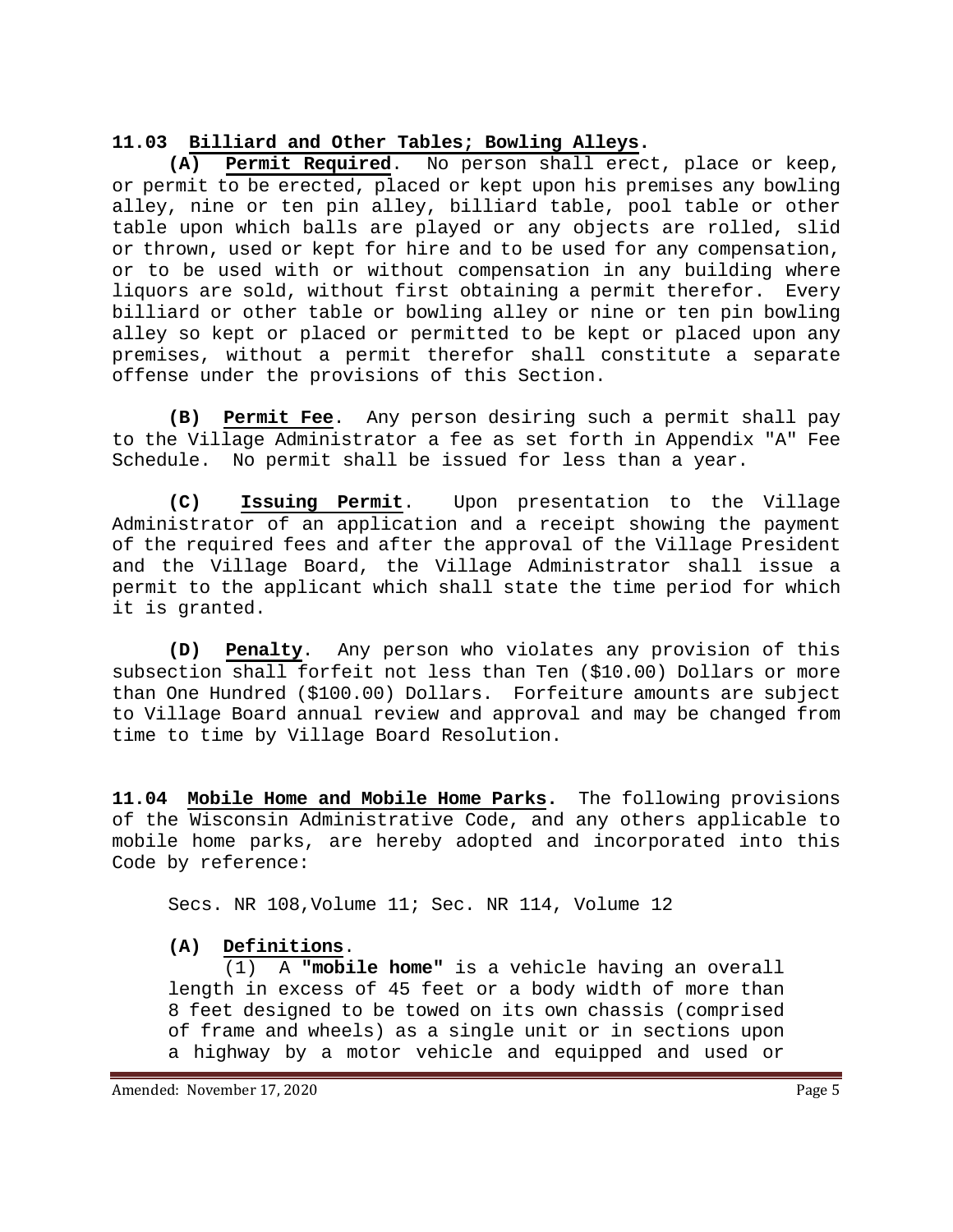**11.03 Billiard and Other Tables; Bowling Alleys.**

**(A) Permit Required**. No person shall erect, place or keep, or permit to be erected, placed or kept upon his premises any bowling alley, nine or ten pin alley, billiard table, pool table or other table upon which balls are played or any objects are rolled, slid or thrown, used or kept for hire and to be used for any compensation, or to be used with or without compensation in any building where liquors are sold, without first obtaining a permit therefor. Every billiard or other table or bowling alley or nine or ten pin bowling alley so kept or placed or permitted to be kept or placed upon any premises, without a permit therefor shall constitute a separate offense under the provisions of this Section.

**(B) Permit Fee**. Any person desiring such a permit shall pay to the Village Administrator a fee as set forth in Appendix "A" Fee Schedule. No permit shall be issued for less than a year.

**(C) Issuing Permit**. Upon presentation to the Village Administrator of an application and a receipt showing the payment of the required fees and after the approval of the Village President and the Village Board, the Village Administrator shall issue a permit to the applicant which shall state the time period for which it is granted.

**(D) Penalty**. Any person who violates any provision of this subsection shall forfeit not less than Ten ($10.00) Dollars or more than One Hundred ($100.00) Dollars. Forfeiture amounts are subject to Village Board annual review and approval and may be changed from time to time by Village Board Resolution.

**11.04 Mobile Home and Mobile Home Parks.** The following provisions of the Wisconsin Administrative Code, and any others applicable to mobile home parks, are hereby adopted and incorporated into this Code by reference:

Secs. NR 108,Volume 11; Sec. NR 114, Volume 12

**(A) Definitions**.

(1) A **"mobile home"** is a vehicle having an overall length in excess of 45 feet or a body width of more than 8 feet designed to be towed on its own chassis (comprised of frame and wheels) as a single unit or in sections upon a highway by a motor vehicle and equipped and used or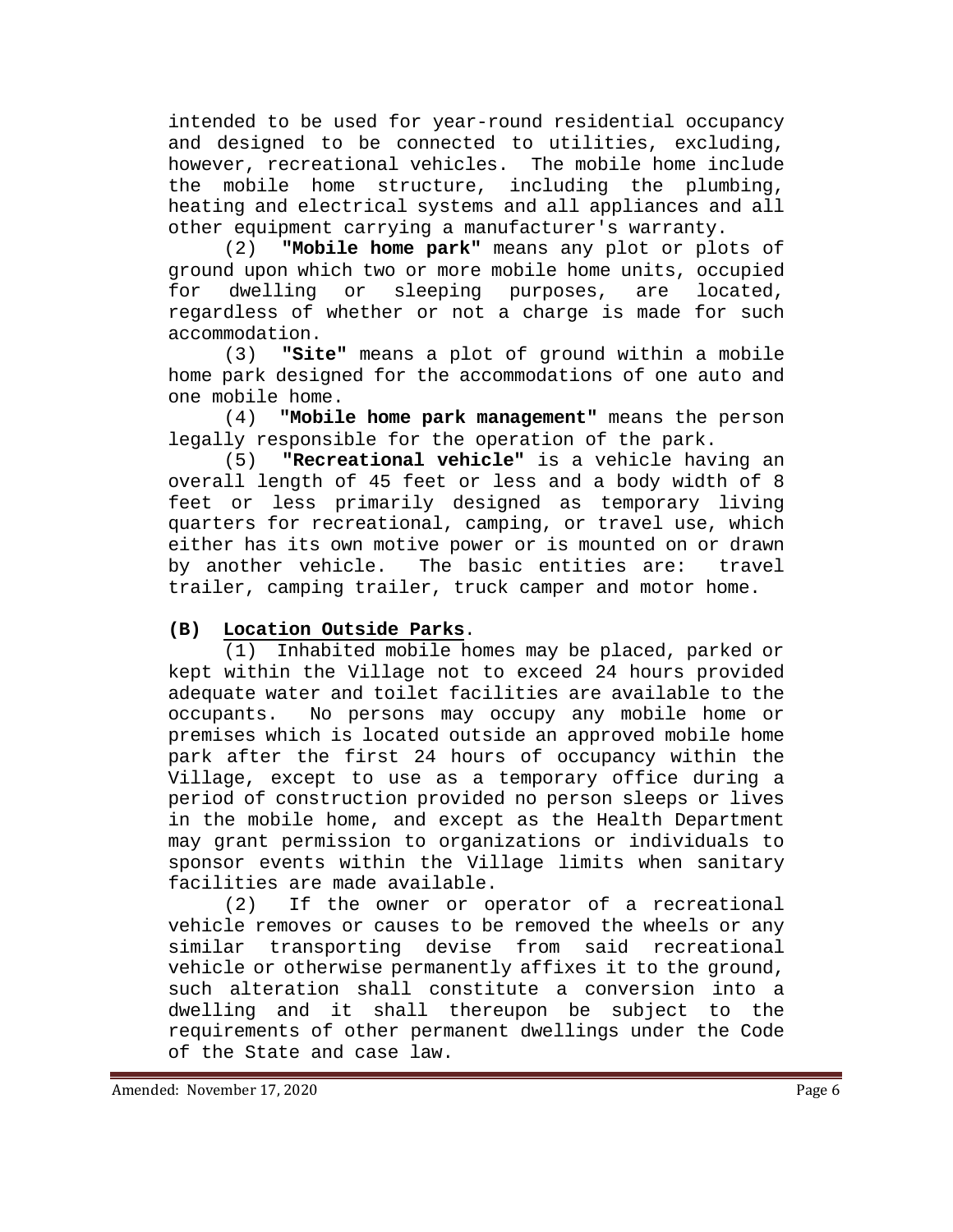intended to be used for year-round residential occupancy and designed to be connected to utilities, excluding, however, recreational vehicles. The mobile home include the mobile home structure, including the plumbing, heating and electrical systems and all appliances and all other equipment carrying a manufacturer's warranty.

(2) **"Mobile home park"** means any plot or plots of ground upon which two or more mobile home units, occupied for dwelling or sleeping purposes, are located, regardless of whether or not a charge is made for such accommodation.

(3) **"Site"** means a plot of ground within a mobile home park designed for the accommodations of one auto and one mobile home.

(4) **"Mobile home park management"** means the person legally responsible for the operation of the park.

(5) **"Recreational vehicle"** is a vehicle having an overall length of 45 feet or less and a body width of 8 feet or less primarily designed as temporary living quarters for recreational, camping, or travel use, which either has its own motive power or is mounted on or drawn by another vehicle. The basic entities are: travel trailer, camping trailer, truck camper and motor home.

**(B)** <u>**Location Outside Parks**</u>.

(1) Inhabited mobile homes may be placed, parked or kept within the Village not to exceed 24 hours provided adequate water and toilet facilities are available to the occupants. No persons may occupy any mobile home or premises which is located outside an approved mobile home park after the first 24 hours of occupancy within the Village, except to use as a temporary office during a period of construction provided no person sleeps or lives in the mobile home, and except as the Health Department may grant permission to organizations or individuals to sponsor events within the Village limits when sanitary facilities are made available.

(2) If the owner or operator of a recreational vehicle removes or causes to be removed the wheels or any similar transporting devise from said recreational vehicle or otherwise permanently affixes it to the ground, such alteration shall constitute a conversion into a dwelling and it shall thereupon be subject to the requirements of other permanent dwellings under the Code of the State and case law.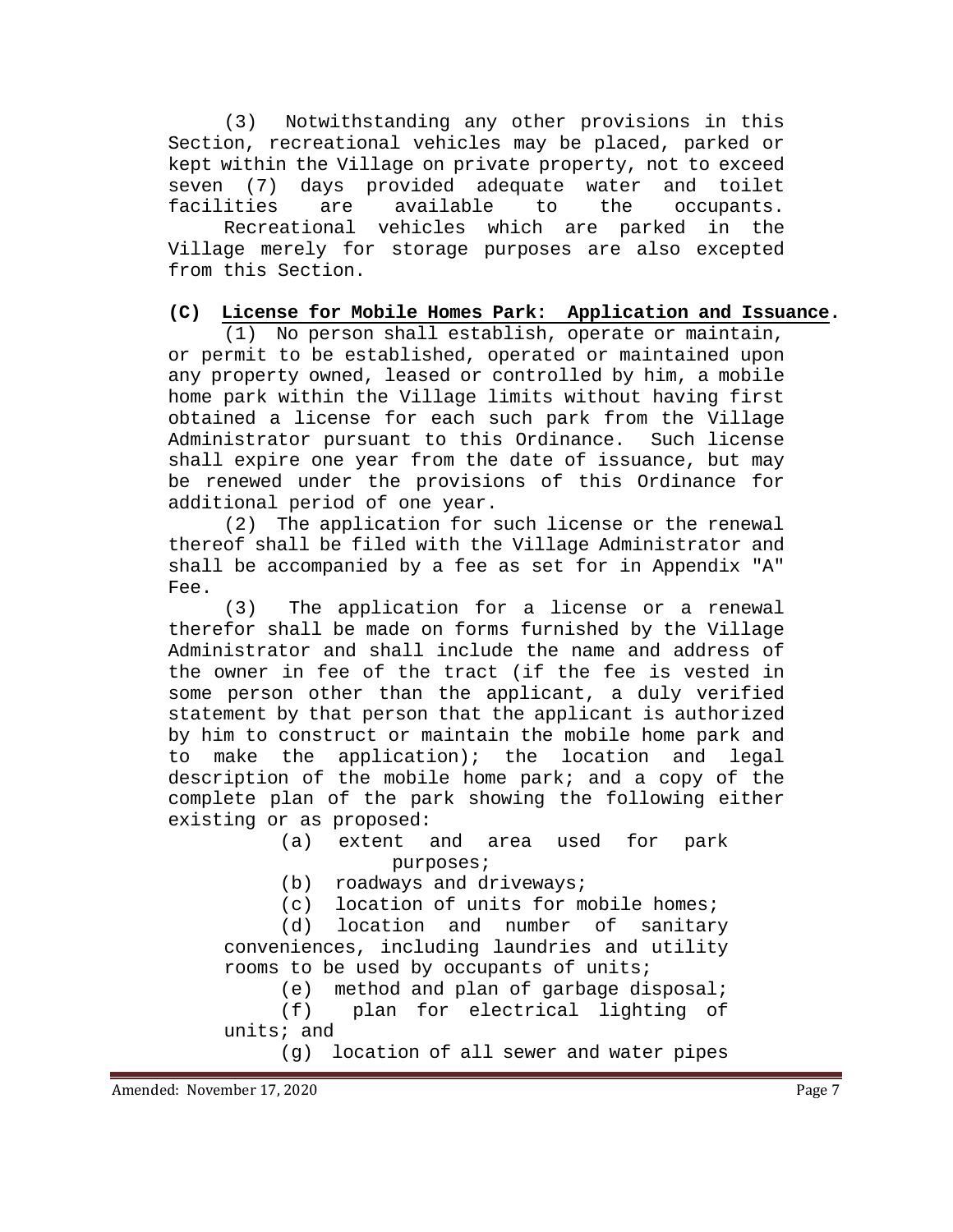(3) Notwithstanding any other provisions in this Section, recreational vehicles may be placed, parked or kept within the Village on private property, not to exceed seven (7) days provided adequate water and toilet facilities are available to the occupants.

Recreational vehicles which are parked in the Village merely for storage purposes are also excepted from this Section.

**(C) License for Mobile Homes Park: Application and Issuance.**

(1) No person shall establish, operate or maintain, or permit to be established, operated or maintained upon any property owned, leased or controlled by him, a mobile home park within the Village limits without having first obtained a license for each such park from the Village Administrator pursuant to this Ordinance. Such license shall expire one year from the date of issuance, but may be renewed under the provisions of this Ordinance for additional period of one year.

(2) The application for such license or the renewal thereof shall be filed with the Village Administrator and shall be accompanied by a fee as set for in Appendix "A" Fee.

(3) The application for a license or a renewal therefor shall be made on forms furnished by the Village Administrator and shall include the name and address of the owner in fee of the tract (if the fee is vested in some person other than the applicant, a duly verified statement by that person that the applicant is authorized by him to construct or maintain the mobile home park and to make the application); the location and legal description of the mobile home park; and a copy of the complete plan of the park showing the following either existing or as proposed:

(a) extent and area used for park purposes;

(b) roadways and driveways;

(c) location of units for mobile homes;

(d) location and number of sanitary conveniences, including laundries and utility rooms to be used by occupants of units;

(e) method and plan of garbage disposal;

(f) plan for electrical lighting of units; and

(g) location of all sewer and water pipes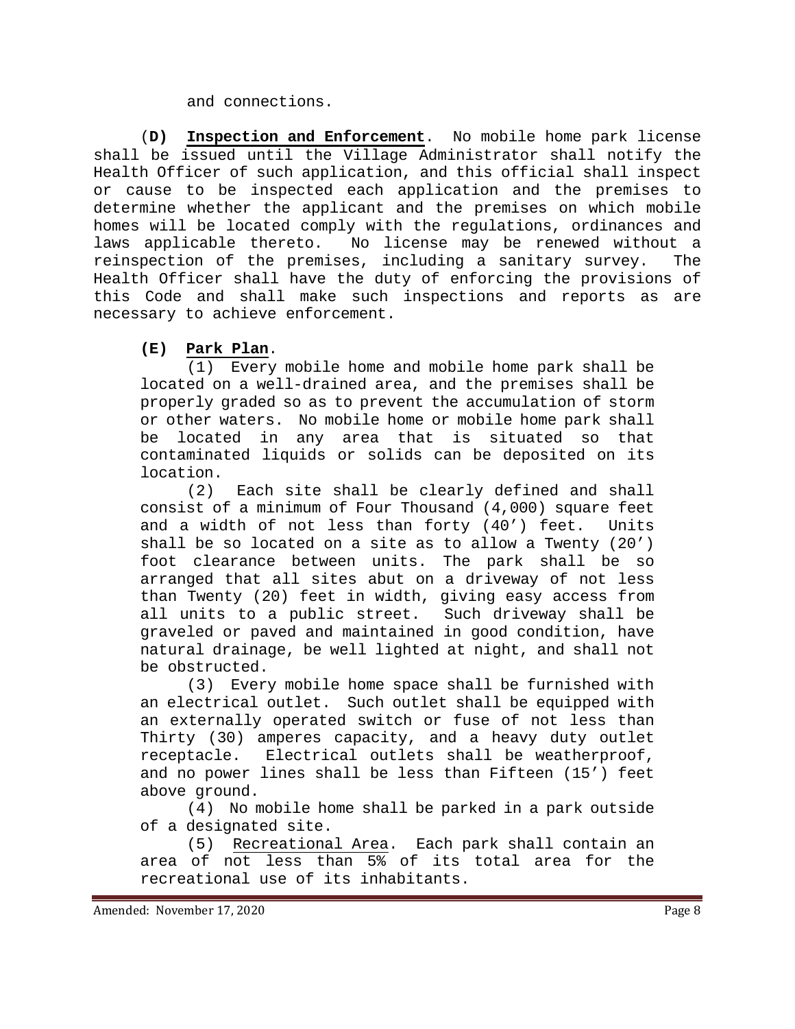and connections.

(**D) Inspection and Enforcement**. No mobile home park license shall be issued until the Village Administrator shall notify the Health Officer of such application, and this official shall inspect or cause to be inspected each application and the premises to determine whether the applicant and the premises on which mobile homes will be located comply with the regulations, ordinances and laws applicable thereto. No license may be renewed without a reinspection of the premises, including a sanitary survey. The Health Officer shall have the duty of enforcing the provisions of this Code and shall make such inspections and reports as are necessary to achieve enforcement.

**(E) Park Plan**.

(1) Every mobile home and mobile home park shall be located on a well-drained area, and the premises shall be properly graded so as to prevent the accumulation of storm or other waters. No mobile home or mobile home park shall be located in any area that is situated so that contaminated liquids or solids can be deposited on its location.

(2) Each site shall be clearly defined and shall consist of a minimum of Four Thousand (4,000) square feet and a width of not less than forty (40') feet. Units shall be so located on a site as to allow a Twenty (20') foot clearance between units. The park shall be so arranged that all sites abut on a driveway of not less than Twenty (20) feet in width, giving easy access from all units to a public street. Such driveway shall be graveled or paved and maintained in good condition, have natural drainage, be well lighted at night, and shall not be obstructed.

(3) Every mobile home space shall be furnished with an electrical outlet. Such outlet shall be equipped with an externally operated switch or fuse of not less than Thirty (30) amperes capacity, and a heavy duty outlet receptacle. Electrical outlets shall be weatherproof, and no power lines shall be less than Fifteen (15') feet above ground.

(4) No mobile home shall be parked in a park outside of a designated site.

(5) Recreational Area. Each park shall contain an area of not less than 5% of its total area for the recreational use of its inhabitants.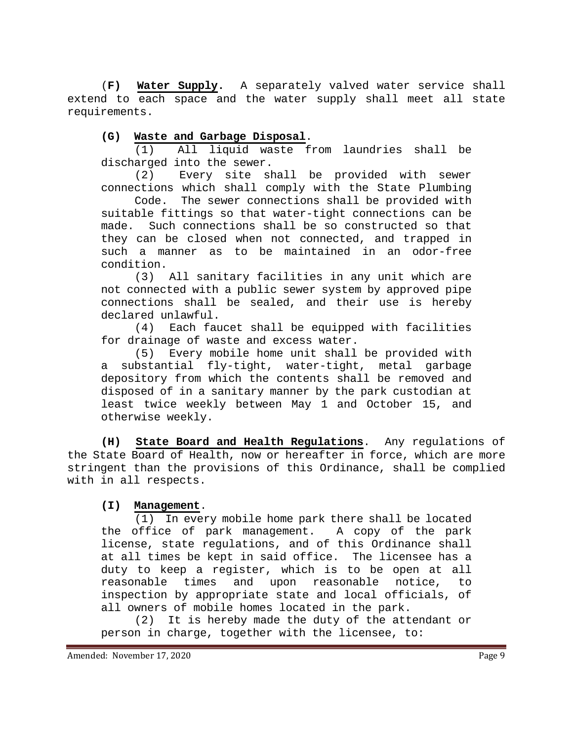(**F**) **Water Supply.** A separately valved water service shall extend to each space and the water supply shall meet all state requirements.

**(G) Waste and Garbage Disposal**.

(1) All liquid waste from laundries shall be discharged into the sewer.

(2) Every site shall be provided with sewer connections which shall comply with the State Plumbing Code. The sewer connections shall be provided with suitable fittings so that water-tight connections can be made. Such connections shall be so constructed so that they can be closed when not connected, and trapped in such a manner as to be maintained in an odor-free condition.

(3) All sanitary facilities in any unit which are not connected with a public sewer system by approved pipe connections shall be sealed, and their use is hereby declared unlawful.

(4) Each faucet shall be equipped with facilities for drainage of waste and excess water.

(5) Every mobile home unit shall be provided with a substantial fly-tight, water-tight, metal garbage depository from which the contents shall be removed and disposed of in a sanitary manner by the park custodian at least twice weekly between May 1 and October 15, and otherwise weekly.

**(H) State Board and Health Regulations**. Any regulations of the State Board of Health, now or hereafter in force, which are more stringent than the provisions of this Ordinance, shall be complied with in all respects.

**(I) Management**.

(1) In every mobile home park there shall be located the office of park management. A copy of the park license, state regulations, and of this Ordinance shall at all times be kept in said office. The licensee has a duty to keep a register, which is to be open at all reasonable times and upon reasonable notice, to inspection by appropriate state and local officials, of all owners of mobile homes located in the park.

(2) It is hereby made the duty of the attendant or person in charge, together with the licensee, to: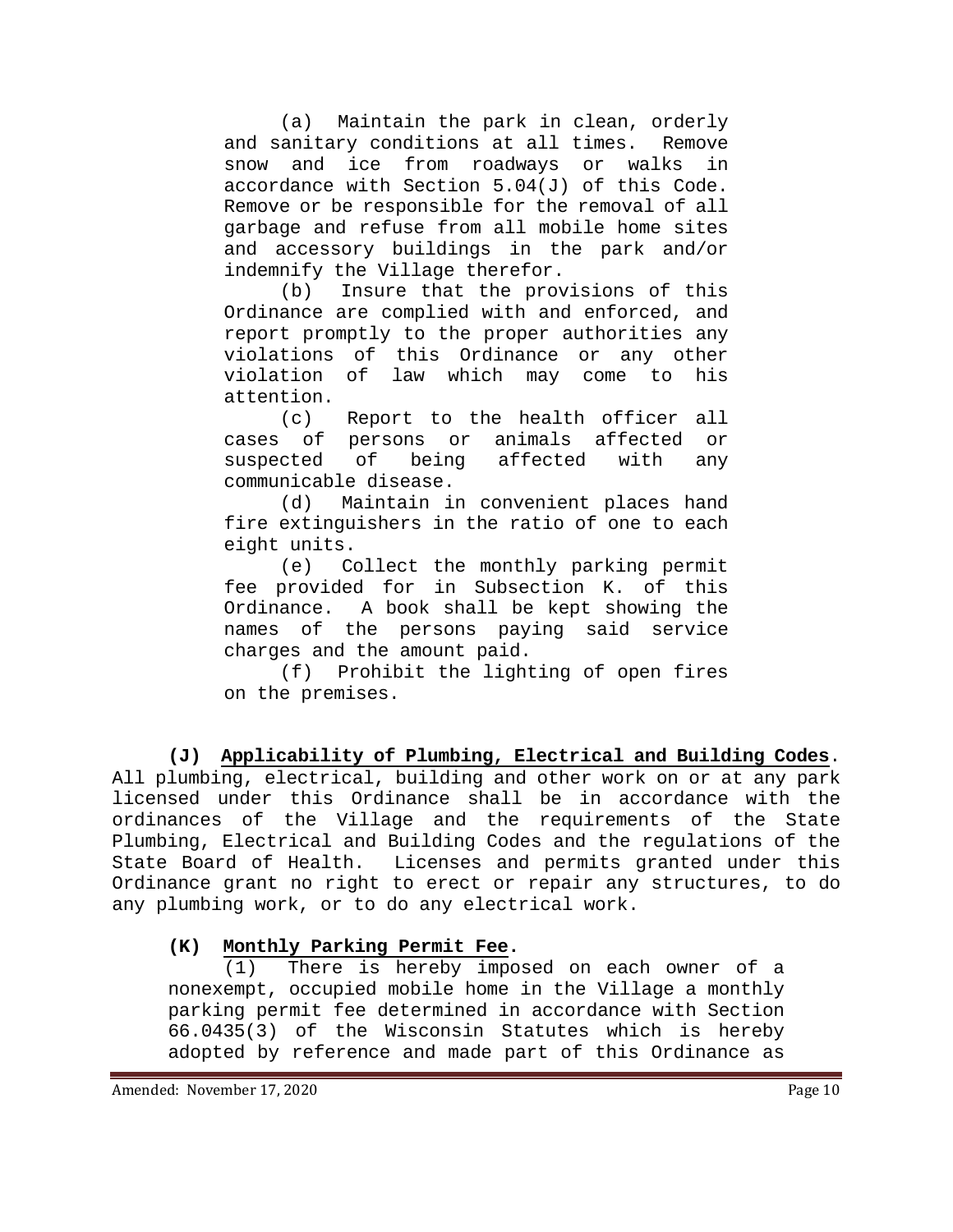(a) Maintain the park in clean, orderly and sanitary conditions at all times. Remove snow and ice from roadways or walks in accordance with Section 5.04(J) of this Code. Remove or be responsible for the removal of all garbage and refuse from all mobile home sites and accessory buildings in the park and/or indemnify the Village therefor.

(b) Insure that the provisions of this Ordinance are complied with and enforced, and report promptly to the proper authorities any violations of this Ordinance or any other violation of law which may come to his attention.

(c) Report to the health officer all cases of persons or animals affected or suspected of being affected with any communicable disease.

(d) Maintain in convenient places hand fire extinguishers in the ratio of one to each eight units.

(e) Collect the monthly parking permit fee provided for in Subsection K. of this Ordinance. A book shall be kept showing the names of the persons paying said service charges and the amount paid.

(f) Prohibit the lighting of open fires on the premises.

**(J) Applicability of Plumbing, Electrical and Building Codes**. All plumbing, electrical, building and other work on or at any park licensed under this Ordinance shall be in accordance with the ordinances of the Village and the requirements of the State Plumbing, Electrical and Building Codes and the regulations of the State Board of Health. Licenses and permits granted under this Ordinance grant no right to erect or repair any structures, to do any plumbing work, or to do any electrical work.

**(K) Monthly Parking Permit Fee.**

(1) There is hereby imposed on each owner of a nonexempt, occupied mobile home in the Village a monthly parking permit fee determined in accordance with Section 66.0435(3) of the Wisconsin Statutes which is hereby adopted by reference and made part of this Ordinance as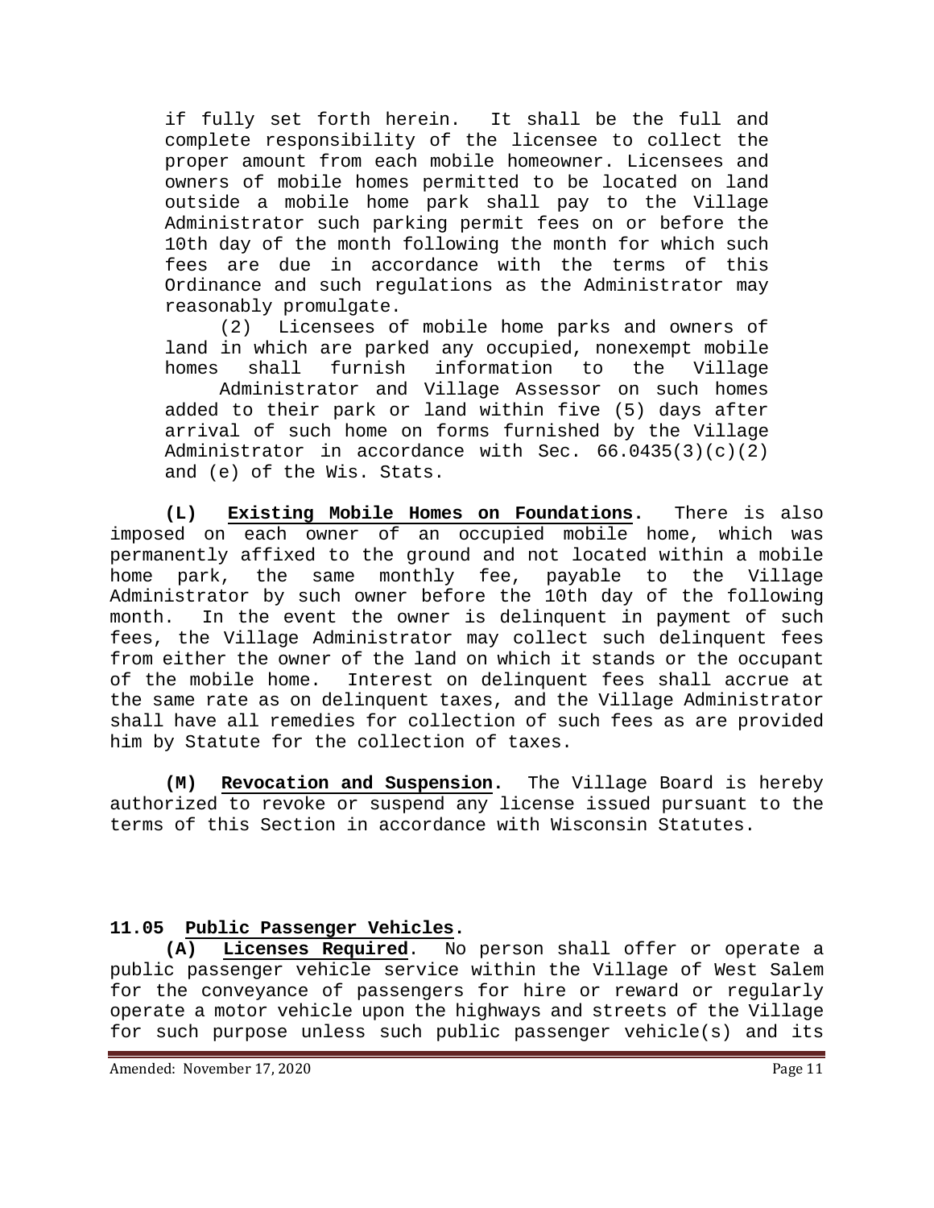if fully set forth herein. It shall be the full and complete responsibility of the licensee to collect the proper amount from each mobile homeowner. Licensees and owners of mobile homes permitted to be located on land outside a mobile home park shall pay to the Village Administrator such parking permit fees on or before the 10th day of the month following the month for which such fees are due in accordance with the terms of this Ordinance and such regulations as the Administrator may reasonably promulgate.

(2) Licensees of mobile home parks and owners of land in which are parked any occupied, nonexempt mobile homes shall furnish information to the Village Administrator and Village Assessor on such homes added to their park or land within five (5) days after arrival of such home on forms furnished by the Village Administrator in accordance with Sec. 66.0435(3)(c)(2) and (e) of the Wis. Stats.

**(L)** **Existing Mobile Homes on Foundations.** There is also imposed on each owner of an occupied mobile home, which was permanently affixed to the ground and not located within a mobile home park, the same monthly fee, payable to the Village Administrator by such owner before the 10th day of the following month. In the event the owner is delinquent in payment of such fees, the Village Administrator may collect such delinquent fees from either the owner of the land on which it stands or the occupant of the mobile home. Interest on delinquent fees shall accrue at the same rate as on delinquent taxes, and the Village Administrator shall have all remedies for collection of such fees as are provided him by Statute for the collection of taxes.

**(M)** **Revocation and Suspension.** The Village Board is hereby authorized to revoke or suspend any license issued pursuant to the terms of this Section in accordance with Wisconsin Statutes.

## 11.05 Public Passenger Vehicles.

**(A)** **Licenses Required**. No person shall offer or operate a public passenger vehicle service within the Village of West Salem for the conveyance of passengers for hire or reward or regularly operate a motor vehicle upon the highways and streets of the Village for such purpose unless such public passenger vehicle(s) and its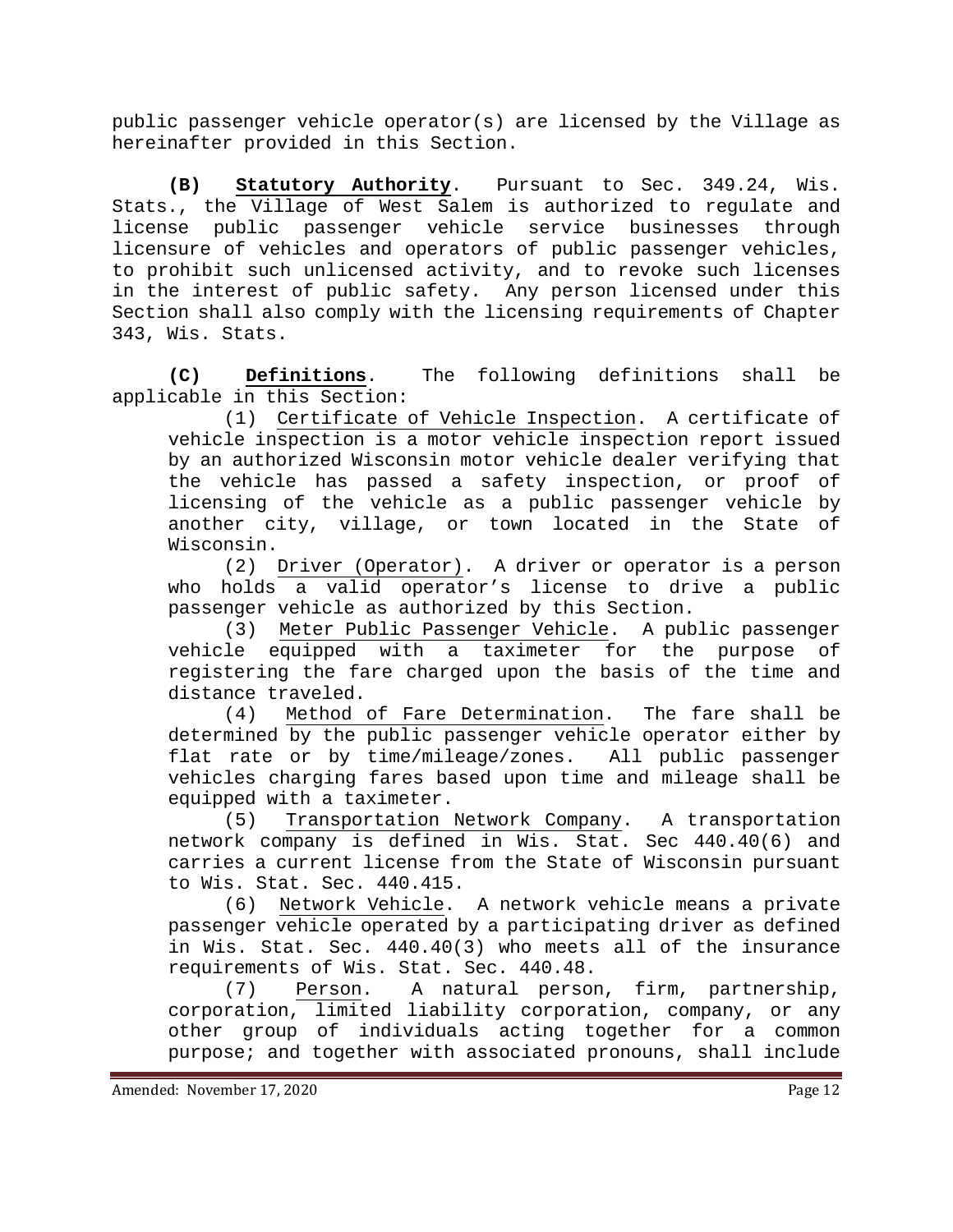public passenger vehicle operator(s) are licensed by the Village as hereinafter provided in this Section.

**(B) Statutory Authority**. Pursuant to Sec. 349.24, Wis. Stats., the Village of West Salem is authorized to regulate and license public passenger vehicle service businesses through licensure of vehicles and operators of public passenger vehicles, to prohibit such unlicensed activity, and to revoke such licenses in the interest of public safety. Any person licensed under this Section shall also comply with the licensing requirements of Chapter 343, Wis. Stats.

**(C) Definitions**. The following definitions shall be applicable in this Section:

(1) Certificate of Vehicle Inspection. A certificate of vehicle inspection is a motor vehicle inspection report issued by an authorized Wisconsin motor vehicle dealer verifying that the vehicle has passed a safety inspection, or proof of licensing of the vehicle as a public passenger vehicle by another city, village, or town located in the State of Wisconsin.

(2) Driver (Operator). A driver or operator is a person who holds a valid operator's license to drive a public passenger vehicle as authorized by this Section.

(3) Meter Public Passenger Vehicle. A public passenger vehicle equipped with a taximeter for the purpose of registering the fare charged upon the basis of the time and distance traveled.

(4) Method of Fare Determination. The fare shall be determined by the public passenger vehicle operator either by flat rate or by time/mileage/zones. All public passenger vehicles charging fares based upon time and mileage shall be equipped with a taximeter.

(5) Transportation Network Company. A transportation network company is defined in Wis. Stat. Sec 440.40(6) and carries a current license from the State of Wisconsin pursuant to Wis. Stat. Sec. 440.415.

(6) Network Vehicle. A network vehicle means a private passenger vehicle operated by a participating driver as defined in Wis. Stat. Sec. 440.40(3) who meets all of the insurance requirements of Wis. Stat. Sec. 440.48.

(7) Person. A natural person, firm, partnership, corporation, limited liability corporation, company, or any other group of individuals acting together for a common purpose; and together with associated pronouns, shall include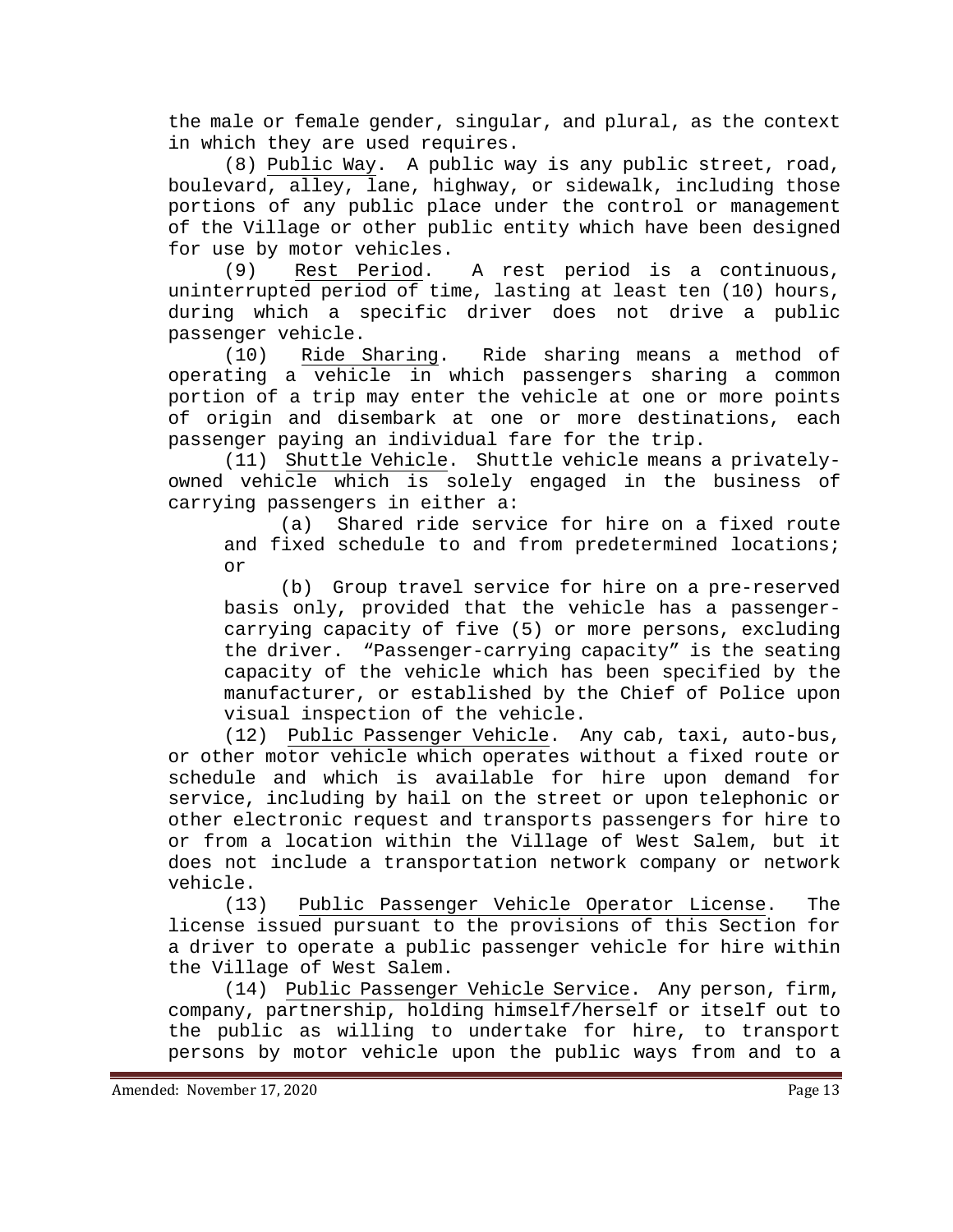the male or female gender, singular, and plural, as the context in which they are used requires.

(8) Public Way. A public way is any public street, road, boulevard, alley, lane, highway, or sidewalk, including those portions of any public place under the control or management of the Village or other public entity which have been designed for use by motor vehicles.

(9) Rest Period. A rest period is a continuous, uninterrupted period of time, lasting at least ten (10) hours, during which a specific driver does not drive a public passenger vehicle.

(10) Ride Sharing. Ride sharing means a method of operating a vehicle in which passengers sharing a common portion of a trip may enter the vehicle at one or more points of origin and disembark at one or more destinations, each passenger paying an individual fare for the trip.

(11) Shuttle Vehicle. Shuttle vehicle means a privately-owned vehicle which is solely engaged in the business of carrying passengers in either a:

(a) Shared ride service for hire on a fixed route and fixed schedule to and from predetermined locations; or

(b) Group travel service for hire on a pre-reserved basis only, provided that the vehicle has a passenger-carrying capacity of five (5) or more persons, excluding the driver. "Passenger-carrying capacity" is the seating capacity of the vehicle which has been specified by the manufacturer, or established by the Chief of Police upon visual inspection of the vehicle.

(12) Public Passenger Vehicle. Any cab, taxi, auto-bus, or other motor vehicle which operates without a fixed route or schedule and which is available for hire upon demand for service, including by hail on the street or upon telephonic or other electronic request and transports passengers for hire to or from a location within the Village of West Salem, but it does not include a transportation network company or network vehicle.

(13) Public Passenger Vehicle Operator License. The license issued pursuant to the provisions of this Section for a driver to operate a public passenger vehicle for hire within the Village of West Salem.

(14) Public Passenger Vehicle Service. Any person, firm, company, partnership, holding himself/herself or itself out to the public as willing to undertake for hire, to transport persons by motor vehicle upon the public ways from and to a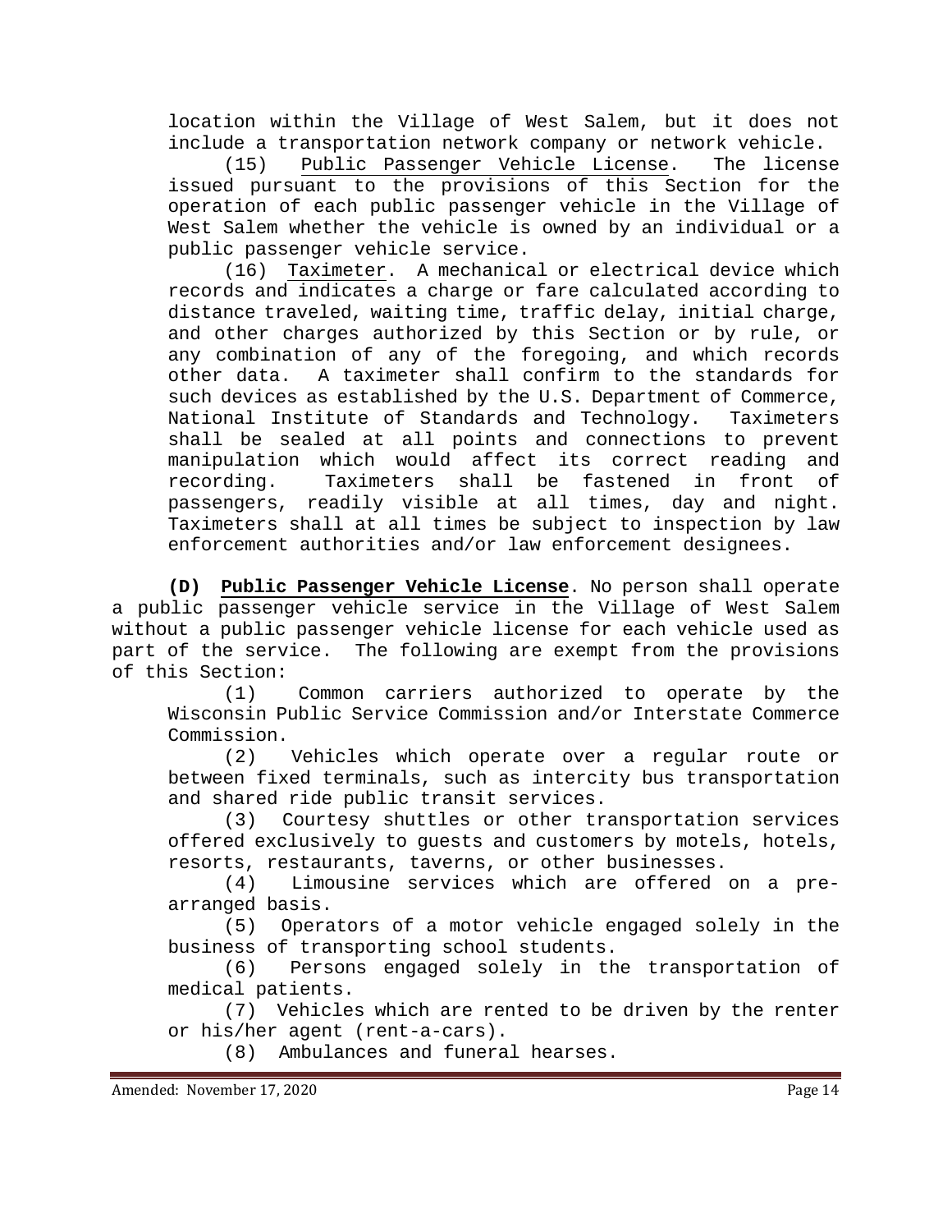location within the Village of West Salem, but it does not include a transportation network company or network vehicle.

(15) Public Passenger Vehicle License. The license issued pursuant to the provisions of this Section for the operation of each public passenger vehicle in the Village of West Salem whether the vehicle is owned by an individual or a public passenger vehicle service.

(16) Taximeter. A mechanical or electrical device which records and indicates a charge or fare calculated according to distance traveled, waiting time, traffic delay, initial charge, and other charges authorized by this Section or by rule, or any combination of any of the foregoing, and which records other data. A taximeter shall confirm to the standards for such devices as established by the U.S. Department of Commerce, National Institute of Standards and Technology. Taximeters shall be sealed at all points and connections to prevent manipulation which would affect its correct reading and recording. Taximeters shall be fastened in front of passengers, readily visible at all times, day and night. Taximeters shall at all times be subject to inspection by law enforcement authorities and/or law enforcement designees.

**(D) Public Passenger Vehicle License**. No person shall operate a public passenger vehicle service in the Village of West Salem without a public passenger vehicle license for each vehicle used as part of the service. The following are exempt from the provisions of this Section:

(1) Common carriers authorized to operate by the Wisconsin Public Service Commission and/or Interstate Commerce Commission.

(2) Vehicles which operate over a regular route or between fixed terminals, such as intercity bus transportation and shared ride public transit services.

(3) Courtesy shuttles or other transportation services offered exclusively to guests and customers by motels, hotels, resorts, restaurants, taverns, or other businesses.

(4) Limousine services which are offered on a pre-arranged basis.

(5) Operators of a motor vehicle engaged solely in the business of transporting school students.

(6) Persons engaged solely in the transportation of medical patients.

(7) Vehicles which are rented to be driven by the renter or his/her agent (rent-a-cars).

(8) Ambulances and funeral hearses.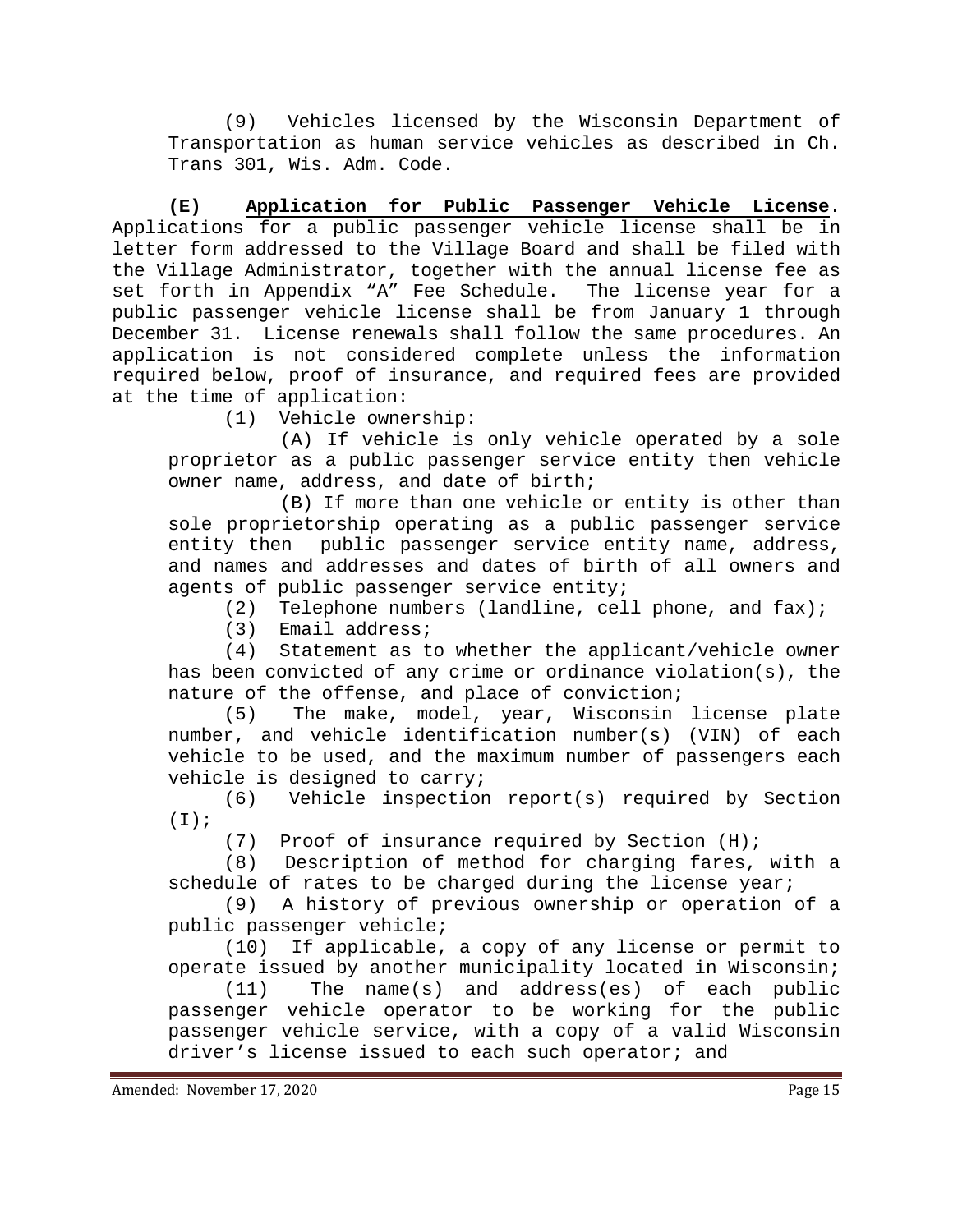(9) Vehicles licensed by the Wisconsin Department of Transportation as human service vehicles as described in Ch. Trans 301, Wis. Adm. Code.

**(E)** **Application for Public Passenger Vehicle License**. Applications for a public passenger vehicle license shall be in letter form addressed to the Village Board and shall be filed with the Village Administrator, together with the annual license fee as set forth in Appendix "A" Fee Schedule. The license year for a public passenger vehicle license shall be from January 1 through December 31. License renewals shall follow the same procedures. An application is not considered complete unless the information required below, proof of insurance, and required fees are provided at the time of application:

(1) Vehicle ownership:

(A) If vehicle is only vehicle operated by a sole proprietor as a public passenger service entity then vehicle owner name, address, and date of birth;

(B) If more than one vehicle or entity is other than sole proprietorship operating as a public passenger service entity then public passenger service entity name, address, and names and addresses and dates of birth of all owners and agents of public passenger service entity;

(2) Telephone numbers (landline, cell phone, and fax);

(3) Email address;

(4) Statement as to whether the applicant/vehicle owner has been convicted of any crime or ordinance violation(s), the nature of the offense, and place of conviction;

(5) The make, model, year, Wisconsin license plate number, and vehicle identification number(s) (VIN) of each vehicle to be used, and the maximum number of passengers each vehicle is designed to carry;

(6) Vehicle inspection report(s) required by Section (I);

(7) Proof of insurance required by Section (H);

(8) Description of method for charging fares, with a schedule of rates to be charged during the license year;

(9) A history of previous ownership or operation of a public passenger vehicle;

(10) If applicable, a copy of any license or permit to operate issued by another municipality located in Wisconsin;

(11) The name(s) and address(es) of each public passenger vehicle operator to be working for the public passenger vehicle service, with a copy of a valid Wisconsin driver's license issued to each such operator; and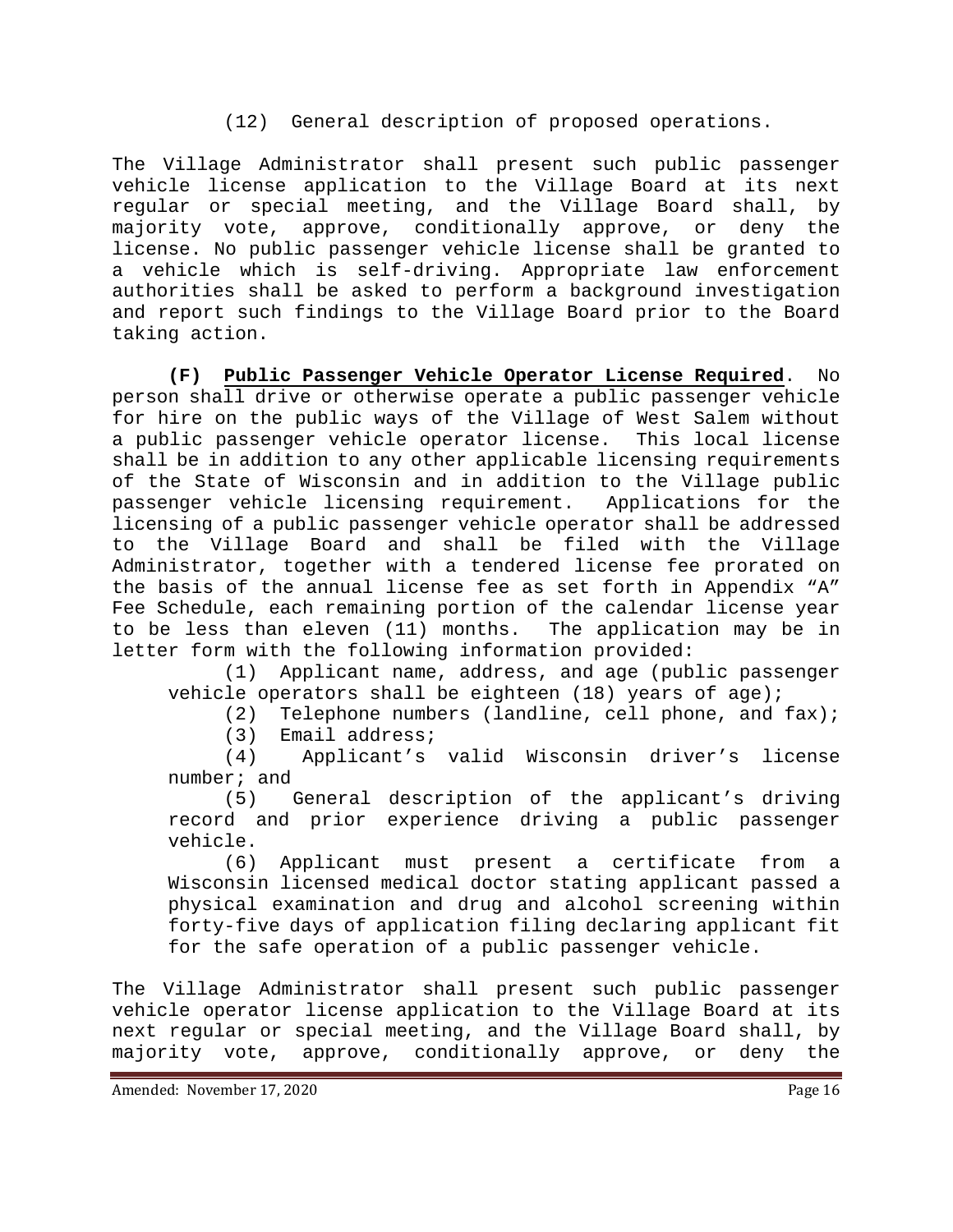(12) General description of proposed operations.

The Village Administrator shall present such public passenger vehicle license application to the Village Board at its next regular or special meeting, and the Village Board shall, by majority vote, approve, conditionally approve, or deny the license. No public passenger vehicle license shall be granted to a vehicle which is self-driving. Appropriate law enforcement authorities shall be asked to perform a background investigation and report such findings to the Village Board prior to the Board taking action.

**(F) Public Passenger Vehicle Operator License Required**. No person shall drive or otherwise operate a public passenger vehicle for hire on the public ways of the Village of West Salem without a public passenger vehicle operator license. This local license shall be in addition to any other applicable licensing requirements of the State of Wisconsin and in addition to the Village public passenger vehicle licensing requirement. Applications for the licensing of a public passenger vehicle operator shall be addressed to the Village Board and shall be filed with the Village Administrator, together with a tendered license fee prorated on the basis of the annual license fee as set forth in Appendix "A" Fee Schedule, each remaining portion of the calendar license year to be less than eleven (11) months. The application may be in letter form with the following information provided:

(1) Applicant name, address, and age (public passenger vehicle operators shall be eighteen (18) years of age);

(2) Telephone numbers (landline, cell phone, and fax);

(3) Email address;

(4) Applicant's valid Wisconsin driver's license number; and

(5) General description of the applicant's driving record and prior experience driving a public passenger vehicle.

(6) Applicant must present a certificate from a Wisconsin licensed medical doctor stating applicant passed a physical examination and drug and alcohol screening within forty-five days of application filing declaring applicant fit for the safe operation of a public passenger vehicle.

The Village Administrator shall present such public passenger vehicle operator license application to the Village Board at its next regular or special meeting, and the Village Board shall, by majority vote, approve, conditionally approve, or deny the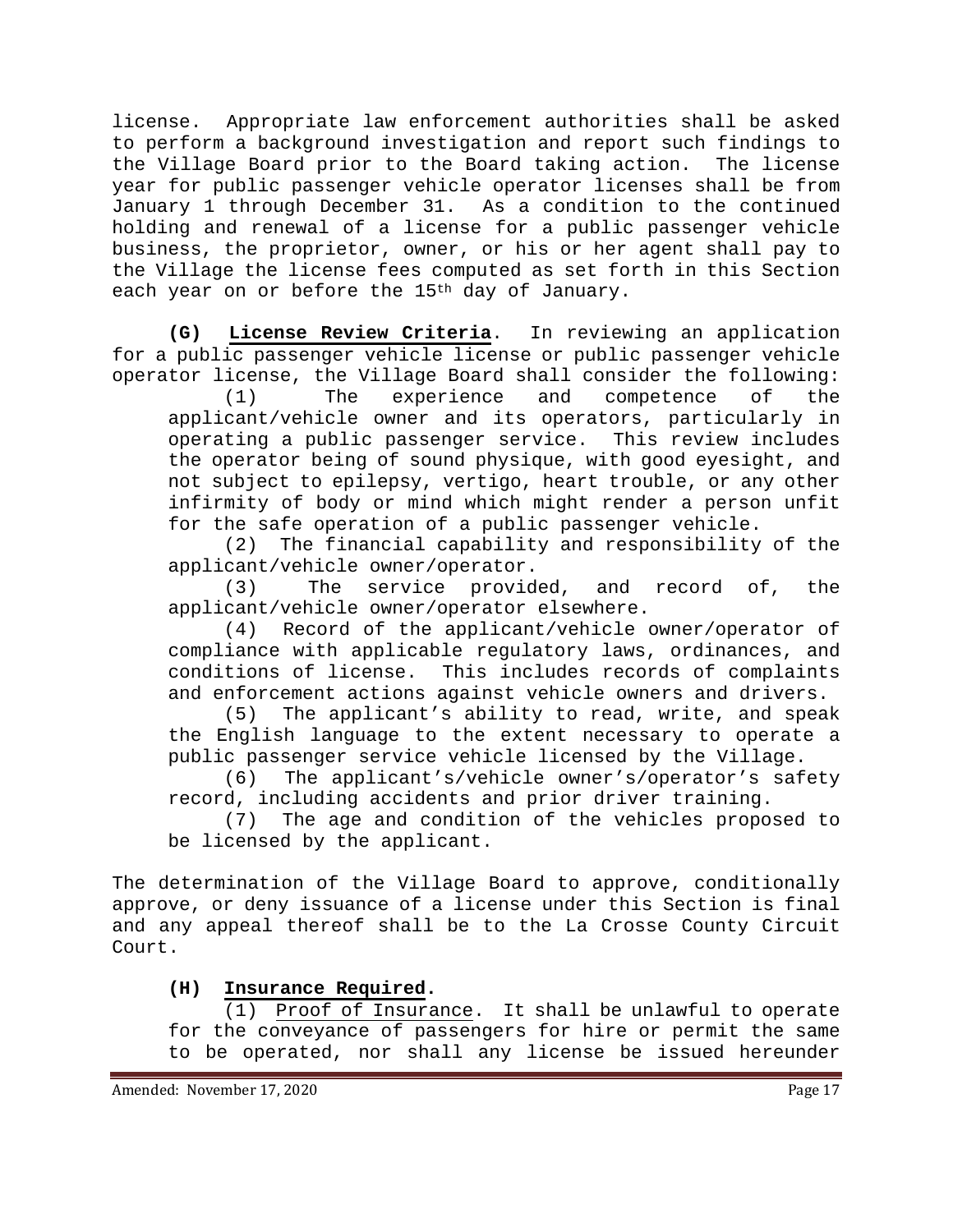license. Appropriate law enforcement authorities shall be asked to perform a background investigation and report such findings to the Village Board prior to the Board taking action. The license year for public passenger vehicle operator licenses shall be from January 1 through December 31. As a condition to the continued holding and renewal of a license for a public passenger vehicle business, the proprietor, owner, or his or her agent shall pay to the Village the license fees computed as set forth in this Section each year on or before the 15th day of January.

**(G) License Review Criteria**. In reviewing an application for a public passenger vehicle license or public passenger vehicle operator license, the Village Board shall consider the following:

(1) The experience and competence of the applicant/vehicle owner and its operators, particularly in operating a public passenger service. This review includes the operator being of sound physique, with good eyesight, and not subject to epilepsy, vertigo, heart trouble, or any other infirmity of body or mind which might render a person unfit for the safe operation of a public passenger vehicle.

(2) The financial capability and responsibility of the applicant/vehicle owner/operator.

(3) The service provided, and record of, the applicant/vehicle owner/operator elsewhere.

(4) Record of the applicant/vehicle owner/operator of compliance with applicable regulatory laws, ordinances, and conditions of license. This includes records of complaints and enforcement actions against vehicle owners and drivers.

(5) The applicant's ability to read, write, and speak the English language to the extent necessary to operate a public passenger service vehicle licensed by the Village.

(6) The applicant's/vehicle owner's/operator's safety record, including accidents and prior driver training.

(7) The age and condition of the vehicles proposed to be licensed by the applicant.

The determination of the Village Board to approve, conditionally approve, or deny issuance of a license under this Section is final and any appeal thereof shall be to the La Crosse County Circuit Court.

**(H) Insurance Required.**

(1) Proof of Insurance. It shall be unlawful to operate for the conveyance of passengers for hire or permit the same to be operated, nor shall any license be issued hereunder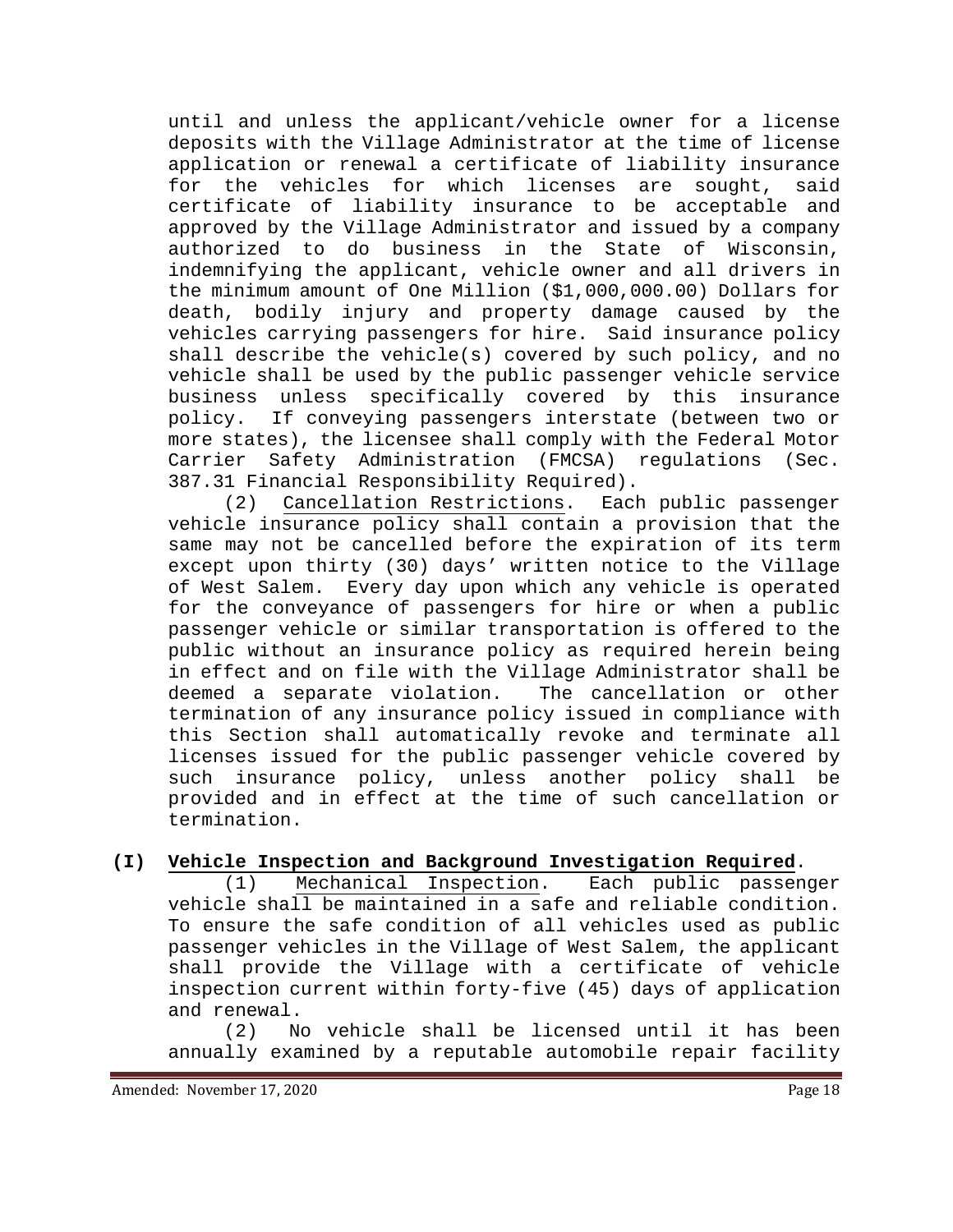until and unless the applicant/vehicle owner for a license deposits with the Village Administrator at the time of license application or renewal a certificate of liability insurance for the vehicles for which licenses are sought, said certificate of liability insurance to be acceptable and approved by the Village Administrator and issued by a company authorized to do business in the State of Wisconsin, indemnifying the applicant, vehicle owner and all drivers in the minimum amount of One Million ($1,000,000.00) Dollars for death, bodily injury and property damage caused by the vehicles carrying passengers for hire. Said insurance policy shall describe the vehicle(s) covered by such policy, and no vehicle shall be used by the public passenger vehicle service business unless specifically covered by this insurance policy. If conveying passengers interstate (between two or more states), the licensee shall comply with the Federal Motor Carrier Safety Administration (FMCSA) regulations (Sec. 387.31 Financial Responsibility Required).

(2) Cancellation Restrictions. Each public passenger vehicle insurance policy shall contain a provision that the same may not be cancelled before the expiration of its term except upon thirty (30) days' written notice to the Village of West Salem. Every day upon which any vehicle is operated for the conveyance of passengers for hire or when a public passenger vehicle or similar transportation is offered to the public without an insurance policy as required herein being in effect and on file with the Village Administrator shall be deemed a separate violation. The cancellation or other termination of any insurance policy issued in compliance with this Section shall automatically revoke and terminate all licenses issued for the public passenger vehicle covered by such insurance policy, unless another policy shall be provided and in effect at the time of such cancellation or termination.

**(I) Vehicle Inspection and Background Investigation Required.**

(1) Mechanical Inspection. Each public passenger vehicle shall be maintained in a safe and reliable condition. To ensure the safe condition of all vehicles used as public passenger vehicles in the Village of West Salem, the applicant shall provide the Village with a certificate of vehicle inspection current within forty-five (45) days of application and renewal.

(2) No vehicle shall be licensed until it has been annually examined by a reputable automobile repair facility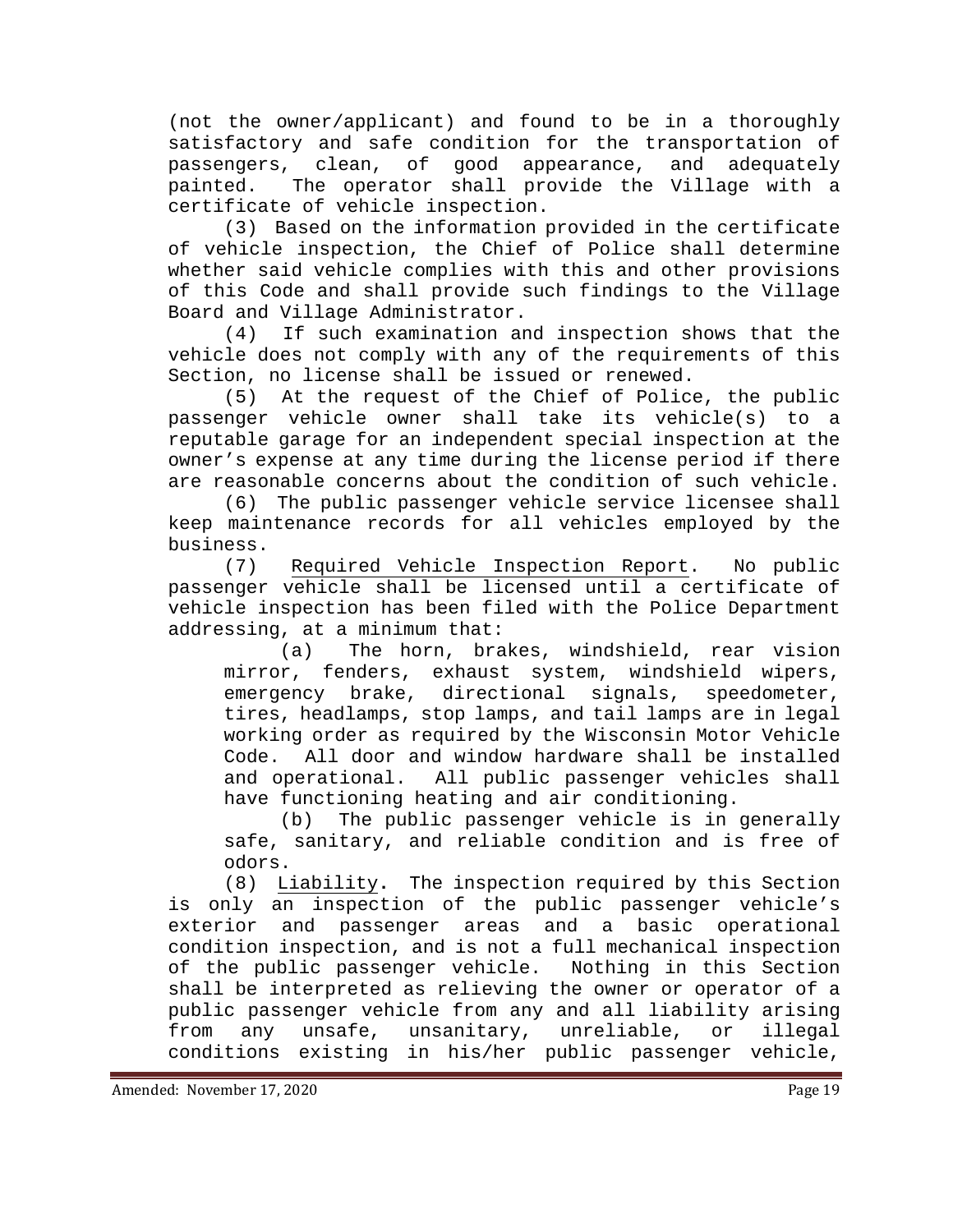(not the owner/applicant) and found to be in a thoroughly satisfactory and safe condition for the transportation of passengers, clean, of good appearance, and adequately painted. The operator shall provide the Village with a certificate of vehicle inspection.

(3) Based on the information provided in the certificate of vehicle inspection, the Chief of Police shall determine whether said vehicle complies with this and other provisions of this Code and shall provide such findings to the Village Board and Village Administrator.

(4) If such examination and inspection shows that the vehicle does not comply with any of the requirements of this Section, no license shall be issued or renewed.

(5) At the request of the Chief of Police, the public passenger vehicle owner shall take its vehicle(s) to a reputable garage for an independent special inspection at the owner's expense at any time during the license period if there are reasonable concerns about the condition of such vehicle.

(6) The public passenger vehicle service licensee shall keep maintenance records for all vehicles employed by the business.

(7) Required Vehicle Inspection Report. No public passenger vehicle shall be licensed until a certificate of vehicle inspection has been filed with the Police Department addressing, at a minimum that:

(a) The horn, brakes, windshield, rear vision mirror, fenders, exhaust system, windshield wipers, emergency brake, directional signals, speedometer, tires, headlamps, stop lamps, and tail lamps are in legal working order as required by the Wisconsin Motor Vehicle Code. All door and window hardware shall be installed and operational. All public passenger vehicles shall have functioning heating and air conditioning.

(b) The public passenger vehicle is in generally safe, sanitary, and reliable condition and is free of odors.

(8) Liability. The inspection required by this Section is only an inspection of the public passenger vehicle's exterior and passenger areas and a basic operational condition inspection, and is not a full mechanical inspection of the public passenger vehicle. Nothing in this Section shall be interpreted as relieving the owner or operator of a public passenger vehicle from any and all liability arising from any unsafe, unsanitary, unreliable, or illegal conditions existing in his/her public passenger vehicle,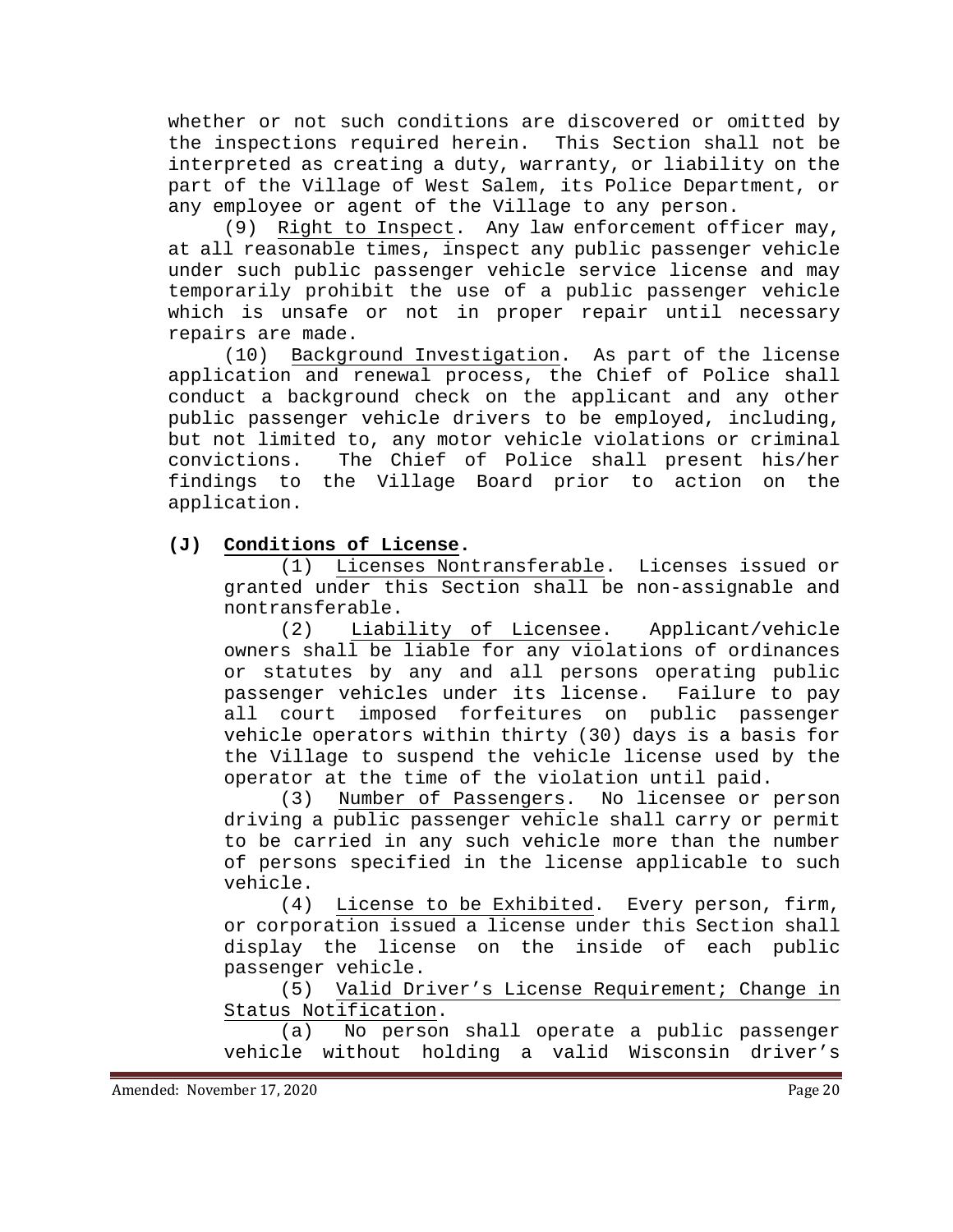whether or not such conditions are discovered or omitted by the inspections required herein. This Section shall not be interpreted as creating a duty, warranty, or liability on the part of the Village of West Salem, its Police Department, or any employee or agent of the Village to any person.

(9) Right to Inspect. Any law enforcement officer may, at all reasonable times, inspect any public passenger vehicle under such public passenger vehicle service license and may temporarily prohibit the use of a public passenger vehicle which is unsafe or not in proper repair until necessary repairs are made.

(10) Background Investigation. As part of the license application and renewal process, the Chief of Police shall conduct a background check on the applicant and any other public passenger vehicle drivers to be employed, including, but not limited to, any motor vehicle violations or criminal convictions. The Chief of Police shall present his/her findings to the Village Board prior to action on the application.

**(J) Conditions of License.**

(1) Licenses Nontransferable. Licenses issued or granted under this Section shall be non-assignable and nontransferable.

(2) Liability of Licensee. Applicant/vehicle owners shall be liable for any violations of ordinances or statutes by any and all persons operating public passenger vehicles under its license. Failure to pay all court imposed forfeitures on public passenger vehicle operators within thirty (30) days is a basis for the Village to suspend the vehicle license used by the operator at the time of the violation until paid.

(3) Number of Passengers. No licensee or person driving a public passenger vehicle shall carry or permit to be carried in any such vehicle more than the number of persons specified in the license applicable to such vehicle.

(4) License to be Exhibited. Every person, firm, or corporation issued a license under this Section shall display the license on the inside of each public passenger vehicle.

(5) Valid Driver's License Requirement; Change in Status Notification.

(a) No person shall operate a public passenger vehicle without holding a valid Wisconsin driver's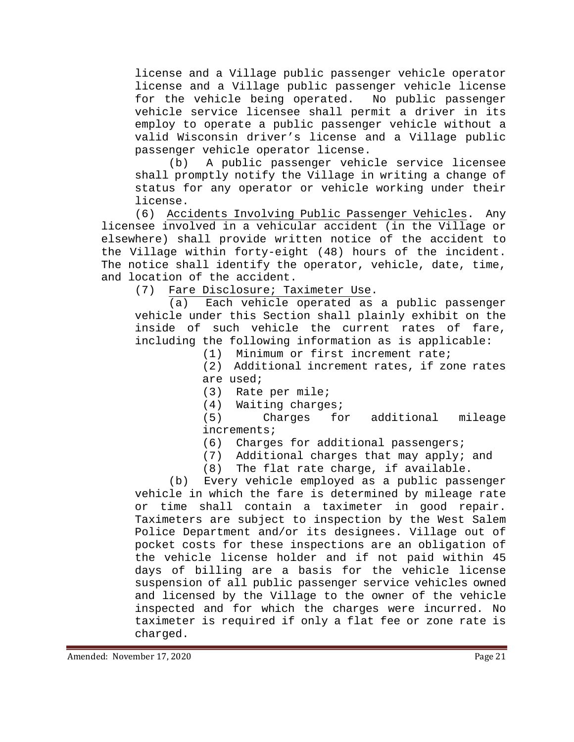license and a Village public passenger vehicle operator license and a Village public passenger vehicle license for the vehicle being operated. No public passenger vehicle service licensee shall permit a driver in its employ to operate a public passenger vehicle without a valid Wisconsin driver's license and a Village public passenger vehicle operator license.

(b) A public passenger vehicle service licensee shall promptly notify the Village in writing a change of status for any operator or vehicle working under their license.

(6) Accidents Involving Public Passenger Vehicles. Any licensee involved in a vehicular accident (in the Village or elsewhere) shall provide written notice of the accident to the Village within forty-eight (48) hours of the incident. The notice shall identify the operator, vehicle, date, time, and location of the accident.

(7) Fare Disclosure; Taximeter Use.

(a) Each vehicle operated as a public passenger vehicle under this Section shall plainly exhibit on the inside of such vehicle the current rates of fare, including the following information as is applicable:

(1) Minimum or first increment rate;

(2) Additional increment rates, if zone rates are used;

(3) Rate per mile;

(4) Waiting charges;

(5) Charges for additional mileage increments;

(6) Charges for additional passengers;

(7) Additional charges that may apply; and

(8) The flat rate charge, if available.

(b) Every vehicle employed as a public passenger vehicle in which the fare is determined by mileage rate or time shall contain a taximeter in good repair. Taximeters are subject to inspection by the West Salem Police Department and/or its designees. Village out of pocket costs for these inspections are an obligation of the vehicle license holder and if not paid within 45 days of billing are a basis for the vehicle license suspension of all public passenger service vehicles owned and licensed by the Village to the owner of the vehicle inspected and for which the charges were incurred. No taximeter is required if only a flat fee or zone rate is charged.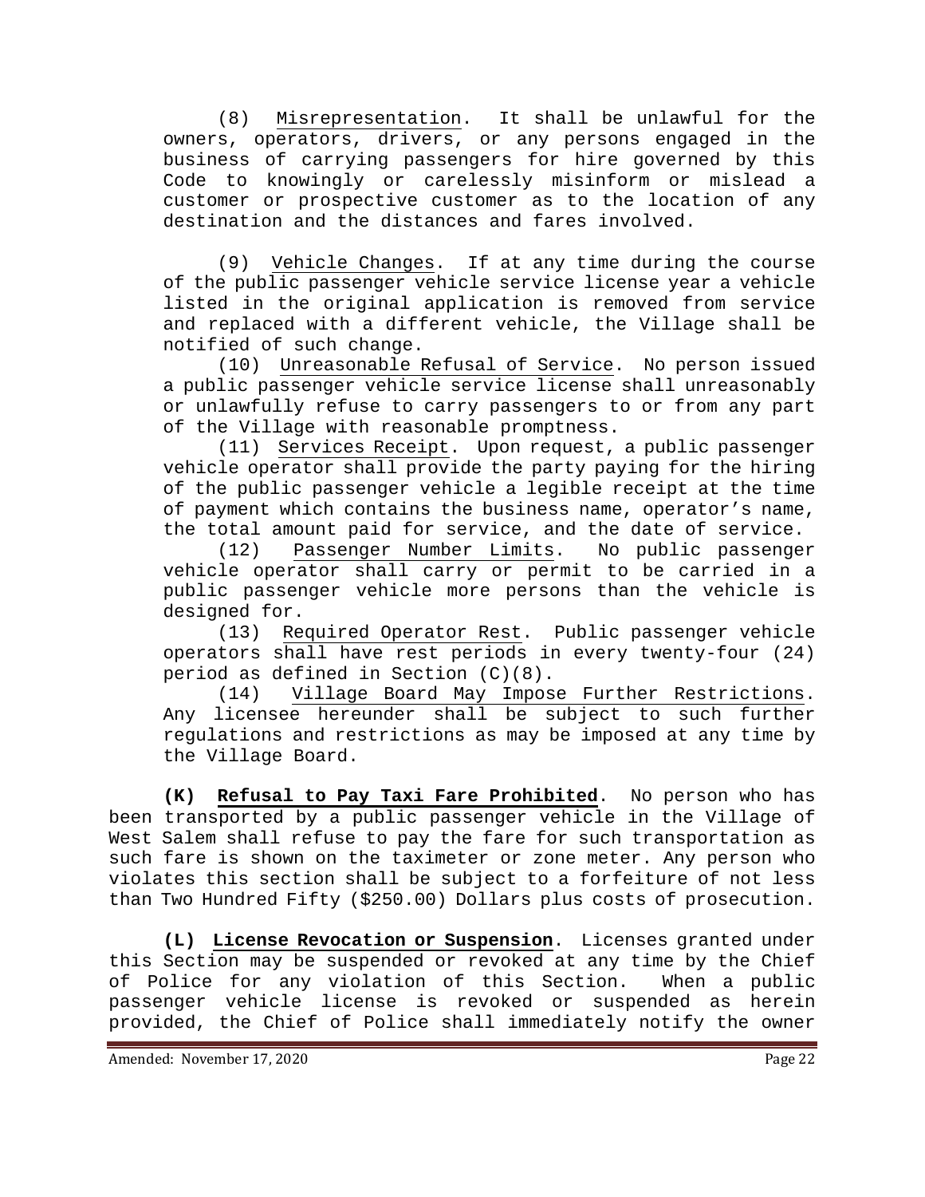(8) Misrepresentation. It shall be unlawful for the owners, operators, drivers, or any persons engaged in the business of carrying passengers for hire governed by this Code to knowingly or carelessly misinform or mislead a customer or prospective customer as to the location of any destination and the distances and fares involved.

(9) Vehicle Changes. If at any time during the course of the public passenger vehicle service license year a vehicle listed in the original application is removed from service and replaced with a different vehicle, the Village shall be notified of such change.

(10) Unreasonable Refusal of Service. No person issued a public passenger vehicle service license shall unreasonably or unlawfully refuse to carry passengers to or from any part of the Village with reasonable promptness.

(11) Services Receipt. Upon request, a public passenger vehicle operator shall provide the party paying for the hiring of the public passenger vehicle a legible receipt at the time of payment which contains the business name, operator's name, the total amount paid for service, and the date of service.

(12) Passenger Number Limits. No public passenger vehicle operator shall carry or permit to be carried in a public passenger vehicle more persons than the vehicle is designed for.

(13) Required Operator Rest. Public passenger vehicle operators shall have rest periods in every twenty-four (24) period as defined in Section (C)(8).

(14) Village Board May Impose Further Restrictions. Any licensee hereunder shall be subject to such further regulations and restrictions as may be imposed at any time by the Village Board.

**(K) Refusal to Pay Taxi Fare Prohibited**. No person who has been transported by a public passenger vehicle in the Village of West Salem shall refuse to pay the fare for such transportation as such fare is shown on the taximeter or zone meter. Any person who violates this section shall be subject to a forfeiture of not less than Two Hundred Fifty ($250.00) Dollars plus costs of prosecution.

**(L) License Revocation or Suspension**. Licenses granted under this Section may be suspended or revoked at any time by the Chief of Police for any violation of this Section. When a public passenger vehicle license is revoked or suspended as herein provided, the Chief of Police shall immediately notify the owner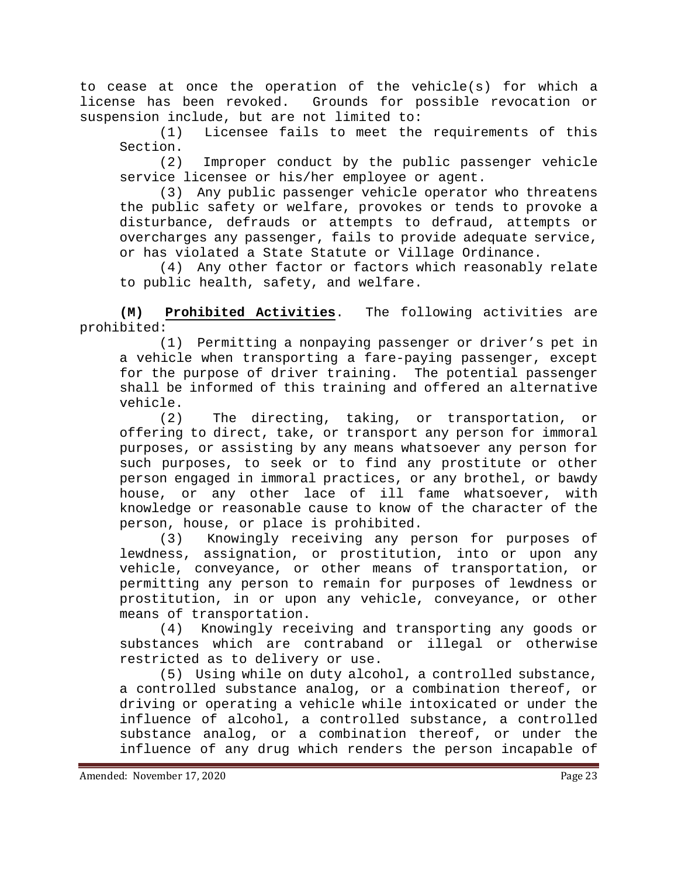to cease at once the operation of the vehicle(s) for which a license has been revoked. Grounds for possible revocation or suspension include, but are not limited to:

(1) Licensee fails to meet the requirements of this Section.

(2) Improper conduct by the public passenger vehicle service licensee or his/her employee or agent.

(3) Any public passenger vehicle operator who threatens the public safety or welfare, provokes or tends to provoke a disturbance, defrauds or attempts to defraud, attempts or overcharges any passenger, fails to provide adequate service, or has violated a State Statute or Village Ordinance.

(4) Any other factor or factors which reasonably relate to public health, safety, and welfare.

**(M)** **Prohibited Activities**. The following activities are prohibited:

(1) Permitting a nonpaying passenger or driver's pet in a vehicle when transporting a fare-paying passenger, except for the purpose of driver training. The potential passenger shall be informed of this training and offered an alternative vehicle.

(2) The directing, taking, or transportation, or offering to direct, take, or transport any person for immoral purposes, or assisting by any means whatsoever any person for such purposes, to seek or to find any prostitute or other person engaged in immoral practices, or any brothel, or bawdy house, or any other lace of ill fame whatsoever, with knowledge or reasonable cause to know of the character of the person, house, or place is prohibited.

(3) Knowingly receiving any person for purposes of lewdness, assignation, or prostitution, into or upon any vehicle, conveyance, or other means of transportation, or permitting any person to remain for purposes of lewdness or prostitution, in or upon any vehicle, conveyance, or other means of transportation.

(4) Knowingly receiving and transporting any goods or substances which are contraband or illegal or otherwise restricted as to delivery or use.

(5) Using while on duty alcohol, a controlled substance, a controlled substance analog, or a combination thereof, or driving or operating a vehicle while intoxicated or under the influence of alcohol, a controlled substance, a controlled substance analog, or a combination thereof, or under the influence of any drug which renders the person incapable of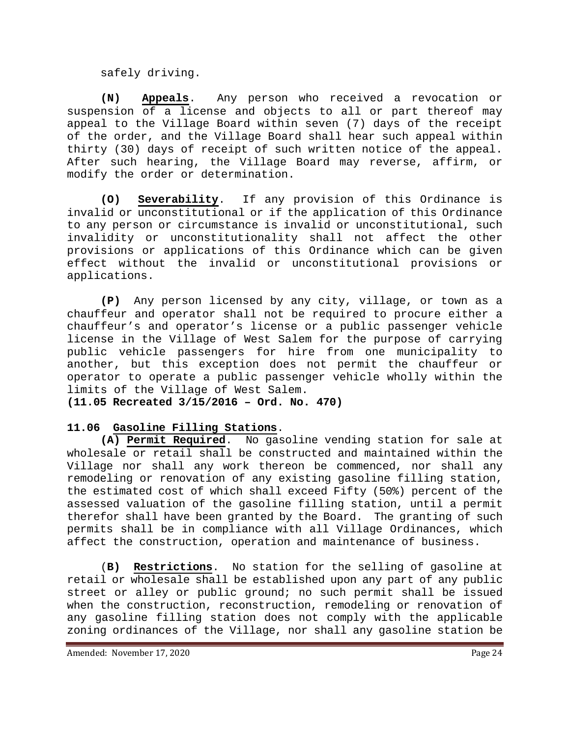safely driving.

**(N) Appeals**. Any person who received a revocation or suspension of a license and objects to all or part thereof may appeal to the Village Board within seven (7) days of the receipt of the order, and the Village Board shall hear such appeal within thirty (30) days of receipt of such written notice of the appeal. After such hearing, the Village Board may reverse, affirm, or modify the order or determination.

**(O) Severability**. If any provision of this Ordinance is invalid or unconstitutional or if the application of this Ordinance to any person or circumstance is invalid or unconstitutional, such invalidity or unconstitutionality shall not affect the other provisions or applications of this Ordinance which can be given effect without the invalid or unconstitutional provisions or applications.

**(P)** Any person licensed by any city, village, or town as a chauffeur and operator shall not be required to procure either a chauffeur's and operator's license or a public passenger vehicle license in the Village of West Salem for the purpose of carrying public vehicle passengers for hire from one municipality to another, but this exception does not permit the chauffeur or operator to operate a public passenger vehicle wholly within the limits of the Village of West Salem.

**(11.05 Recreated 3/15/2016 – Ord. No. 470)**

**11.06 Gasoline Filling Stations**.

**(A) Permit Required**. No gasoline vending station for sale at wholesale or retail shall be constructed and maintained within the Village nor shall any work thereon be commenced, nor shall any remodeling or renovation of any existing gasoline filling station, the estimated cost of which shall exceed Fifty (50%) percent of the assessed valuation of the gasoline filling station, until a permit therefor shall have been granted by the Board. The granting of such permits shall be in compliance with all Village Ordinances, which affect the construction, operation and maintenance of business.

(**B) Restrictions**. No station for the selling of gasoline at retail or wholesale shall be established upon any part of any public street or alley or public ground; no such permit shall be issued when the construction, reconstruction, remodeling or renovation of any gasoline filling station does not comply with the applicable zoning ordinances of the Village, nor shall any gasoline station be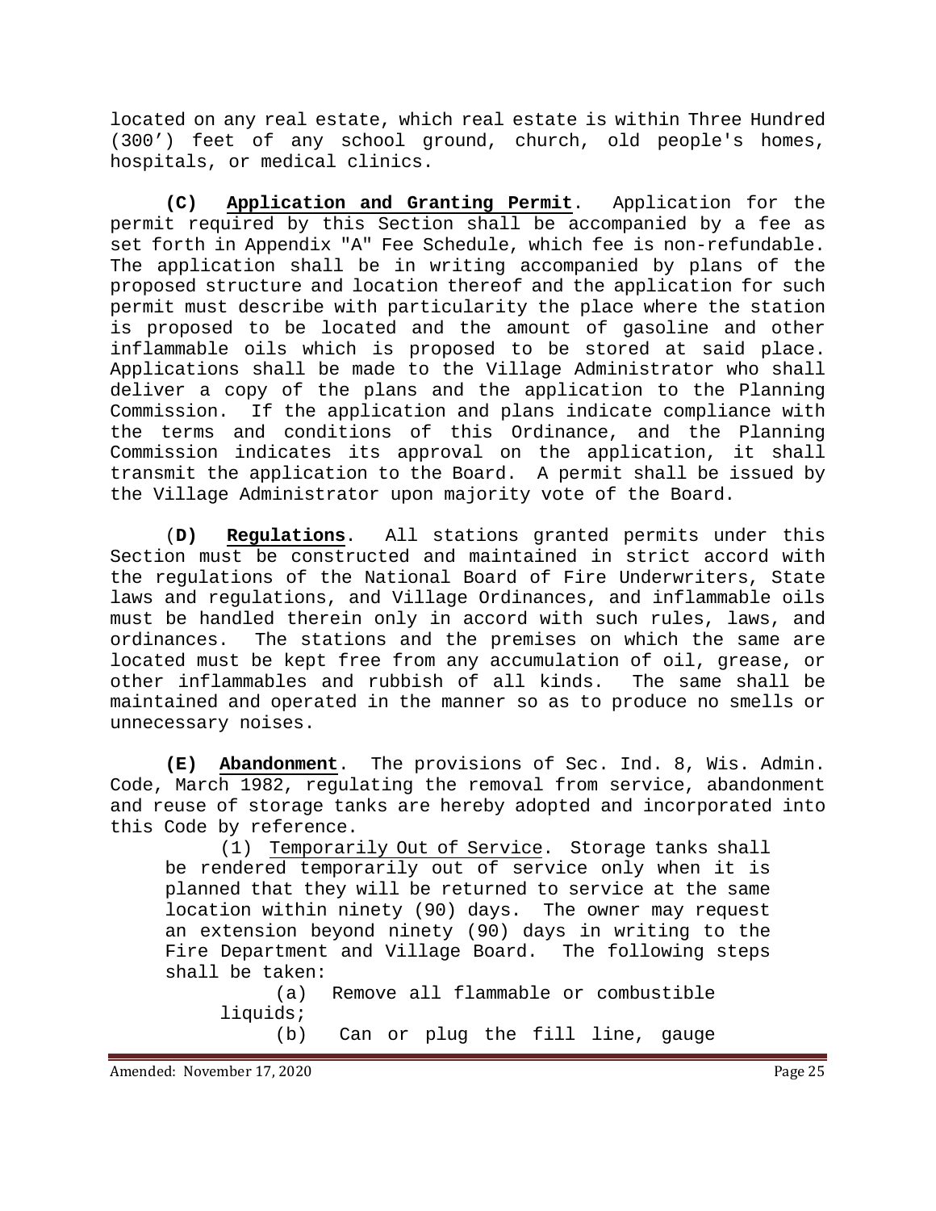located on any real estate, which real estate is within Three Hundred (300') feet of any school ground, church, old people's homes, hospitals, or medical clinics.

**(C) Application and Granting Permit**. Application for the permit required by this Section shall be accompanied by a fee as set forth in Appendix "A" Fee Schedule, which fee is non-refundable. The application shall be in writing accompanied by plans of the proposed structure and location thereof and the application for such permit must describe with particularity the place where the station is proposed to be located and the amount of gasoline and other inflammable oils which is proposed to be stored at said place. Applications shall be made to the Village Administrator who shall deliver a copy of the plans and the application to the Planning Commission. If the application and plans indicate compliance with the terms and conditions of this Ordinance, and the Planning Commission indicates its approval on the application, it shall transmit the application to the Board. A permit shall be issued by the Village Administrator upon majority vote of the Board.

(**D) Regulations**. All stations granted permits under this Section must be constructed and maintained in strict accord with the regulations of the National Board of Fire Underwriters, State laws and regulations, and Village Ordinances, and inflammable oils must be handled therein only in accord with such rules, laws, and ordinances. The stations and the premises on which the same are located must be kept free from any accumulation of oil, grease, or other inflammables and rubbish of all kinds. The same shall be maintained and operated in the manner so as to produce no smells or unnecessary noises.

**(E) Abandonment**. The provisions of Sec. Ind. 8, Wis. Admin. Code, March 1982, regulating the removal from service, abandonment and reuse of storage tanks are hereby adopted and incorporated into this Code by reference.

(1) Temporarily Out of Service. Storage tanks shall be rendered temporarily out of service only when it is planned that they will be returned to service at the same location within ninety (90) days. The owner may request an extension beyond ninety (90) days in writing to the Fire Department and Village Board. The following steps shall be taken:

(a) Remove all flammable or combustible liquids;

(b) Can or plug the fill line, gauge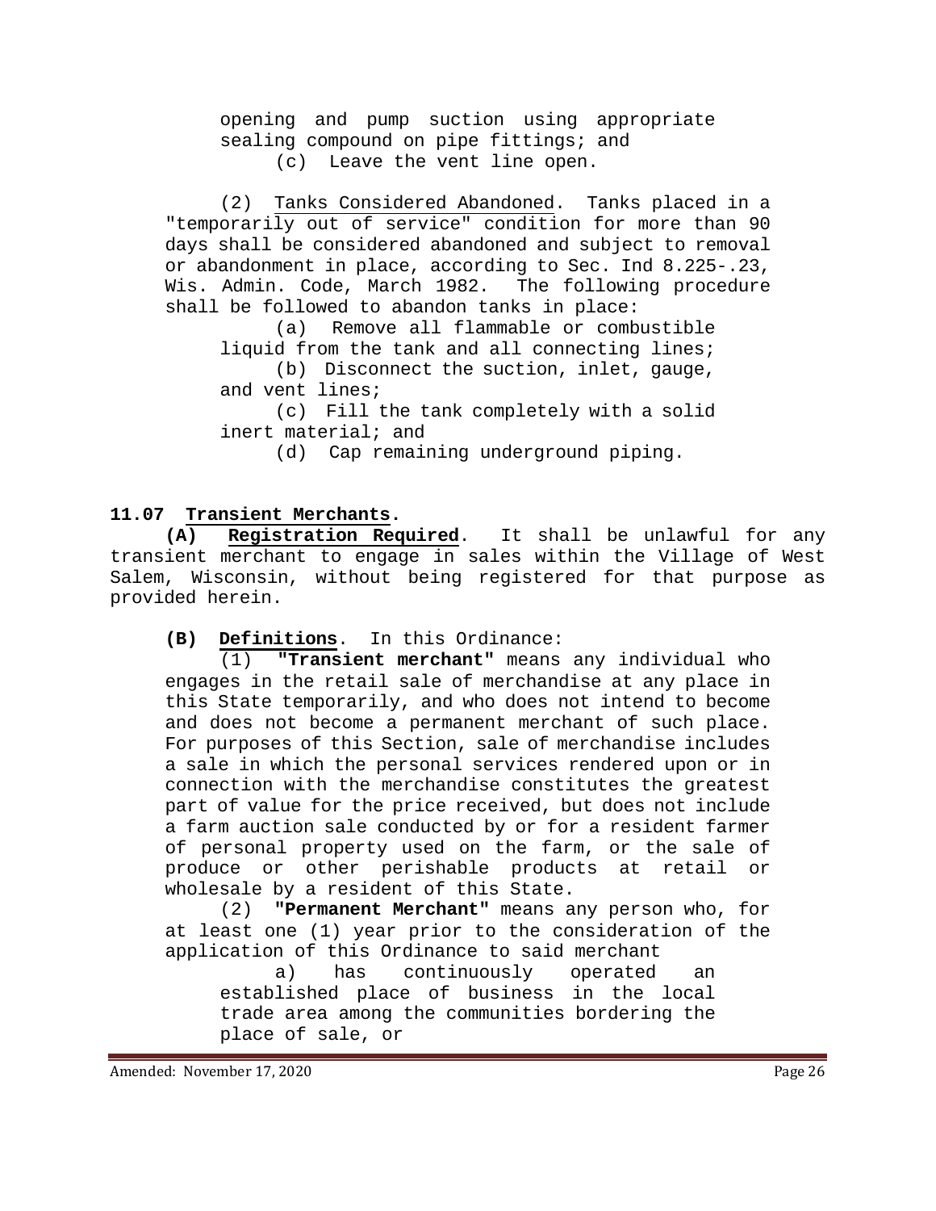opening and pump suction using appropriate sealing compound on pipe fittings; and

(c) Leave the vent line open.

(2) Tanks Considered Abandoned. Tanks placed in a "temporarily out of service" condition for more than 90 days shall be considered abandoned and subject to removal or abandonment in place, according to Sec. Ind 8.225-.23, Wis. Admin. Code, March 1982. The following procedure shall be followed to abandon tanks in place:

(a) Remove all flammable or combustible liquid from the tank and all connecting lines;

(b) Disconnect the suction, inlet, gauge, and vent lines;

(c) Fill the tank completely with a solid inert material; and

(d) Cap remaining underground piping.

## 11.07 Transient Merchants.

**(A) Registration Required**. It shall be unlawful for any transient merchant to engage in sales within the Village of West Salem, Wisconsin, without being registered for that purpose as provided herein.

**(B) Definitions**. In this Ordinance:

(1) **"Transient merchant"** means any individual who engages in the retail sale of merchandise at any place in this State temporarily, and who does not intend to become and does not become a permanent merchant of such place. For purposes of this Section, sale of merchandise includes a sale in which the personal services rendered upon or in connection with the merchandise constitutes the greatest part of value for the price received, but does not include a farm auction sale conducted by or for a resident farmer of personal property used on the farm, or the sale of produce or other perishable products at retail or wholesale by a resident of this State.

(2) **"Permanent Merchant"** means any person who, for at least one (1) year prior to the consideration of the application of this Ordinance to said merchant

a) has continuously operated an established place of business in the local trade area among the communities bordering the place of sale, or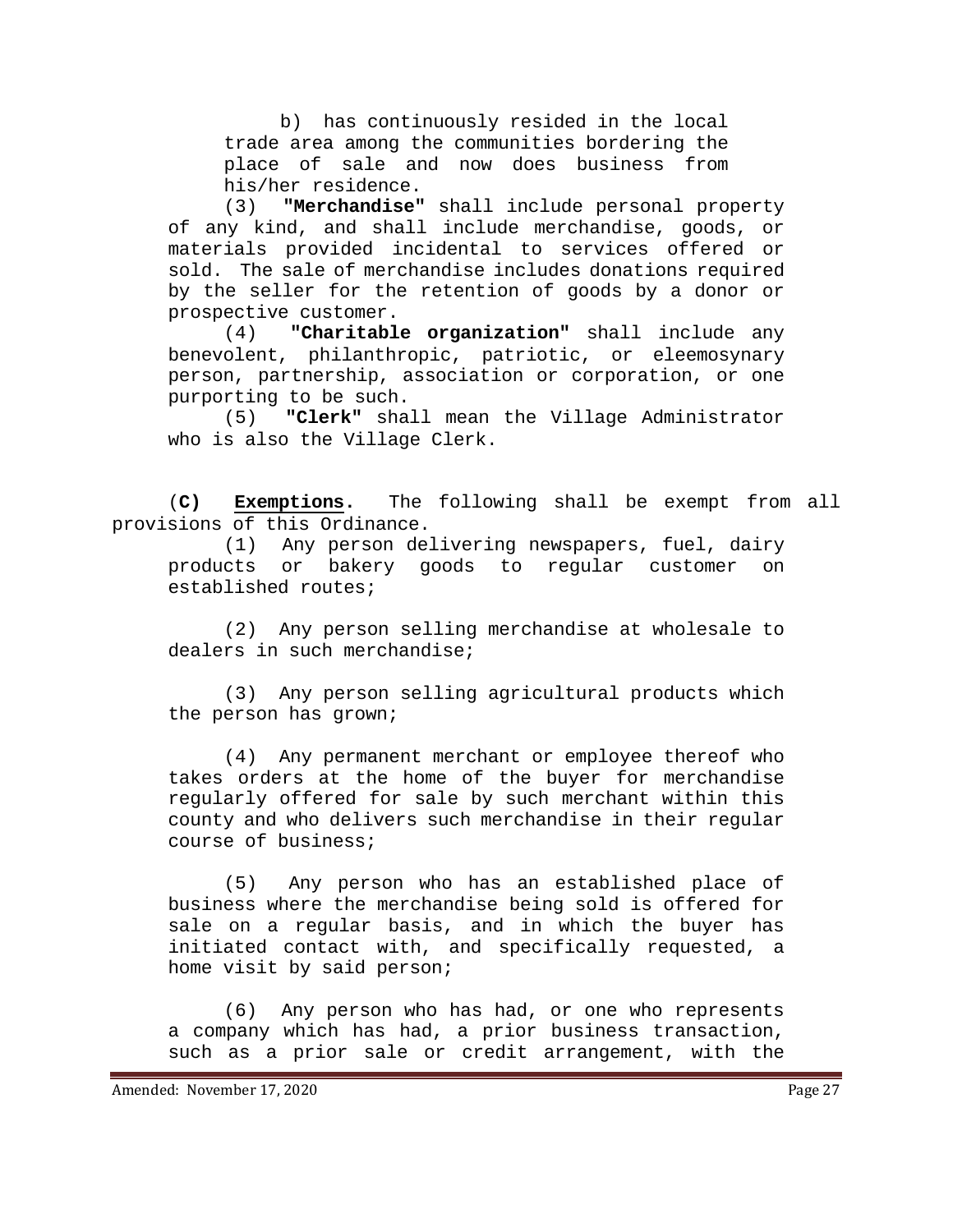b) has continuously resided in the local trade area among the communities bordering the place of sale and now does business from his/her residence.

(3) **"Merchandise"** shall include personal property of any kind, and shall include merchandise, goods, or materials provided incidental to services offered or sold. The sale of merchandise includes donations required by the seller for the retention of goods by a donor or prospective customer.

(4) **"Charitable organization"** shall include any benevolent, philanthropic, patriotic, or eleemosynary person, partnership, association or corporation, or one purporting to be such.

(5) **"Clerk"** shall mean the Village Administrator who is also the Village Clerk.

(**C**) **Exemptions**. The following shall be exempt from all provisions of this Ordinance.

(1) Any person delivering newspapers, fuel, dairy products or bakery goods to regular customer on established routes;

(2) Any person selling merchandise at wholesale to dealers in such merchandise;

(3) Any person selling agricultural products which the person has grown;

(4) Any permanent merchant or employee thereof who takes orders at the home of the buyer for merchandise regularly offered for sale by such merchant within this county and who delivers such merchandise in their regular course of business;

(5) Any person who has an established place of business where the merchandise being sold is offered for sale on a regular basis, and in which the buyer has initiated contact with, and specifically requested, a home visit by said person;

(6) Any person who has had, or one who represents a company which has had, a prior business transaction, such as a prior sale or credit arrangement, with the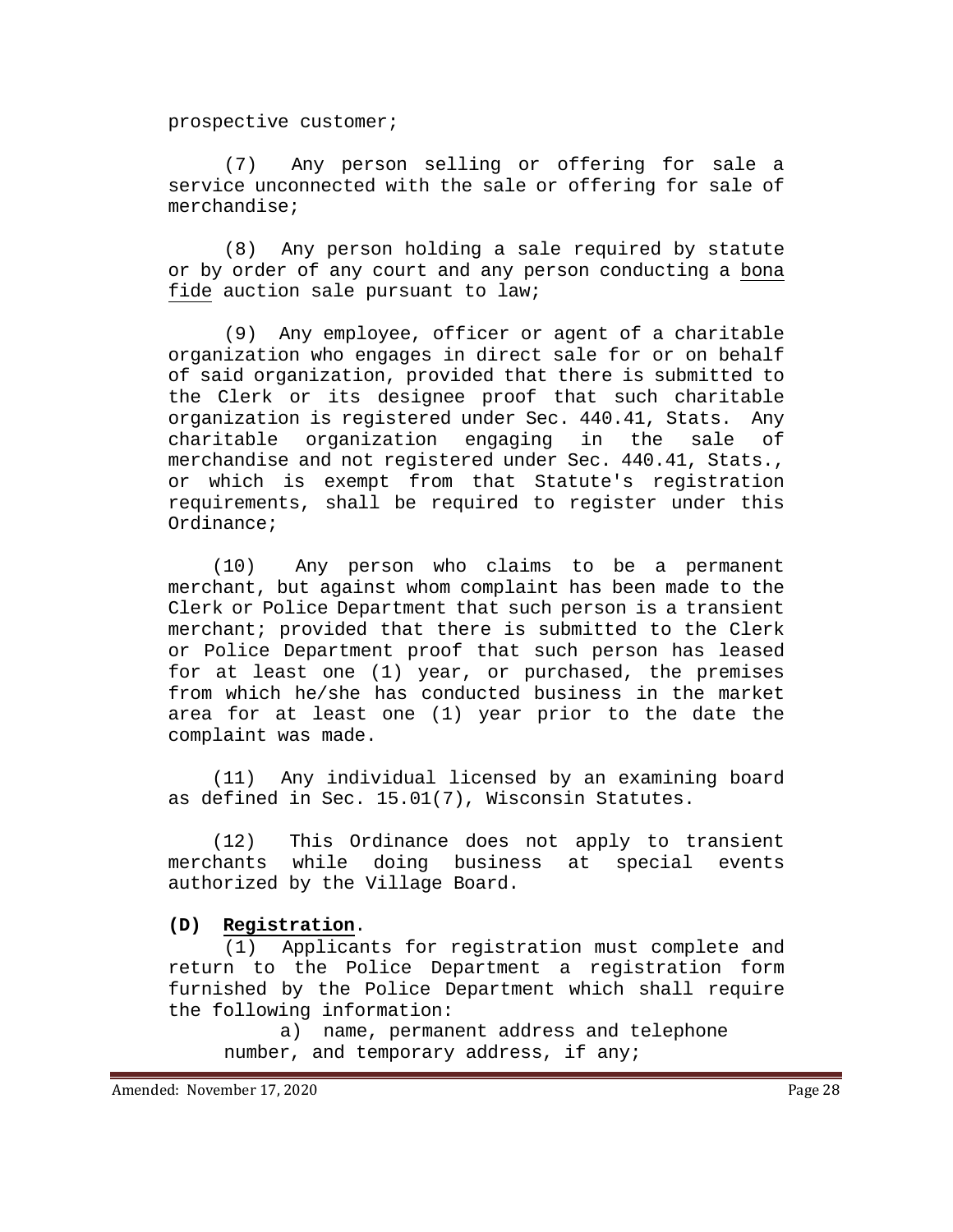prospective customer;

(7) Any person selling or offering for sale a service unconnected with the sale or offering for sale of merchandise;

(8) Any person holding a sale required by statute or by order of any court and any person conducting a bona fide auction sale pursuant to law;

(9) Any employee, officer or agent of a charitable organization who engages in direct sale for or on behalf of said organization, provided that there is submitted to the Clerk or its designee proof that such charitable organization is registered under Sec. 440.41, Stats. Any charitable organization engaging in the sale of merchandise and not registered under Sec. 440.41, Stats., or which is exempt from that Statute's registration requirements, shall be required to register under this Ordinance;

(10) Any person who claims to be a permanent merchant, but against whom complaint has been made to the Clerk or Police Department that such person is a transient merchant; provided that there is submitted to the Clerk or Police Department proof that such person has leased for at least one (1) year, or purchased, the premises from which he/she has conducted business in the market area for at least one (1) year prior to the date the complaint was made.

(11) Any individual licensed by an examining board as defined in Sec. 15.01(7), Wisconsin Statutes.

(12) This Ordinance does not apply to transient merchants while doing business at special events authorized by the Village Board.

**(D) Registration.**

(1) Applicants for registration must complete and return to the Police Department a registration form furnished by the Police Department which shall require the following information:

a) name, permanent address and telephone number, and temporary address, if any;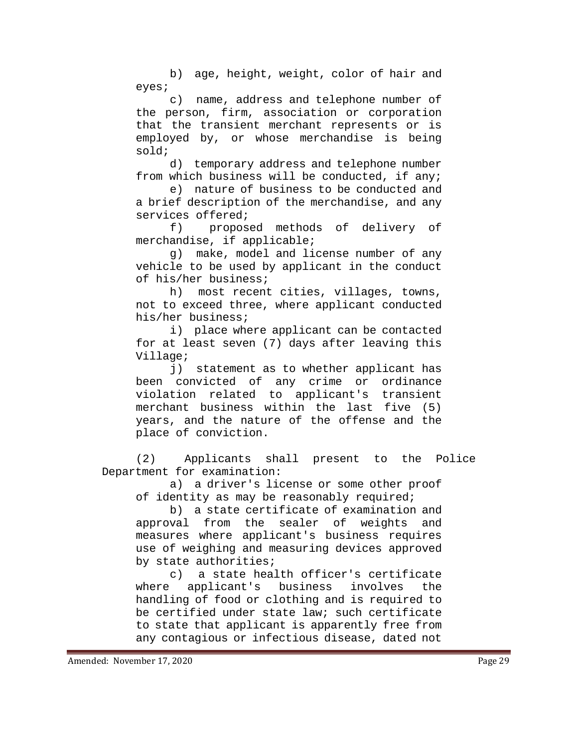b) age, height, weight, color of hair and eyes;

c) name, address and telephone number of the person, firm, association or corporation that the transient merchant represents or is employed by, or whose merchandise is being sold;

d) temporary address and telephone number from which business will be conducted, if any;

e) nature of business to be conducted and a brief description of the merchandise, and any services offered;

f) proposed methods of delivery of merchandise, if applicable;

g) make, model and license number of any vehicle to be used by applicant in the conduct of his/her business;

h) most recent cities, villages, towns, not to exceed three, where applicant conducted his/her business;

i) place where applicant can be contacted for at least seven (7) days after leaving this Village;

j) statement as to whether applicant has been convicted of any crime or ordinance violation related to applicant's transient merchant business within the last five (5) years, and the nature of the offense and the place of conviction.

(2) Applicants shall present to the Police Department for examination:

a) a driver's license or some other proof of identity as may be reasonably required;

b) a state certificate of examination and approval from the sealer of weights and measures where applicant's business requires use of weighing and measuring devices approved by state authorities;

c) a state health officer's certificate where applicant's business involves the handling of food or clothing and is required to be certified under state law; such certificate to state that applicant is apparently free from any contagious or infectious disease, dated not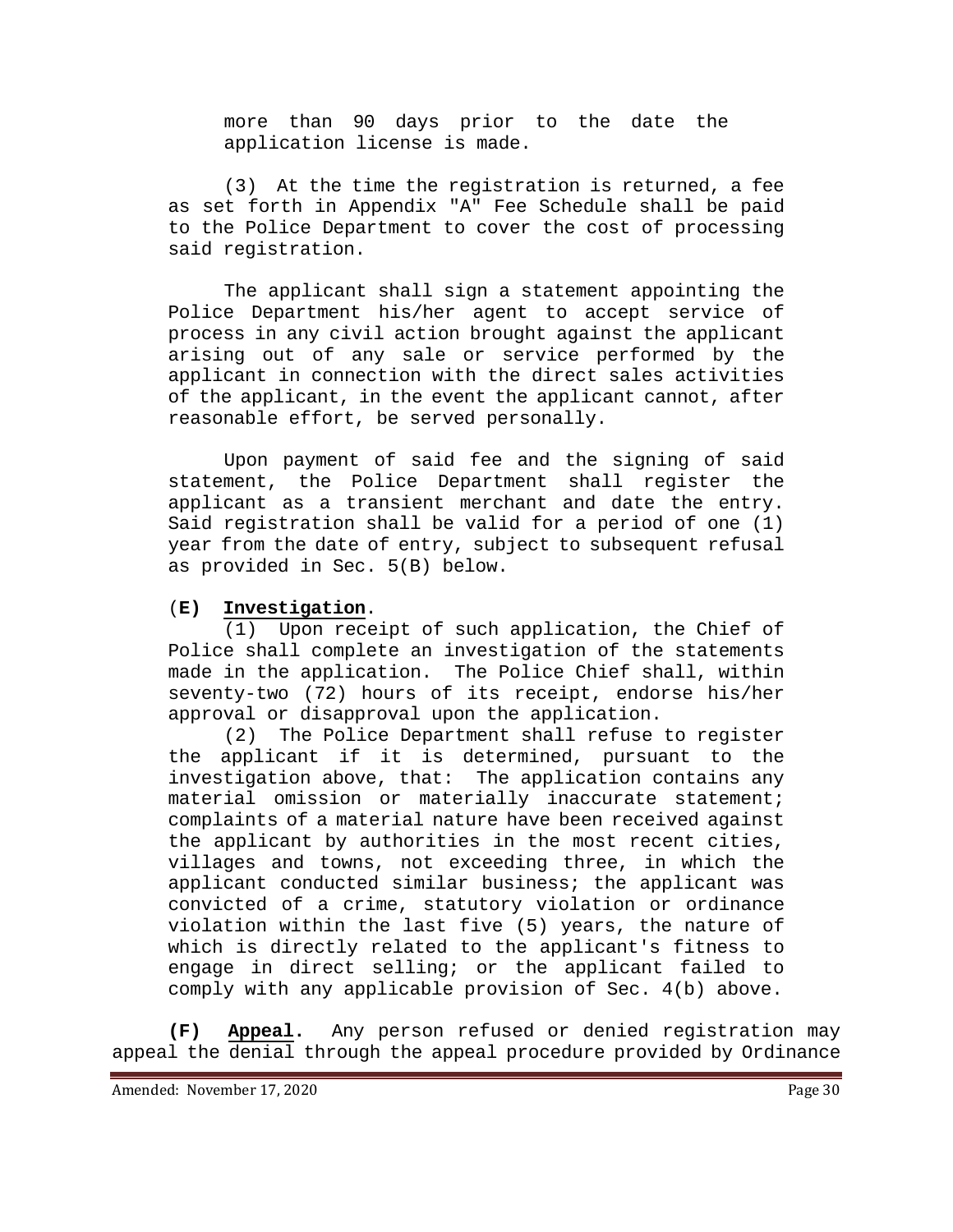more than 90 days prior to the date the application license is made.

(3) At the time the registration is returned, a fee as set forth in Appendix "A" Fee Schedule shall be paid to the Police Department to cover the cost of processing said registration.

The applicant shall sign a statement appointing the Police Department his/her agent to accept service of process in any civil action brought against the applicant arising out of any sale or service performed by the applicant in connection with the direct sales activities of the applicant, in the event the applicant cannot, after reasonable effort, be served personally.

Upon payment of said fee and the signing of said statement, the Police Department shall register the applicant as a transient merchant and date the entry. Said registration shall be valid for a period of one (1) year from the date of entry, subject to subsequent refusal as provided in Sec. 5(B) below.

(**E) <u>Investigation</u>**.

(1) Upon receipt of such application, the Chief of Police shall complete an investigation of the statements made in the application. The Police Chief shall, within seventy-two (72) hours of its receipt, endorse his/her approval or disapproval upon the application.

(2) The Police Department shall refuse to register the applicant if it is determined, pursuant to the investigation above, that: The application contains any material omission or materially inaccurate statement; complaints of a material nature have been received against the applicant by authorities in the most recent cities, villages and towns, not exceeding three, in which the applicant conducted similar business; the applicant was convicted of a crime, statutory violation or ordinance violation within the last five (5) years, the nature of which is directly related to the applicant's fitness to engage in direct selling; or the applicant failed to comply with any applicable provision of Sec. 4(b) above.

**(F) <u>Appeal</u>**. Any person refused or denied registration may appeal the denial through the appeal procedure provided by Ordinance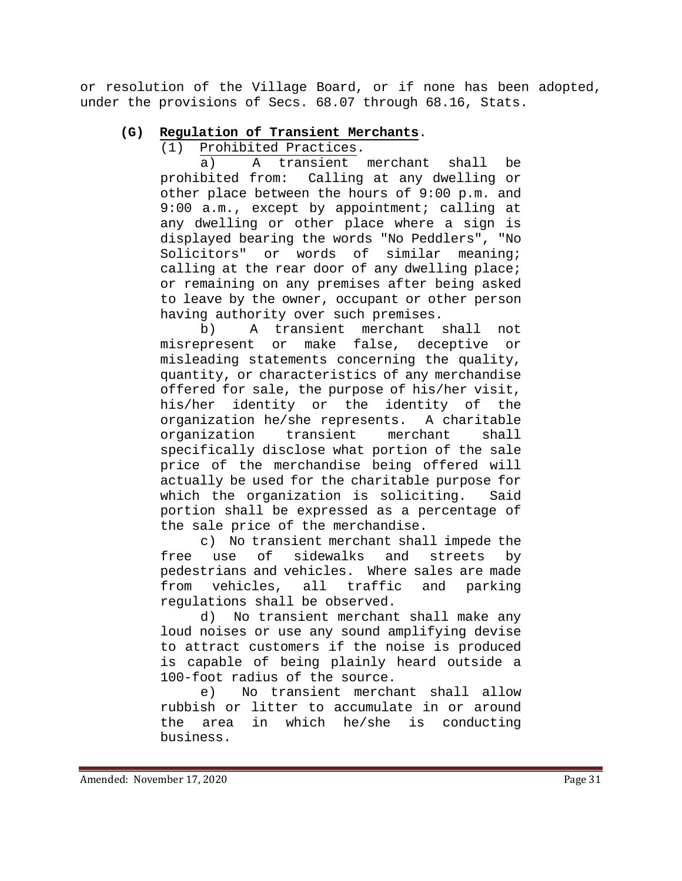or resolution of the Village Board, or if none has been adopted, under the provisions of Secs. 68.07 through 68.16, Stats.

**(G) Regulation of Transient Merchants.**

(1) Prohibited Practices.

a) A transient merchant shall be prohibited from: Calling at any dwelling or other place between the hours of 9:00 p.m. and 9:00 a.m., except by appointment; calling at any dwelling or other place where a sign is displayed bearing the words "No Peddlers", "No Solicitors" or words of similar meaning; calling at the rear door of any dwelling place; or remaining on any premises after being asked to leave by the owner, occupant or other person having authority over such premises.

b) A transient merchant shall not misrepresent or make false, deceptive or misleading statements concerning the quality, quantity, or characteristics of any merchandise offered for sale, the purpose of his/her visit, his/her identity or the identity of the organization he/she represents. A charitable organization transient merchant shall specifically disclose what portion of the sale price of the merchandise being offered will actually be used for the charitable purpose for which the organization is soliciting. Said portion shall be expressed as a percentage of the sale price of the merchandise.

c) No transient merchant shall impede the free use of sidewalks and streets by pedestrians and vehicles. Where sales are made from vehicles, all traffic and parking regulations shall be observed.

d) No transient merchant shall make any loud noises or use any sound amplifying devise to attract customers if the noise is produced is capable of being plainly heard outside a 100-foot radius of the source.

e) No transient merchant shall allow rubbish or litter to accumulate in or around the area in which he/she is conducting business.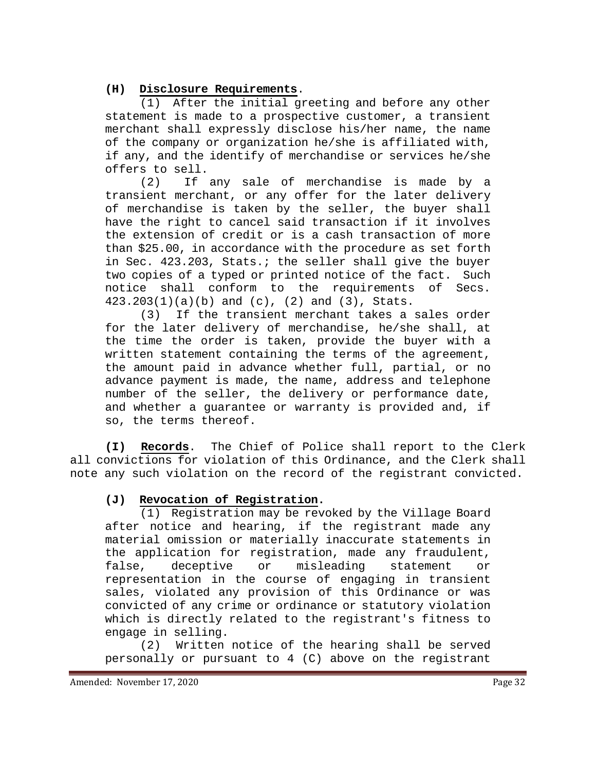**(H) Disclosure Requirements**.

(1) After the initial greeting and before any other statement is made to a prospective customer, a transient merchant shall expressly disclose his/her name, the name of the company or organization he/she is affiliated with, if any, and the identify of merchandise or services he/she offers to sell.

(2) If any sale of merchandise is made by a transient merchant, or any offer for the later delivery of merchandise is taken by the seller, the buyer shall have the right to cancel said transaction if it involves the extension of credit or is a cash transaction of more than $25.00, in accordance with the procedure as set forth in Sec. 423.203, Stats.; the seller shall give the buyer two copies of a typed or printed notice of the fact. Such notice shall conform to the requirements of Secs. 423.203(1)(a)(b) and (c), (2) and (3), Stats.

(3) If the transient merchant takes a sales order for the later delivery of merchandise, he/she shall, at the time the order is taken, provide the buyer with a written statement containing the terms of the agreement, the amount paid in advance whether full, partial, or no advance payment is made, the name, address and telephone number of the seller, the delivery or performance date, and whether a guarantee or warranty is provided and, if so, the terms thereof.

**(I) Records**. The Chief of Police shall report to the Clerk all convictions for violation of this Ordinance, and the Clerk shall note any such violation on the record of the registrant convicted.

**(J) Revocation of Registration**.

(1) Registration may be revoked by the Village Board after notice and hearing, if the registrant made any material omission or materially inaccurate statements in the application for registration, made any fraudulent, false, deceptive or misleading statement or representation in the course of engaging in transient sales, violated any provision of this Ordinance or was convicted of any crime or ordinance or statutory violation which is directly related to the registrant's fitness to engage in selling.

(2) Written notice of the hearing shall be served personally or pursuant to 4 (C) above on the registrant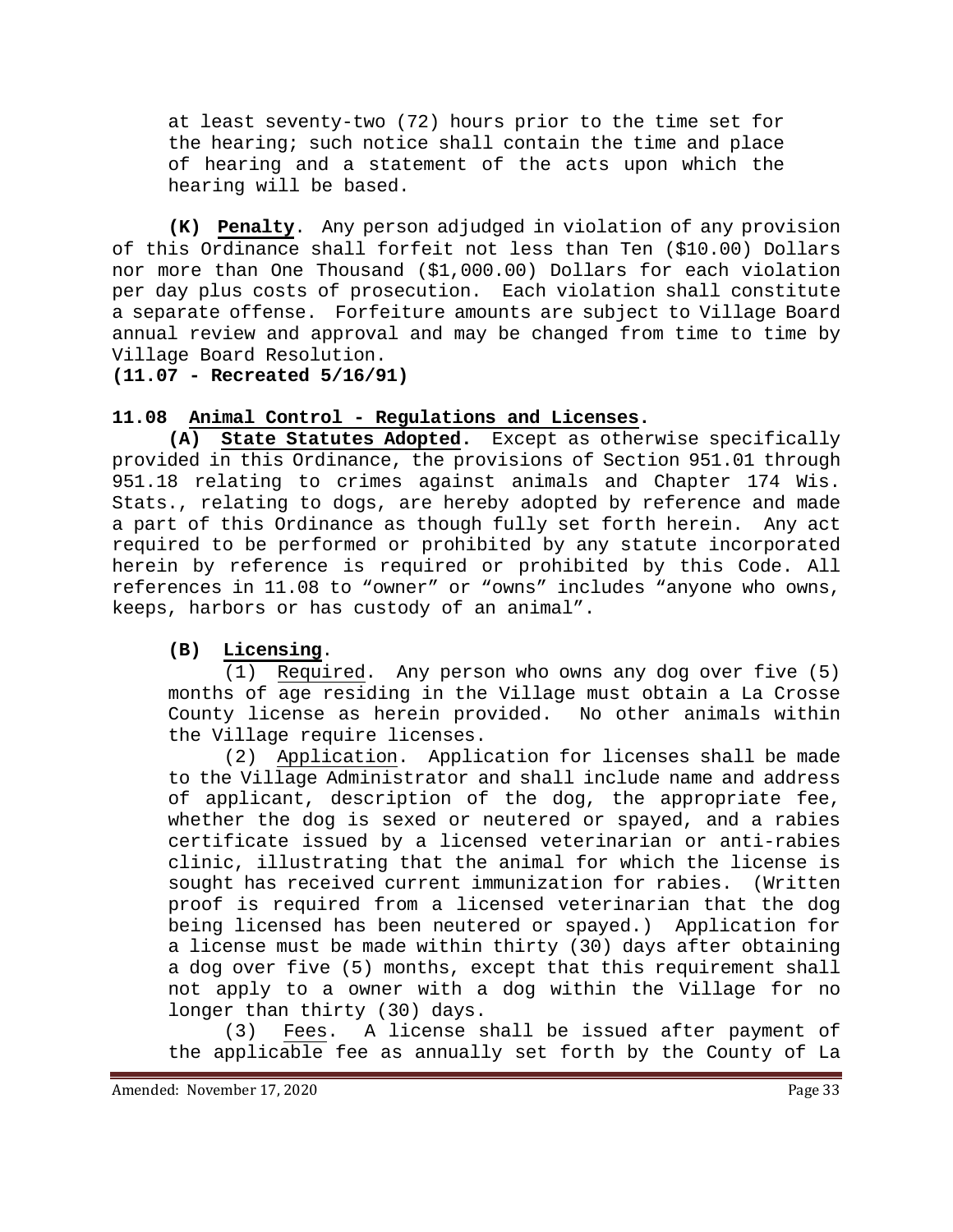at least seventy-two (72) hours prior to the time set for the hearing; such notice shall contain the time and place of hearing and a statement of the acts upon which the hearing will be based.

**(K) Penalty**. Any person adjudged in violation of any provision of this Ordinance shall forfeit not less than Ten ($10.00) Dollars nor more than One Thousand ($1,000.00) Dollars for each violation per day plus costs of prosecution. Each violation shall constitute a separate offense. Forfeiture amounts are subject to Village Board annual review and approval and may be changed from time to time by Village Board Resolution.

**(11.07 - Recreated 5/16/91)**

**11.08 Animal Control - Regulations and Licenses.**

**(A) State Statutes Adopted.** Except as otherwise specifically provided in this Ordinance, the provisions of Section 951.01 through 951.18 relating to crimes against animals and Chapter 174 Wis. Stats., relating to dogs, are hereby adopted by reference and made a part of this Ordinance as though fully set forth herein. Any act required to be performed or prohibited by any statute incorporated herein by reference is required or prohibited by this Code. All references in 11.08 to "owner" or "owns" includes "anyone who owns, keeps, harbors or has custody of an animal".

**(B) Licensing**.

(1) Required. Any person who owns any dog over five (5) months of age residing in the Village must obtain a La Crosse County license as herein provided. No other animals within the Village require licenses.

(2) Application. Application for licenses shall be made to the Village Administrator and shall include name and address of applicant, description of the dog, the appropriate fee, whether the dog is sexed or neutered or spayed, and a rabies certificate issued by a licensed veterinarian or anti-rabies clinic, illustrating that the animal for which the license is sought has received current immunization for rabies. (Written proof is required from a licensed veterinarian that the dog being licensed has been neutered or spayed.) Application for a license must be made within thirty (30) days after obtaining a dog over five (5) months, except that this requirement shall not apply to a owner with a dog within the Village for no longer than thirty (30) days.

(3) Fees. A license shall be issued after payment of the applicable fee as annually set forth by the County of La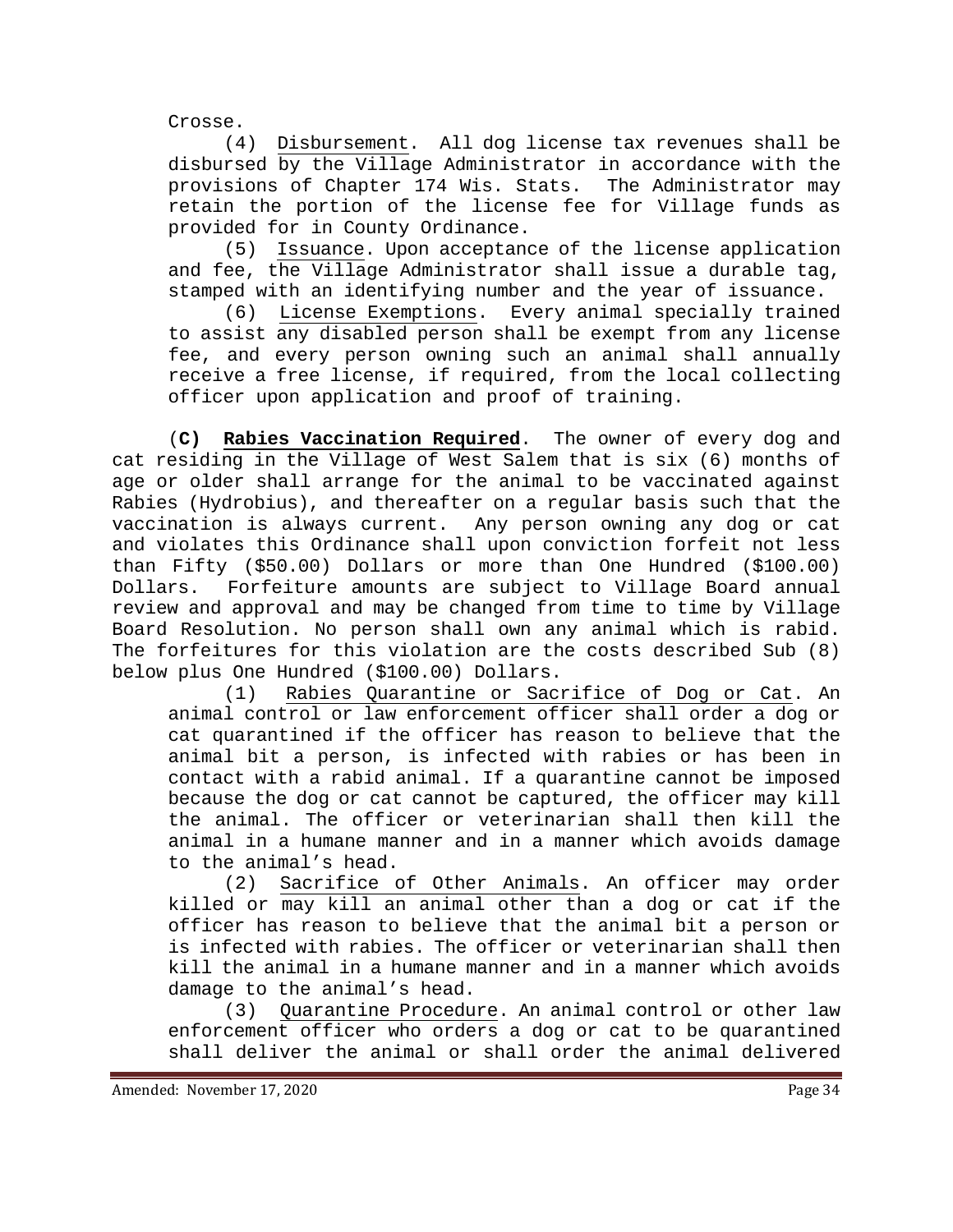Crosse.

(4) Disbursement. All dog license tax revenues shall be disbursed by the Village Administrator in accordance with the provisions of Chapter 174 Wis. Stats. The Administrator may retain the portion of the license fee for Village funds as provided for in County Ordinance.

(5) Issuance. Upon acceptance of the license application and fee, the Village Administrator shall issue a durable tag, stamped with an identifying number and the year of issuance.

(6) License Exemptions. Every animal specially trained to assist any disabled person shall be exempt from any license fee, and every person owning such an animal shall annually receive a free license, if required, from the local collecting officer upon application and proof of training.

(**C) Rabies Vaccination Required**. The owner of every dog and cat residing in the Village of West Salem that is six (6) months of age or older shall arrange for the animal to be vaccinated against Rabies (Hydrobius), and thereafter on a regular basis such that the vaccination is always current. Any person owning any dog or cat and violates this Ordinance shall upon conviction forfeit not less than Fifty ($50.00) Dollars or more than One Hundred ($100.00) Dollars. Forfeiture amounts are subject to Village Board annual review and approval and may be changed from time to time by Village Board Resolution. No person shall own any animal which is rabid. The forfeitures for this violation are the costs described Sub (8) below plus One Hundred ($100.00) Dollars.

(1) Rabies Quarantine or Sacrifice of Dog or Cat. An animal control or law enforcement officer shall order a dog or cat quarantined if the officer has reason to believe that the animal bit a person, is infected with rabies or has been in contact with a rabid animal. If a quarantine cannot be imposed because the dog or cat cannot be captured, the officer may kill the animal. The officer or veterinarian shall then kill the animal in a humane manner and in a manner which avoids damage to the animal's head.

(2) Sacrifice of Other Animals. An officer may order killed or may kill an animal other than a dog or cat if the officer has reason to believe that the animal bit a person or is infected with rabies. The officer or veterinarian shall then kill the animal in a humane manner and in a manner which avoids damage to the animal's head.

(3) Quarantine Procedure. An animal control or other law enforcement officer who orders a dog or cat to be quarantined shall deliver the animal or shall order the animal delivered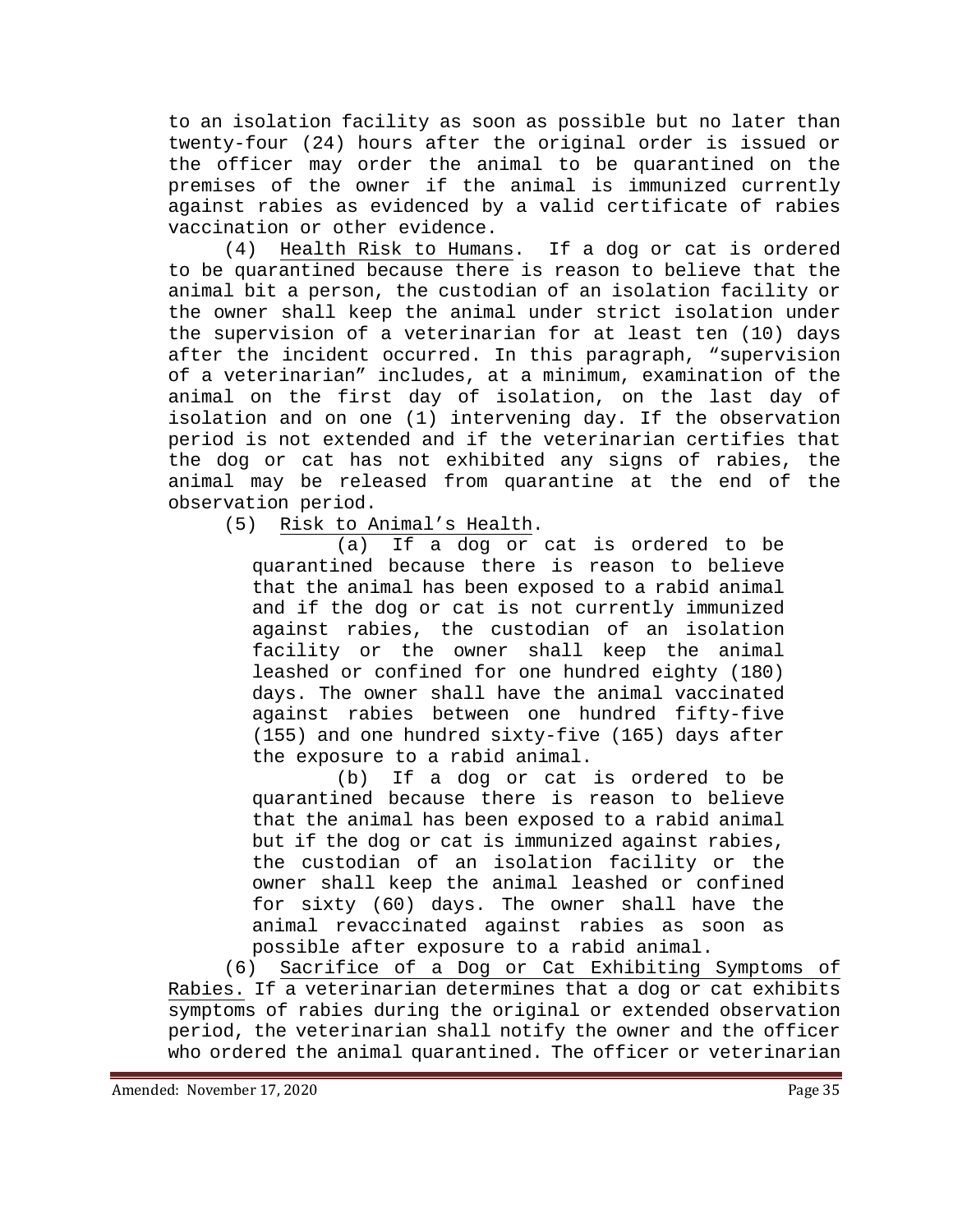to an isolation facility as soon as possible but no later than twenty-four (24) hours after the original order is issued or the officer may order the animal to be quarantined on the premises of the owner if the animal is immunized currently against rabies as evidenced by a valid certificate of rabies vaccination or other evidence.

(4) Health Risk to Humans. If a dog or cat is ordered to be quarantined because there is reason to believe that the animal bit a person, the custodian of an isolation facility or the owner shall keep the animal under strict isolation under the supervision of a veterinarian for at least ten (10) days after the incident occurred. In this paragraph, "supervision of a veterinarian" includes, at a minimum, examination of the animal on the first day of isolation, on the last day of isolation and on one (1) intervening day. If the observation period is not extended and if the veterinarian certifies that the dog or cat has not exhibited any signs of rabies, the animal may be released from quarantine at the end of the observation period.

(5) Risk to Animal's Health.

(a) If a dog or cat is ordered to be quarantined because there is reason to believe that the animal has been exposed to a rabid animal and if the dog or cat is not currently immunized against rabies, the custodian of an isolation facility or the owner shall keep the animal leashed or confined for one hundred eighty (180) days. The owner shall have the animal vaccinated against rabies between one hundred fifty-five (155) and one hundred sixty-five (165) days after the exposure to a rabid animal.

(b) If a dog or cat is ordered to be quarantined because there is reason to believe that the animal has been exposed to a rabid animal but if the dog or cat is immunized against rabies, the custodian of an isolation facility or the owner shall keep the animal leashed or confined for sixty (60) days. The owner shall have the animal revaccinated against rabies as soon as possible after exposure to a rabid animal.

(6) Sacrifice of a Dog or Cat Exhibiting Symptoms of Rabies. If a veterinarian determines that a dog or cat exhibits symptoms of rabies during the original or extended observation period, the veterinarian shall notify the owner and the officer who ordered the animal quarantined. The officer or veterinarian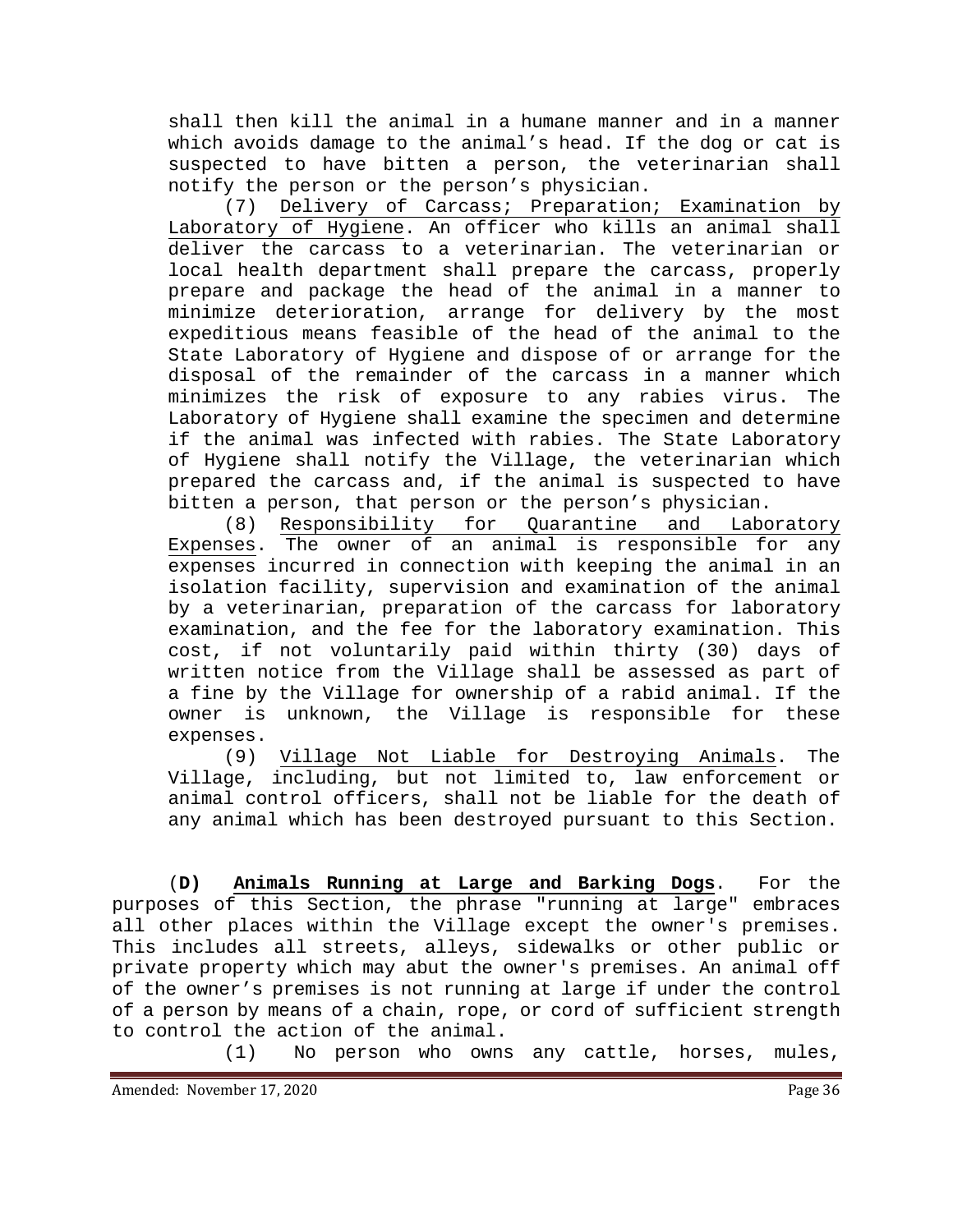shall then kill the animal in a humane manner and in a manner which avoids damage to the animal's head. If the dog or cat is suspected to have bitten a person, the veterinarian shall notify the person or the person's physician.

(7) Delivery of Carcass; Preparation; Examination by Laboratory of Hygiene. An officer who kills an animal shall deliver the carcass to a veterinarian. The veterinarian or local health department shall prepare the carcass, properly prepare and package the head of the animal in a manner to minimize deterioration, arrange for delivery by the most expeditious means feasible of the head of the animal to the State Laboratory of Hygiene and dispose of or arrange for the disposal of the remainder of the carcass in a manner which minimizes the risk of exposure to any rabies virus. The Laboratory of Hygiene shall examine the specimen and determine if the animal was infected with rabies. The State Laboratory of Hygiene shall notify the Village, the veterinarian which prepared the carcass and, if the animal is suspected to have bitten a person, that person or the person's physician.

(8) Responsibility for Quarantine and Laboratory Expenses. The owner of an animal is responsible for any expenses incurred in connection with keeping the animal in an isolation facility, supervision and examination of the animal by a veterinarian, preparation of the carcass for laboratory examination, and the fee for the laboratory examination. This cost, if not voluntarily paid within thirty (30) days of written notice from the Village shall be assessed as part of a fine by the Village for ownership of a rabid animal. If the owner is unknown, the Village is responsible for these expenses.

(9) Village Not Liable for Destroying Animals. The Village, including, but not limited to, law enforcement or animal control officers, shall not be liable for the death of any animal which has been destroyed pursuant to this Section.

(**D)** **Animals Running at Large and Barking Dogs**. For the purposes of this Section, the phrase "running at large" embraces all other places within the Village except the owner's premises. This includes all streets, alleys, sidewalks or other public or private property which may abut the owner's premises. An animal off of the owner's premises is not running at large if under the control of a person by means of a chain, rope, or cord of sufficient strength to control the action of the animal.

(1) No person who owns any cattle, horses, mules,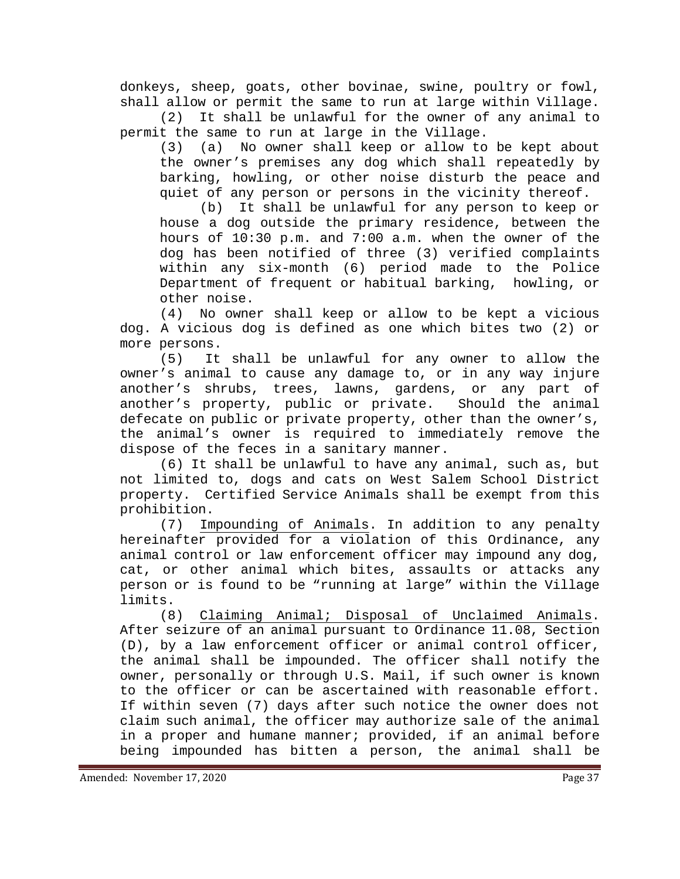donkeys, sheep, goats, other bovinae, swine, poultry or fowl, shall allow or permit the same to run at large within Village.

(2) It shall be unlawful for the owner of any animal to permit the same to run at large in the Village.

(3) (a) No owner shall keep or allow to be kept about the owner's premises any dog which shall repeatedly by barking, howling, or other noise disturb the peace and quiet of any person or persons in the vicinity thereof.

(b) It shall be unlawful for any person to keep or house a dog outside the primary residence, between the hours of 10:30 p.m. and 7:00 a.m. when the owner of the dog has been notified of three (3) verified complaints within any six-month (6) period made to the Police Department of frequent or habitual barking, howling, or other noise.

(4) No owner shall keep or allow to be kept a vicious dog. A vicious dog is defined as one which bites two (2) or more persons.

(5) It shall be unlawful for any owner to allow the owner's animal to cause any damage to, or in any way injure another's shrubs, trees, lawns, gardens, or any part of another's property, public or private. Should the animal defecate on public or private property, other than the owner's, the animal's owner is required to immediately remove the dispose of the feces in a sanitary manner.

(6) It shall be unlawful to have any animal, such as, but not limited to, dogs and cats on West Salem School District property. Certified Service Animals shall be exempt from this prohibition.

(7) Impounding of Animals. In addition to any penalty hereinafter provided for a violation of this Ordinance, any animal control or law enforcement officer may impound any dog, cat, or other animal which bites, assaults or attacks any person or is found to be "running at large" within the Village limits.

(8) Claiming Animal; Disposal of Unclaimed Animals. After seizure of an animal pursuant to Ordinance 11.08, Section (D), by a law enforcement officer or animal control officer, the animal shall be impounded. The officer shall notify the owner, personally or through U.S. Mail, if such owner is known to the officer or can be ascertained with reasonable effort. If within seven (7) days after such notice the owner does not claim such animal, the officer may authorize sale of the animal in a proper and humane manner; provided, if an animal before being impounded has bitten a person, the animal shall be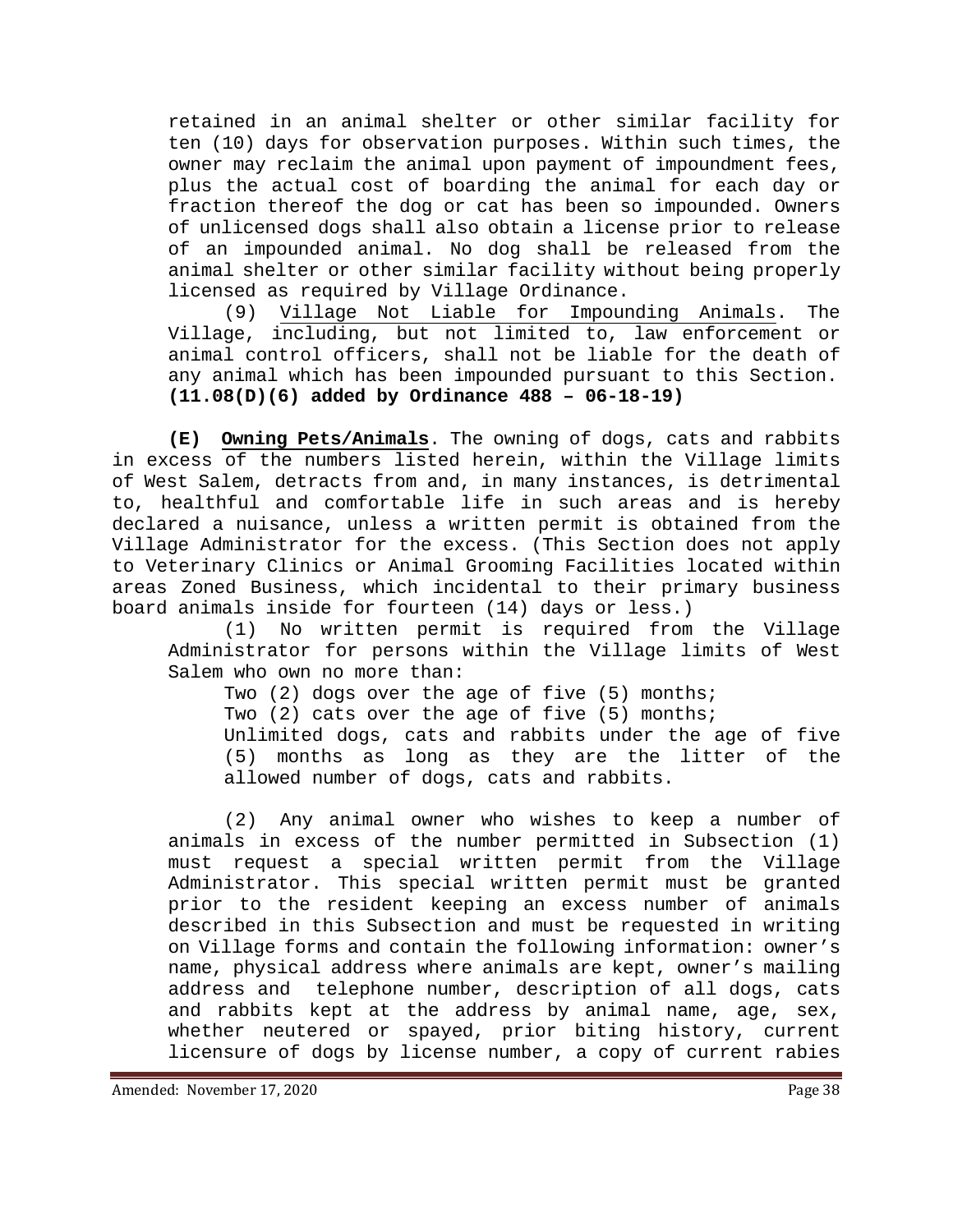retained in an animal shelter or other similar facility for ten (10) days for observation purposes. Within such times, the owner may reclaim the animal upon payment of impoundment fees, plus the actual cost of boarding the animal for each day or fraction thereof the dog or cat has been so impounded. Owners of unlicensed dogs shall also obtain a license prior to release of an impounded animal. No dog shall be released from the animal shelter or other similar facility without being properly licensed as required by Village Ordinance.

(9) Village Not Liable for Impounding Animals. The Village, including, but not limited to, law enforcement or animal control officers, shall not be liable for the death of any animal which has been impounded pursuant to this Section. **(11.08(D)(6) added by Ordinance 488 – 06-18-19)**

**(E) Owning Pets/Animals**. The owning of dogs, cats and rabbits in excess of the numbers listed herein, within the Village limits of West Salem, detracts from and, in many instances, is detrimental to, healthful and comfortable life in such areas and is hereby declared a nuisance, unless a written permit is obtained from the Village Administrator for the excess. (This Section does not apply to Veterinary Clinics or Animal Grooming Facilities located within areas Zoned Business, which incidental to their primary business board animals inside for fourteen (14) days or less.)

(1) No written permit is required from the Village Administrator for persons within the Village limits of West Salem who own no more than:

Two (2) dogs over the age of five (5) months;
Two (2) cats over the age of five (5) months;
Unlimited dogs, cats and rabbits under the age of five (5) months as long as they are the litter of the allowed number of dogs, cats and rabbits.

(2) Any animal owner who wishes to keep a number of animals in excess of the number permitted in Subsection (1) must request a special written permit from the Village Administrator. This special written permit must be granted prior to the resident keeping an excess number of animals described in this Subsection and must be requested in writing on Village forms and contain the following information: owner's name, physical address where animals are kept, owner's mailing address and telephone number, description of all dogs, cats and rabbits kept at the address by animal name, age, sex, whether neutered or spayed, prior biting history, current licensure of dogs by license number, a copy of current rabies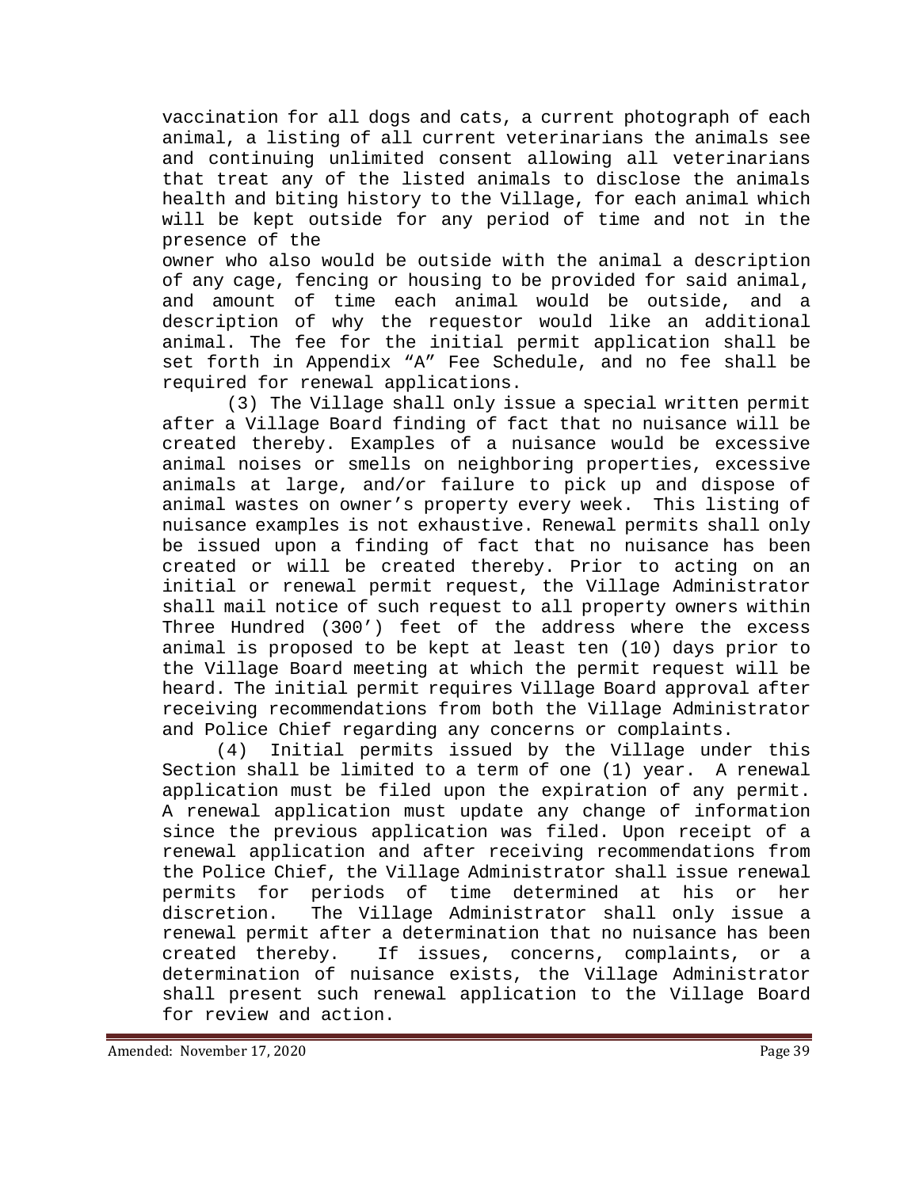vaccination for all dogs and cats, a current photograph of each animal, a listing of all current veterinarians the animals see and continuing unlimited consent allowing all veterinarians that treat any of the listed animals to disclose the animals health and biting history to the Village, for each animal which will be kept outside for any period of time and not in the presence of the owner who also would be outside with the animal a description of any cage, fencing or housing to be provided for said animal, and amount of time each animal would be outside, and a description of why the requestor would like an additional animal. The fee for the initial permit application shall be set forth in Appendix "A" Fee Schedule, and no fee shall be required for renewal applications.

(3) The Village shall only issue a special written permit after a Village Board finding of fact that no nuisance will be created thereby. Examples of a nuisance would be excessive animal noises or smells on neighboring properties, excessive animals at large, and/or failure to pick up and dispose of animal wastes on owner's property every week. This listing of nuisance examples is not exhaustive. Renewal permits shall only be issued upon a finding of fact that no nuisance has been created or will be created thereby. Prior to acting on an initial or renewal permit request, the Village Administrator shall mail notice of such request to all property owners within Three Hundred (300') feet of the address where the excess animal is proposed to be kept at least ten (10) days prior to the Village Board meeting at which the permit request will be heard. The initial permit requires Village Board approval after receiving recommendations from both the Village Administrator and Police Chief regarding any concerns or complaints.

(4) Initial permits issued by the Village under this Section shall be limited to a term of one (1) year. A renewal application must be filed upon the expiration of any permit. A renewal application must update any change of information since the previous application was filed. Upon receipt of a renewal application and after receiving recommendations from the Police Chief, the Village Administrator shall issue renewal permits for periods of time determined at his or her discretion. The Village Administrator shall only issue a renewal permit after a determination that no nuisance has been created thereby. If issues, concerns, complaints, or a determination of nuisance exists, the Village Administrator shall present such renewal application to the Village Board for review and action.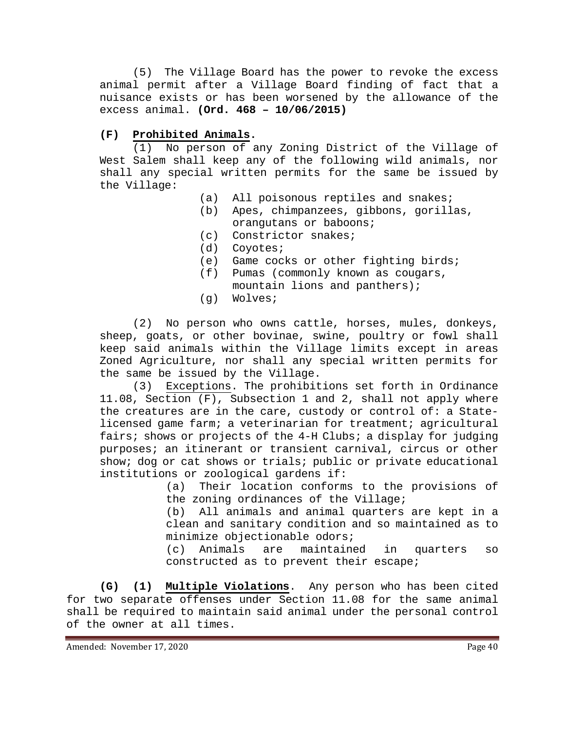(5) The Village Board has the power to revoke the excess animal permit after a Village Board finding of fact that a nuisance exists or has been worsened by the allowance of the excess animal. **(Ord. 468 – 10/06/2015)**

**(F) Prohibited Animals.**

(1) No person of any Zoning District of the Village of West Salem shall keep any of the following wild animals, nor shall any special written permits for the same be issued by the Village:

- (a) All poisonous reptiles and snakes;
- (b) Apes, chimpanzees, gibbons, gorillas, orangutans or baboons;
- (c) Constrictor snakes;
- (d) Coyotes;
- (e) Game cocks or other fighting birds;
- (f) Pumas (commonly known as cougars, mountain lions and panthers);
- (g) Wolves;

(2) No person who owns cattle, horses, mules, donkeys, sheep, goats, or other bovinae, swine, poultry or fowl shall keep said animals within the Village limits except in areas Zoned Agriculture, nor shall any special written permits for the same be issued by the Village.

(3) Exceptions. The prohibitions set forth in Ordinance 11.08, Section (F), Subsection 1 and 2, shall not apply where the creatures are in the care, custody or control of: a State-licensed game farm; a veterinarian for treatment; agricultural fairs; shows or projects of the 4-H Clubs; a display for judging purposes; an itinerant or transient carnival, circus or other show; dog or cat shows or trials; public or private educational institutions or zoological gardens if:

- (a) Their location conforms to the provisions of the zoning ordinances of the Village;
- (b) All animals and animal quarters are kept in a clean and sanitary condition and so maintained as to minimize objectionable odors;
- (c) Animals are maintained in quarters so constructed as to prevent their escape;

**(G) (1) Multiple Violations**. Any person who has been cited for two separate offenses under Section 11.08 for the same animal shall be required to maintain said animal under the personal control of the owner at all times.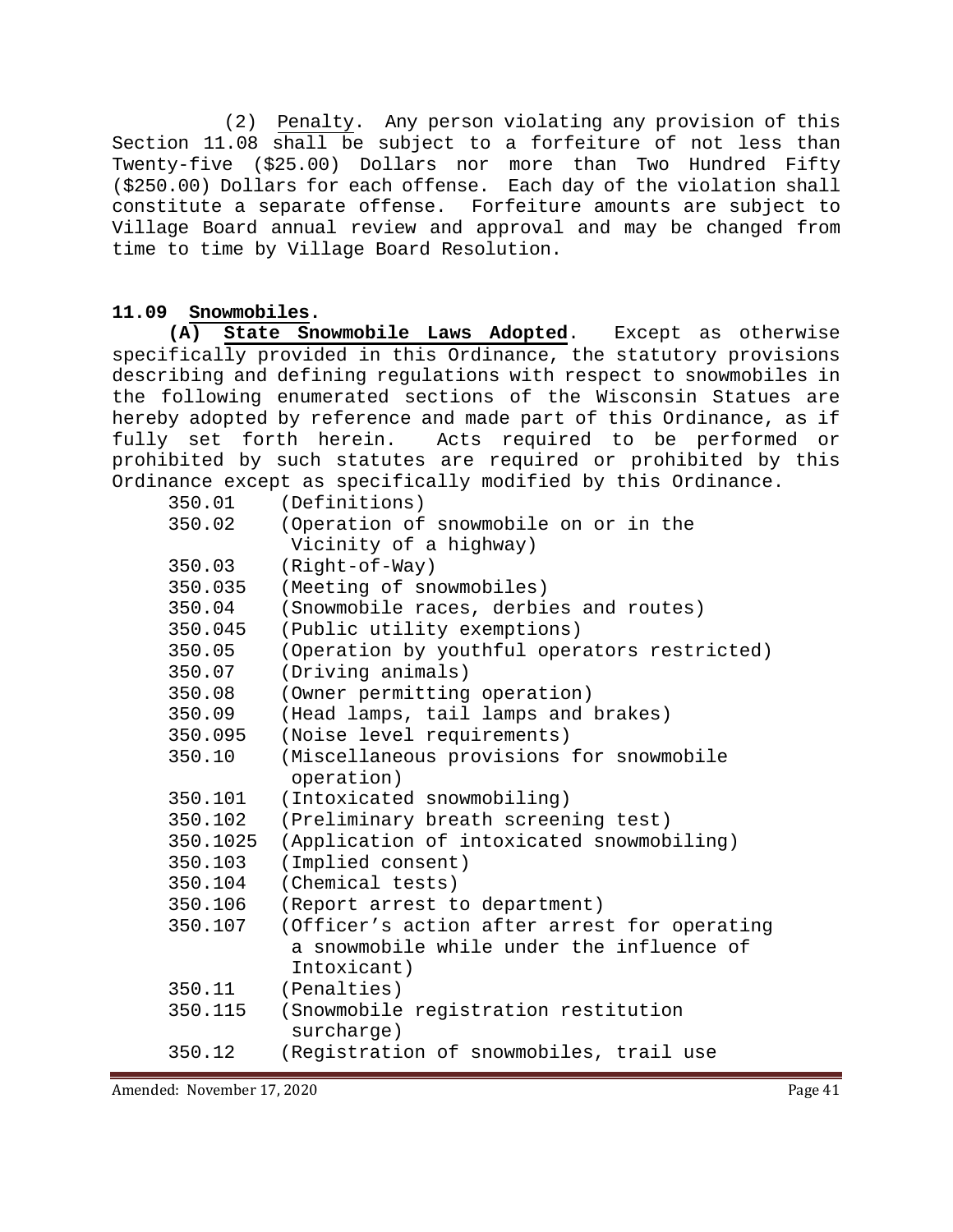(2) Penalty. Any person violating any provision of this Section 11.08 shall be subject to a forfeiture of not less than Twenty-five ($25.00) Dollars nor more than Two Hundred Fifty ($250.00) Dollars for each offense. Each day of the violation shall constitute a separate offense. Forfeiture amounts are subject to Village Board annual review and approval and may be changed from time to time by Village Board Resolution.

**11.09 Snowmobiles.**

**(A) State Snowmobile Laws Adopted**. Except as otherwise specifically provided in this Ordinance, the statutory provisions describing and defining regulations with respect to snowmobiles in the following enumerated sections of the Wisconsin Statues are hereby adopted by reference and made part of this Ordinance, as if fully set forth herein. Acts required to be performed or prohibited by such statutes are required or prohibited by this Ordinance except as specifically modified by this Ordinance.

| | |
|---|---|
| 350.01 | (Definitions) |
| 350.02 | (Operation of snowmobile on or in the Vicinity of a highway) |
| 350.03 | (Right-of-Way) |
| 350.035 | (Meeting of snowmobiles) |
| 350.04 | (Snowmobile races, derbies and routes) |
| 350.045 | (Public utility exemptions) |
| 350.05 | (Operation by youthful operators restricted) |
| 350.07 | (Driving animals) |
| 350.08 | (Owner permitting operation) |
| 350.09 | (Head lamps, tail lamps and brakes) |
| 350.095 | (Noise level requirements) |
| 350.10 | (Miscellaneous provisions for snowmobile operation) |
| 350.101 | (Intoxicated snowmobiling) |
| 350.102 | (Preliminary breath screening test) |
| 350.1025 | (Application of intoxicated snowmobiling) |
| 350.103 | (Implied consent) |
| 350.104 | (Chemical tests) |
| 350.106 | (Report arrest to department) |
| 350.107 | (Officer's action after arrest for operating a snowmobile while under the influence of Intoxicant) |
| 350.11 | (Penalties) |
| 350.115 | (Snowmobile registration restitution surcharge) |
| 350.12 | (Registration of snowmobiles, trail use |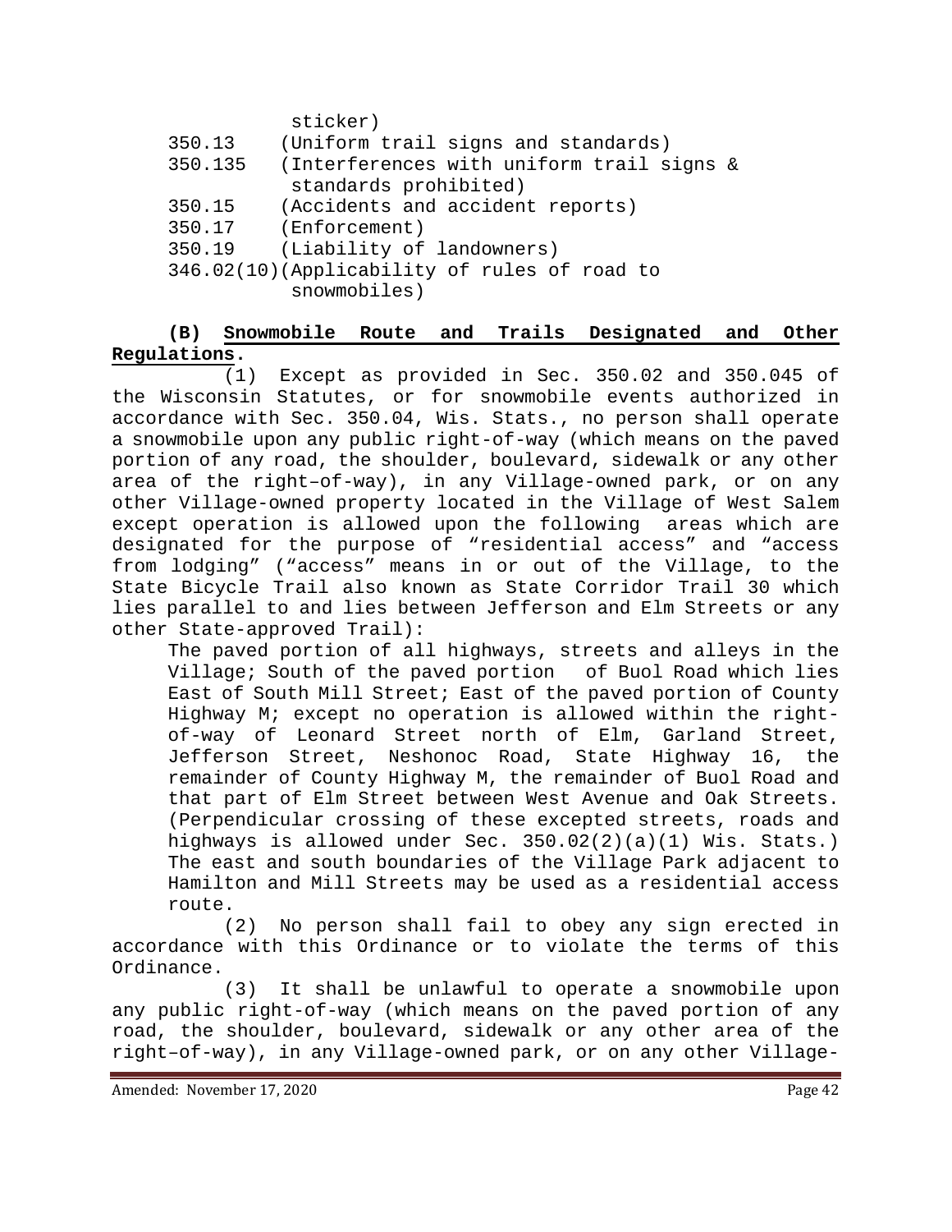sticker)

350.13 (Uniform trail signs and standards)

350.135 (Interferences with uniform trail signs & standards prohibited)

350.15 (Accidents and accident reports)

350.17 (Enforcement)

350.19 (Liability of landowners)

346.02(10)(Applicability of rules of road to snowmobiles)

**(B) Snowmobile Route and Trails Designated and Other Regulations.**

(1) Except as provided in Sec. 350.02 and 350.045 of the Wisconsin Statutes, or for snowmobile events authorized in accordance with Sec. 350.04, Wis. Stats., no person shall operate a snowmobile upon any public right-of-way (which means on the paved portion of any road, the shoulder, boulevard, sidewalk or any other area of the right–of-way), in any Village-owned park, or on any other Village-owned property located in the Village of West Salem except operation is allowed upon the following areas which are designated for the purpose of "residential access" and "access from lodging" ("access" means in or out of the Village, to the State Bicycle Trail also known as State Corridor Trail 30 which lies parallel to and lies between Jefferson and Elm Streets or any other State-approved Trail):

The paved portion of all highways, streets and alleys in the Village; South of the paved portion of Buol Road which lies East of South Mill Street; East of the paved portion of County Highway M; except no operation is allowed within the right-of-way of Leonard Street north of Elm, Garland Street, Jefferson Street, Neshonoc Road, State Highway 16, the remainder of County Highway M, the remainder of Buol Road and that part of Elm Street between West Avenue and Oak Streets. (Perpendicular crossing of these excepted streets, roads and highways is allowed under Sec. 350.02(2)(a)(1) Wis. Stats.) The east and south boundaries of the Village Park adjacent to Hamilton and Mill Streets may be used as a residential access route.

(2) No person shall fail to obey any sign erected in accordance with this Ordinance or to violate the terms of this Ordinance.

(3) It shall be unlawful to operate a snowmobile upon any public right-of-way (which means on the paved portion of any road, the shoulder, boulevard, sidewalk or any other area of the right–of-way), in any Village-owned park, or on any other Village-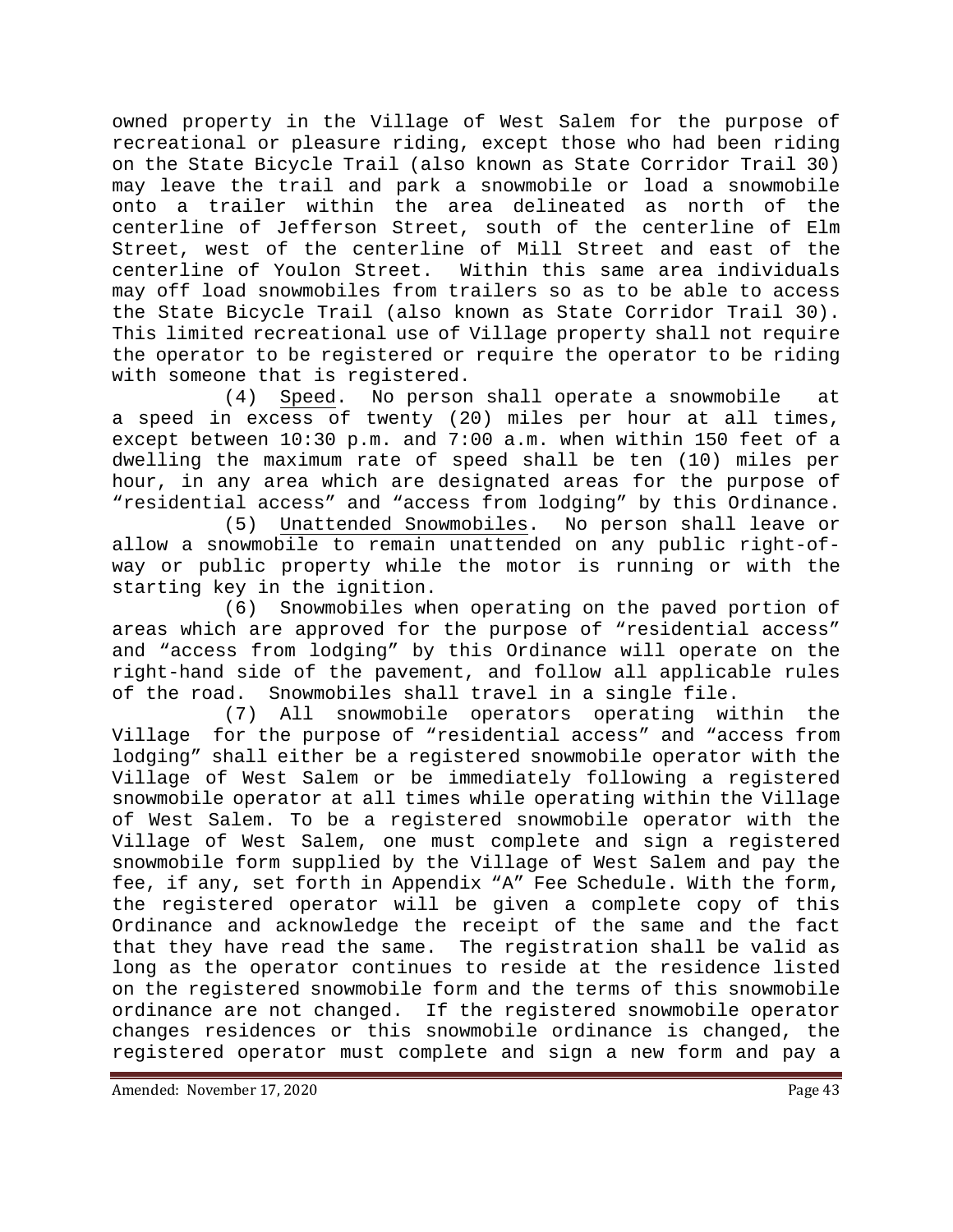owned property in the Village of West Salem for the purpose of recreational or pleasure riding, except those who had been riding on the State Bicycle Trail (also known as State Corridor Trail 30) may leave the trail and park a snowmobile or load a snowmobile onto a trailer within the area delineated as north of the centerline of Jefferson Street, south of the centerline of Elm Street, west of the centerline of Mill Street and east of the centerline of Youlon Street. Within this same area individuals may off load snowmobiles from trailers so as to be able to access the State Bicycle Trail (also known as State Corridor Trail 30). This limited recreational use of Village property shall not require the operator to be registered or require the operator to be riding with someone that is registered.

(4) Speed. No person shall operate a snowmobile at a speed in excess of twenty (20) miles per hour at all times, except between 10:30 p.m. and 7:00 a.m. when within 150 feet of a dwelling the maximum rate of speed shall be ten (10) miles per hour, in any area which are designated areas for the purpose of "residential access" and "access from lodging" by this Ordinance.

(5) Unattended Snowmobiles. No person shall leave or allow a snowmobile to remain unattended on any public right-of-way or public property while the motor is running or with the starting key in the ignition.

(6) Snowmobiles when operating on the paved portion of areas which are approved for the purpose of "residential access" and "access from lodging" by this Ordinance will operate on the right-hand side of the pavement, and follow all applicable rules of the road. Snowmobiles shall travel in a single file.

(7) All snowmobile operators operating within the Village for the purpose of "residential access" and "access from lodging" shall either be a registered snowmobile operator with the Village of West Salem or be immediately following a registered snowmobile operator at all times while operating within the Village of West Salem. To be a registered snowmobile operator with the Village of West Salem, one must complete and sign a registered snowmobile form supplied by the Village of West Salem and pay the fee, if any, set forth in Appendix "A" Fee Schedule. With the form, the registered operator will be given a complete copy of this Ordinance and acknowledge the receipt of the same and the fact that they have read the same. The registration shall be valid as long as the operator continues to reside at the residence listed on the registered snowmobile form and the terms of this snowmobile ordinance are not changed. If the registered snowmobile operator changes residences or this snowmobile ordinance is changed, the registered operator must complete and sign a new form and pay a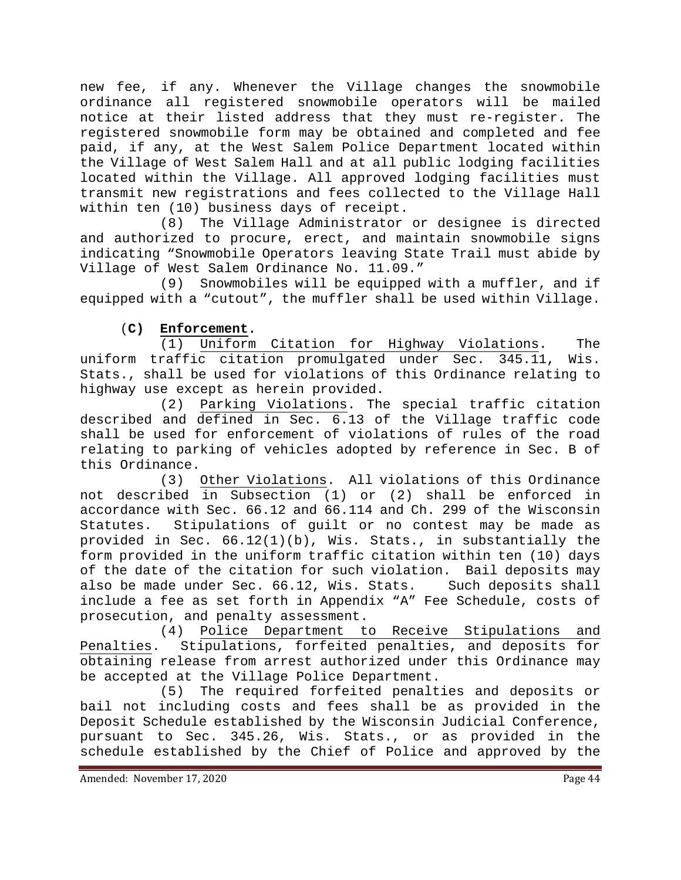new fee, if any. Whenever the Village changes the snowmobile ordinance all registered snowmobile operators will be mailed notice at their listed address that they must re-register. The registered snowmobile form may be obtained and completed and fee paid, if any, at the West Salem Police Department located within the Village of West Salem Hall and at all public lodging facilities located within the Village. All approved lodging facilities must transmit new registrations and fees collected to the Village Hall within ten (10) business days of receipt.

(8) The Village Administrator or designee is directed and authorized to procure, erect, and maintain snowmobile signs indicating "Snowmobile Operators leaving State Trail must abide by Village of West Salem Ordinance No. 11.09."

(9) Snowmobiles will be equipped with a muffler, and if equipped with a "cutout", the muffler shall be used within Village.

**(C) Enforcement.**

(1) Uniform Citation for Highway Violations. The uniform traffic citation promulgated under Sec. 345.11, Wis. Stats., shall be used for violations of this Ordinance relating to highway use except as herein provided.

(2) Parking Violations. The special traffic citation described and defined in Sec. 6.13 of the Village traffic code shall be used for enforcement of violations of rules of the road relating to parking of vehicles adopted by reference in Sec. B of this Ordinance.

(3) Other Violations. All violations of this Ordinance not described in Subsection (1) or (2) shall be enforced in accordance with Sec. 66.12 and 66.114 and Ch. 299 of the Wisconsin Statutes. Stipulations of guilt or no contest may be made as provided in Sec. 66.12(1)(b), Wis. Stats., in substantially the form provided in the uniform traffic citation within ten (10) days of the date of the citation for such violation. Bail deposits may also be made under Sec. 66.12, Wis. Stats. Such deposits shall include a fee as set forth in Appendix "A" Fee Schedule, costs of prosecution, and penalty assessment.

(4) Police Department to Receive Stipulations and Penalties. Stipulations, forfeited penalties, and deposits for obtaining release from arrest authorized under this Ordinance may be accepted at the Village Police Department.

(5) The required forfeited penalties and deposits or bail not including costs and fees shall be as provided in the Deposit Schedule established by the Wisconsin Judicial Conference, pursuant to Sec. 345.26, Wis. Stats., or as provided in the schedule established by the Chief of Police and approved by the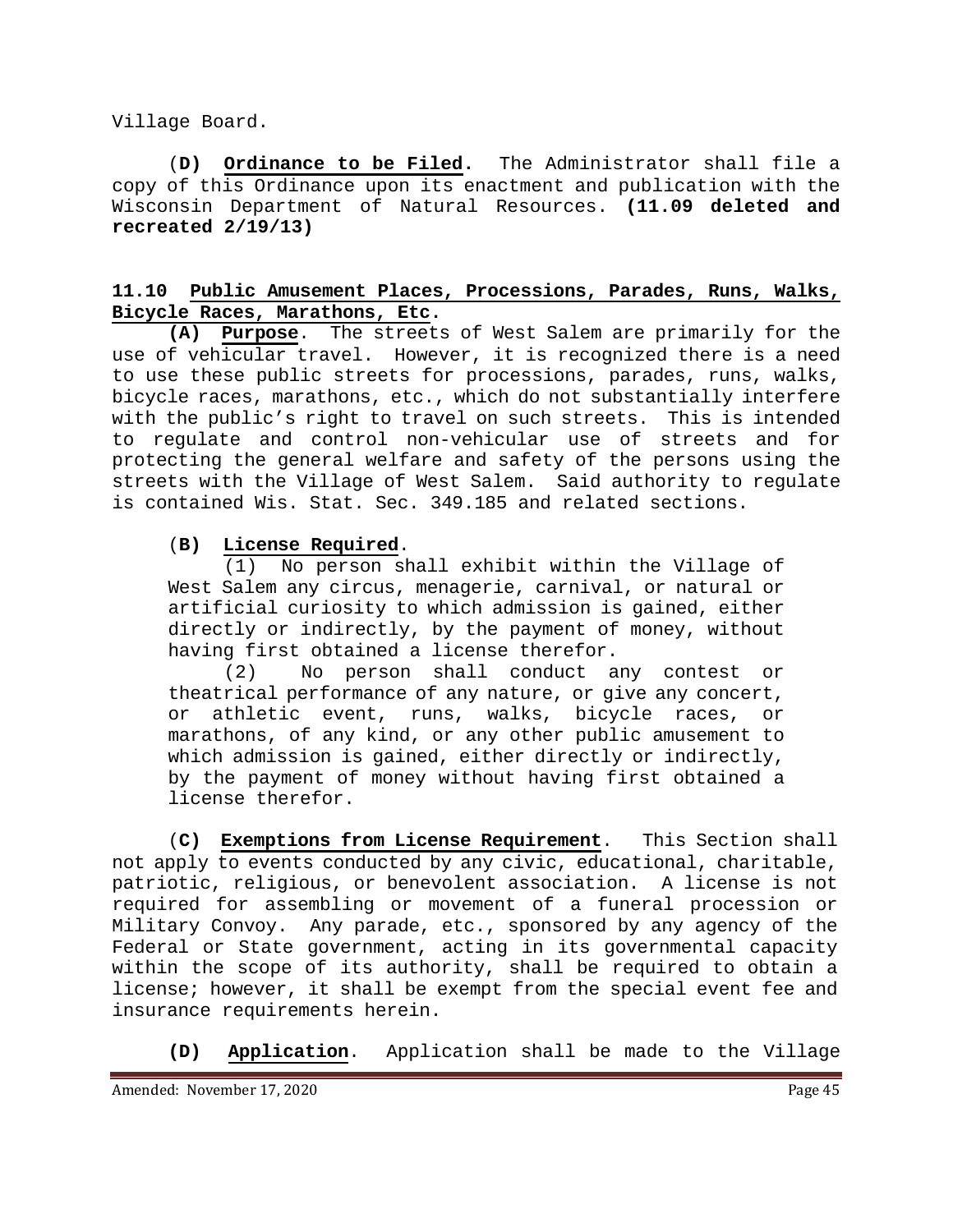Village Board.

(**D) Ordinance to be Filed**. The Administrator shall file a copy of this Ordinance upon its enactment and publication with the Wisconsin Department of Natural Resources. **(11.09 deleted and recreated 2/19/13)**

**11.10 Public Amusement Places, Processions, Parades, Runs, Walks, Bicycle Races, Marathons, Etc.**

**(A) Purpose**. The streets of West Salem are primarily for the use of vehicular travel. However, it is recognized there is a need to use these public streets for processions, parades, runs, walks, bicycle races, marathons, etc., which do not substantially interfere with the public's right to travel on such streets. This is intended to regulate and control non-vehicular use of streets and for protecting the general welfare and safety of the persons using the streets with the Village of West Salem. Said authority to regulate is contained Wis. Stat. Sec. 349.185 and related sections.

(**B) License Required**.

(1) No person shall exhibit within the Village of West Salem any circus, menagerie, carnival, or natural or artificial curiosity to which admission is gained, either directly or indirectly, by the payment of money, without having first obtained a license therefor.

(2) No person shall conduct any contest or theatrical performance of any nature, or give any concert, or athletic event, runs, walks, bicycle races, or marathons, of any kind, or any other public amusement to which admission is gained, either directly or indirectly, by the payment of money without having first obtained a license therefor.

(**C) Exemptions from License Requirement**. This Section shall not apply to events conducted by any civic, educational, charitable, patriotic, religious, or benevolent association. A license is not required for assembling or movement of a funeral procession or Military Convoy. Any parade, etc., sponsored by any agency of the Federal or State government, acting in its governmental capacity within the scope of its authority, shall be required to obtain a license; however, it shall be exempt from the special event fee and insurance requirements herein.

**(D) Application**. Application shall be made to the Village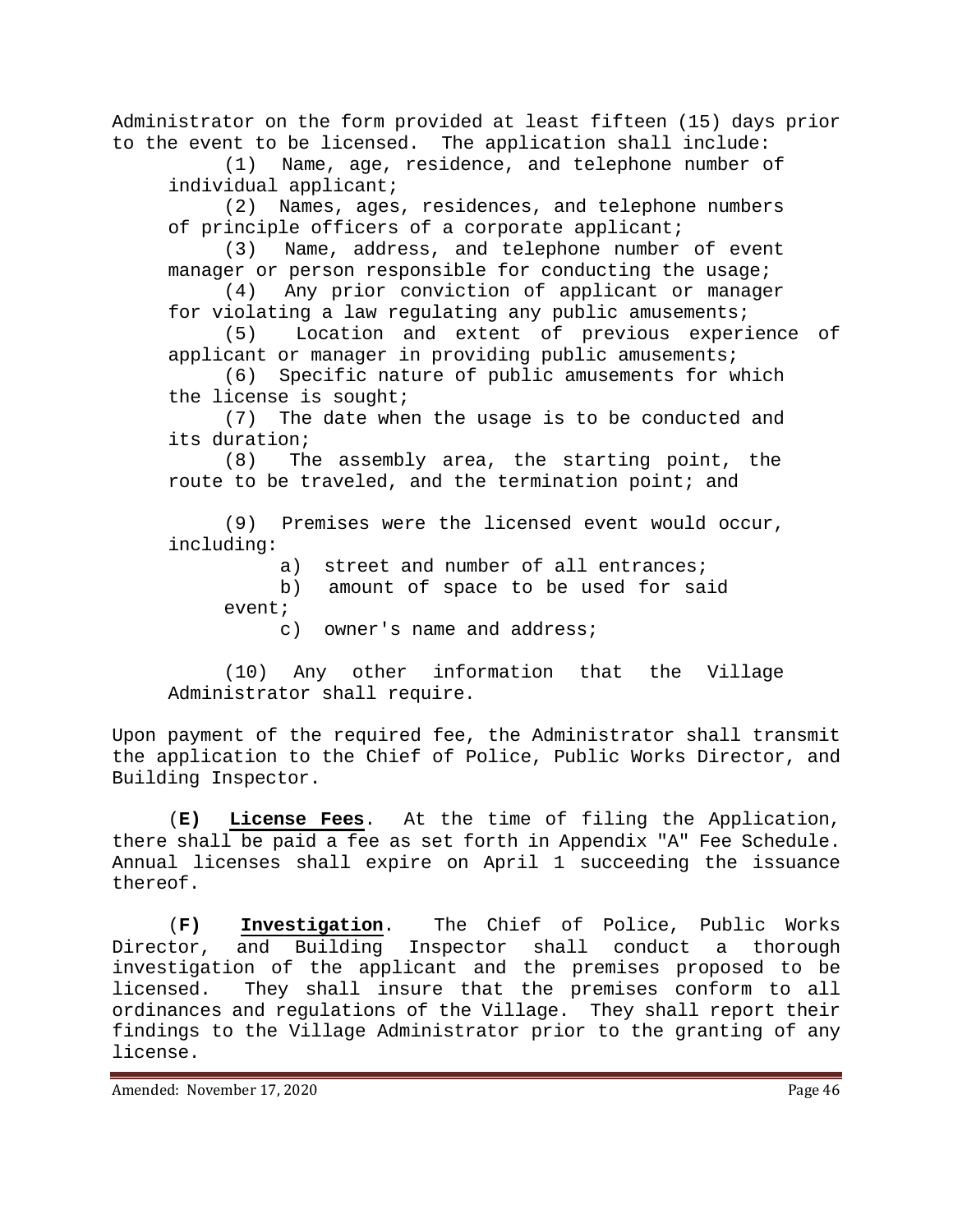Administrator on the form provided at least fifteen (15) days prior to the event to be licensed. The application shall include:

(1) Name, age, residence, and telephone number of individual applicant;

(2) Names, ages, residences, and telephone numbers of principle officers of a corporate applicant;

(3) Name, address, and telephone number of event manager or person responsible for conducting the usage;

(4) Any prior conviction of applicant or manager for violating a law regulating any public amusements;

(5) Location and extent of previous experience of applicant or manager in providing public amusements;

(6) Specific nature of public amusements for which the license is sought;

(7) The date when the usage is to be conducted and its duration;

(8) The assembly area, the starting point, the route to be traveled, and the termination point; and

(9) Premises were the licensed event would occur, including:

a) street and number of all entrances;

b) amount of space to be used for said event;

c) owner's name and address;

(10) Any other information that the Village Administrator shall require.

Upon payment of the required fee, the Administrator shall transmit the application to the Chief of Police, Public Works Director, and Building Inspector.

(**E) <u>License Fees</u>**. At the time of filing the Application, there shall be paid a fee as set forth in Appendix "A" Fee Schedule. Annual licenses shall expire on April 1 succeeding the issuance thereof.

(**F) <u>Investigation</u>**. The Chief of Police, Public Works Director, and Building Inspector shall conduct a thorough investigation of the applicant and the premises proposed to be licensed. They shall insure that the premises conform to all ordinances and regulations of the Village. They shall report their findings to the Village Administrator prior to the granting of any license.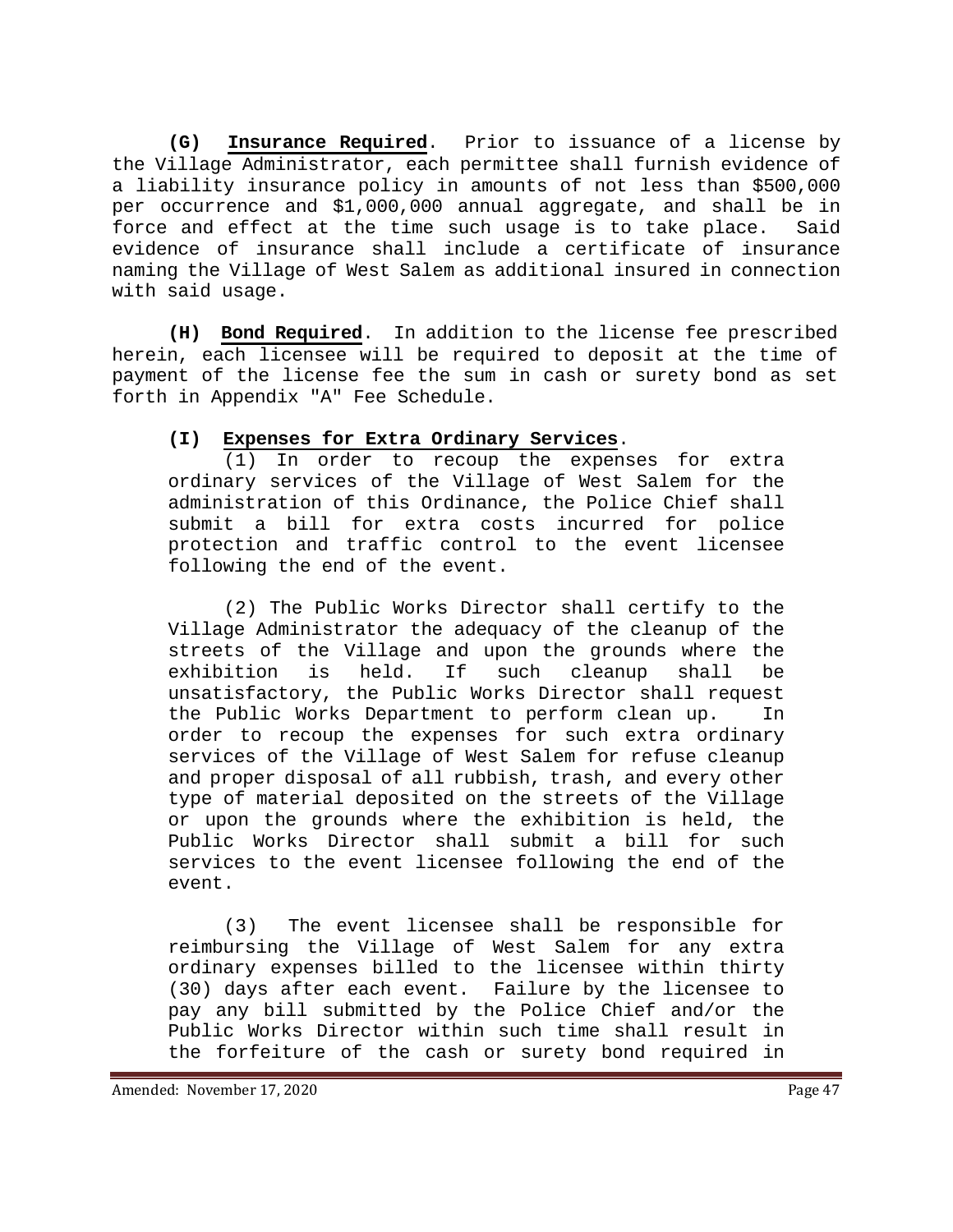**(G) Insurance Required**. Prior to issuance of a license by the Village Administrator, each permittee shall furnish evidence of a liability insurance policy in amounts of not less than $500,000 per occurrence and $1,000,000 annual aggregate, and shall be in force and effect at the time such usage is to take place. Said evidence of insurance shall include a certificate of insurance naming the Village of West Salem as additional insured in connection with said usage.

**(H) Bond Required**. In addition to the license fee prescribed herein, each licensee will be required to deposit at the time of payment of the license fee the sum in cash or surety bond as set forth in Appendix "A" Fee Schedule.

**(I) Expenses for Extra Ordinary Services**.

(1) In order to recoup the expenses for extra ordinary services of the Village of West Salem for the administration of this Ordinance, the Police Chief shall submit a bill for extra costs incurred for police protection and traffic control to the event licensee following the end of the event.

(2) The Public Works Director shall certify to the Village Administrator the adequacy of the cleanup of the streets of the Village and upon the grounds where the exhibition is held. If such cleanup shall be unsatisfactory, the Public Works Director shall request the Public Works Department to perform clean up. In order to recoup the expenses for such extra ordinary services of the Village of West Salem for refuse cleanup and proper disposal of all rubbish, trash, and every other type of material deposited on the streets of the Village or upon the grounds where the exhibition is held, the Public Works Director shall submit a bill for such services to the event licensee following the end of the event.

(3) The event licensee shall be responsible for reimbursing the Village of West Salem for any extra ordinary expenses billed to the licensee within thirty (30) days after each event. Failure by the licensee to pay any bill submitted by the Police Chief and/or the Public Works Director within such time shall result in the forfeiture of the cash or surety bond required in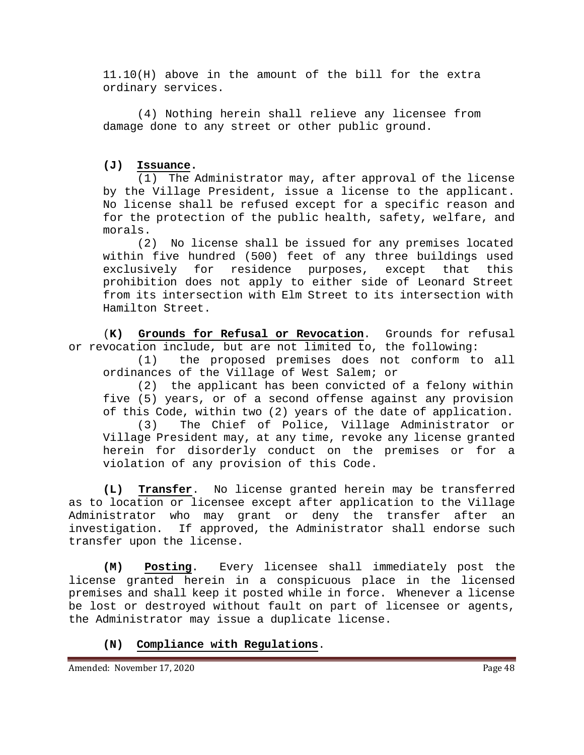11.10(H) above in the amount of the bill for the extra ordinary services.

(4) Nothing herein shall relieve any licensee from damage done to any street or other public ground.

**(J) Issuance.**

(1) The Administrator may, after approval of the license by the Village President, issue a license to the applicant. No license shall be refused except for a specific reason and for the protection of the public health, safety, welfare, and morals.

(2) No license shall be issued for any premises located within five hundred (500) feet of any three buildings used exclusively for residence purposes, except that this prohibition does not apply to either side of Leonard Street from its intersection with Elm Street to its intersection with Hamilton Street.

(**K) Grounds for Refusal or Revocation**. Grounds for refusal or revocation include, but are not limited to, the following:

(1) the proposed premises does not conform to all ordinances of the Village of West Salem; or

(2) the applicant has been convicted of a felony within five (5) years, or of a second offense against any provision of this Code, within two (2) years of the date of application.

(3) The Chief of Police, Village Administrator or Village President may, at any time, revoke any license granted herein for disorderly conduct on the premises or for a violation of any provision of this Code.

**(L) Transfer**. No license granted herein may be transferred as to location or licensee except after application to the Village Administrator who may grant or deny the transfer after an investigation. If approved, the Administrator shall endorse such transfer upon the license.

**(M) Posting**. Every licensee shall immediately post the license granted herein in a conspicuous place in the licensed premises and shall keep it posted while in force. Whenever a license be lost or destroyed without fault on part of licensee or agents, the Administrator may issue a duplicate license.

**(N) Compliance with Regulations**.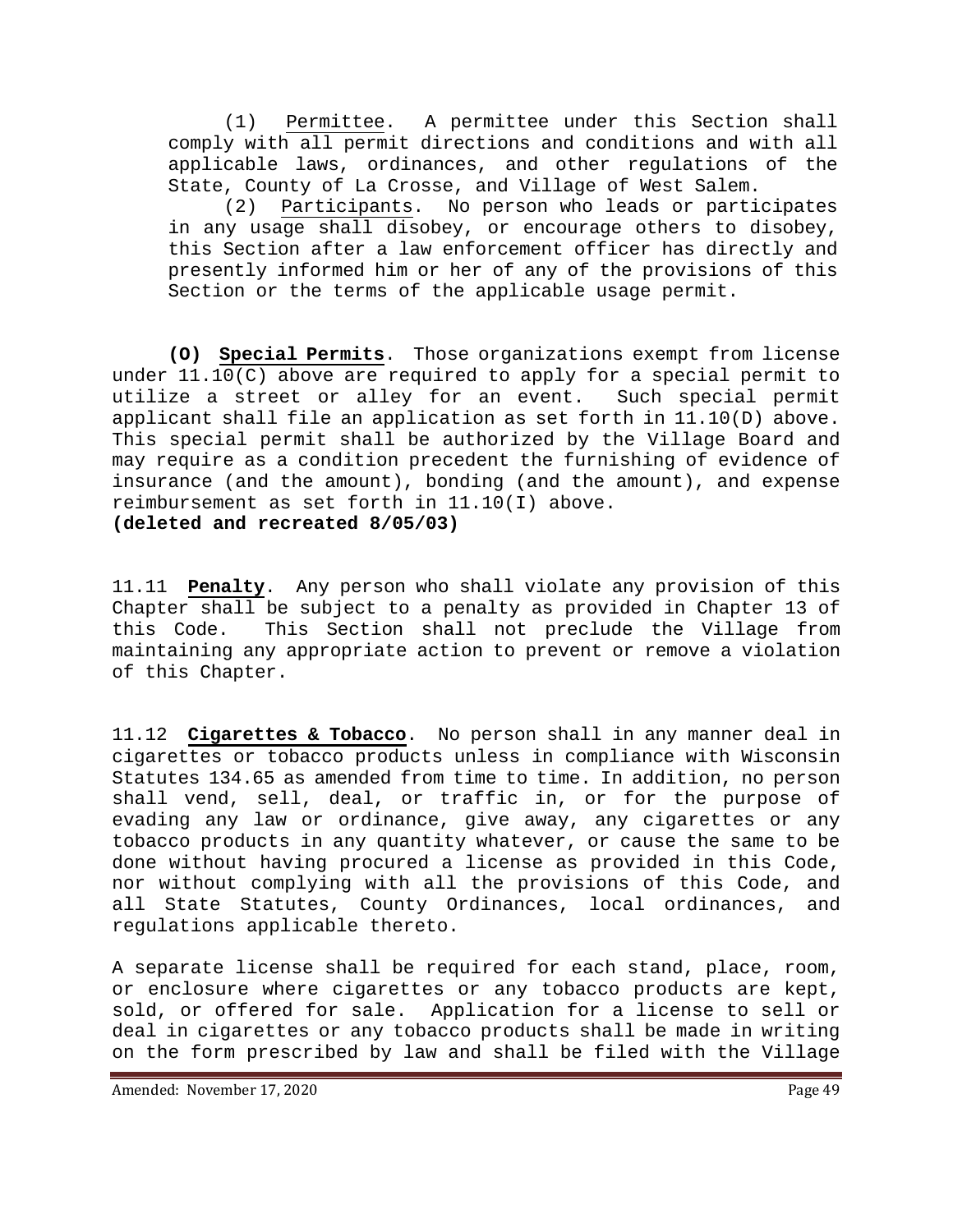(1) Permittee. A permittee under this Section shall comply with all permit directions and conditions and with all applicable laws, ordinances, and other regulations of the State, County of La Crosse, and Village of West Salem.

(2) Participants. No person who leads or participates in any usage shall disobey, or encourage others to disobey, this Section after a law enforcement officer has directly and presently informed him or her of any of the provisions of this Section or the terms of the applicable usage permit.

**(O) Special Permits**. Those organizations exempt from license under 11.10(C) above are required to apply for a special permit to utilize a street or alley for an event. Such special permit applicant shall file an application as set forth in 11.10(D) above. This special permit shall be authorized by the Village Board and may require as a condition precedent the furnishing of evidence of insurance (and the amount), bonding (and the amount), and expense reimbursement as set forth in 11.10(I) above.
**(deleted and recreated 8/05/03)**

11.11 **Penalty**. Any person who shall violate any provision of this Chapter shall be subject to a penalty as provided in Chapter 13 of this Code. This Section shall not preclude the Village from maintaining any appropriate action to prevent or remove a violation of this Chapter.

11.12 **Cigarettes & Tobacco**. No person shall in any manner deal in cigarettes or tobacco products unless in compliance with Wisconsin Statutes 134.65 as amended from time to time. In addition, no person shall vend, sell, deal, or traffic in, or for the purpose of evading any law or ordinance, give away, any cigarettes or any tobacco products in any quantity whatever, or cause the same to be done without having procured a license as provided in this Code, nor without complying with all the provisions of this Code, and all State Statutes, County Ordinances, local ordinances, and regulations applicable thereto.

A separate license shall be required for each stand, place, room, or enclosure where cigarettes or any tobacco products are kept, sold, or offered for sale. Application for a license to sell or deal in cigarettes or any tobacco products shall be made in writing on the form prescribed by law and shall be filed with the Village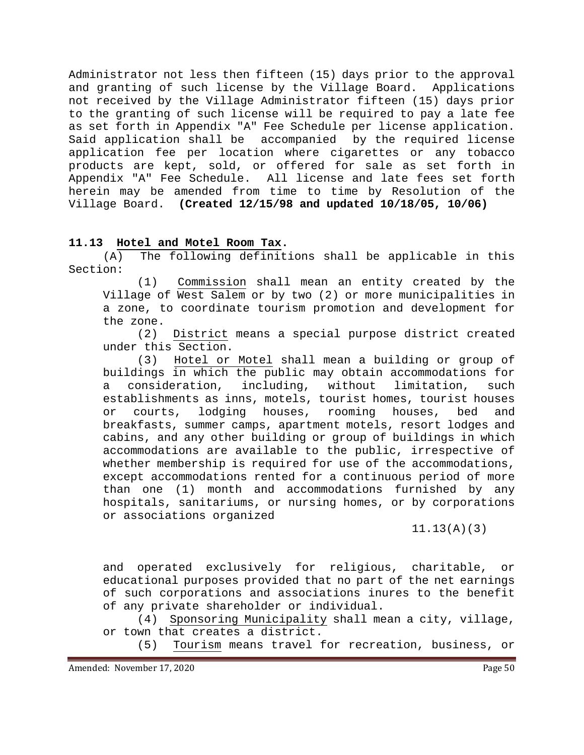Administrator not less then fifteen (15) days prior to the approval and granting of such license by the Village Board. Applications not received by the Village Administrator fifteen (15) days prior to the granting of such license will be required to pay a late fee as set forth in Appendix "A" Fee Schedule per license application. Said application shall be accompanied by the required license application fee per location where cigarettes or any tobacco products are kept, sold, or offered for sale as set forth in Appendix "A" Fee Schedule. All license and late fees set forth herein may be amended from time to time by Resolution of the Village Board. **(Created 12/15/98 and updated 10/18/05, 10/06)**

**11.13 Hotel and Motel Room Tax.**

(A) The following definitions shall be applicable in this Section:

(1) Commission shall mean an entity created by the Village of West Salem or by two (2) or more municipalities in a zone, to coordinate tourism promotion and development for the zone.

(2) District means a special purpose district created under this Section.

(3) Hotel or Motel shall mean a building or group of buildings in which the public may obtain accommodations for a consideration, including, without limitation, such establishments as inns, motels, tourist homes, tourist houses or courts, lodging houses, rooming houses, bed and breakfasts, summer camps, apartment motels, resort lodges and cabins, and any other building or group of buildings in which accommodations are available to the public, irrespective of whether membership is required for use of the accommodations, except accommodations rented for a continuous period of more than one (1) month and accommodations furnished by any hospitals, sanitariums, or nursing homes, or by corporations or associations organized

11.13(A)(3)

and operated exclusively for religious, charitable, or educational purposes provided that no part of the net earnings of such corporations and associations inures to the benefit of any private shareholder or individual.

(4) Sponsoring Municipality shall mean a city, village, or town that creates a district.

(5) Tourism means travel for recreation, business, or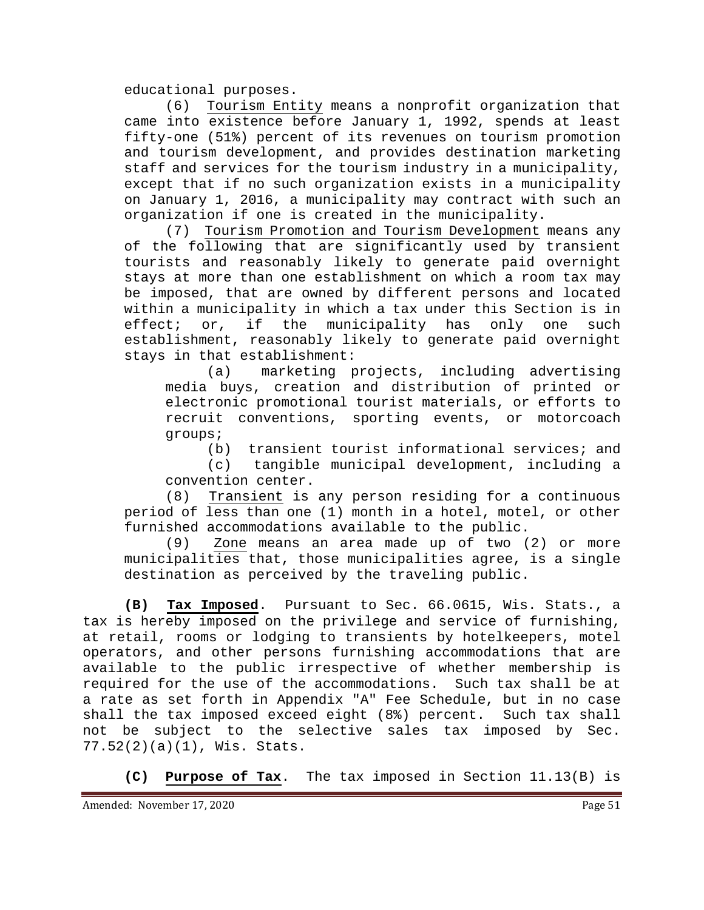educational purposes.

(6) Tourism Entity means a nonprofit organization that came into existence before January 1, 1992, spends at least fifty-one (51%) percent of its revenues on tourism promotion and tourism development, and provides destination marketing staff and services for the tourism industry in a municipality, except that if no such organization exists in a municipality on January 1, 2016, a municipality may contract with such an organization if one is created in the municipality.

(7) Tourism Promotion and Tourism Development means any of the following that are significantly used by transient tourists and reasonably likely to generate paid overnight stays at more than one establishment on which a room tax may be imposed, that are owned by different persons and located within a municipality in which a tax under this Section is in effect; or, if the municipality has only one such establishment, reasonably likely to generate paid overnight stays in that establishment:

(a) marketing projects, including advertising media buys, creation and distribution of printed or electronic promotional tourist materials, or efforts to recruit conventions, sporting events, or motorcoach groups;

(b) transient tourist informational services; and

(c) tangible municipal development, including a convention center.

(8) Transient is any person residing for a continuous period of less than one (1) month in a hotel, motel, or other furnished accommodations available to the public.

(9) Zone means an area made up of two (2) or more municipalities that, those municipalities agree, is a single destination as perceived by the traveling public.

**(B) Tax Imposed**. Pursuant to Sec. 66.0615, Wis. Stats., a tax is hereby imposed on the privilege and service of furnishing, at retail, rooms or lodging to transients by hotelkeepers, motel operators, and other persons furnishing accommodations that are available to the public irrespective of whether membership is required for the use of the accommodations. Such tax shall be at a rate as set forth in Appendix "A" Fee Schedule, but in no case shall the tax imposed exceed eight (8%) percent. Such tax shall not be subject to the selective sales tax imposed by Sec. 77.52(2)(a)(1), Wis. Stats.

**(C) Purpose of Tax**. The tax imposed in Section 11.13(B) is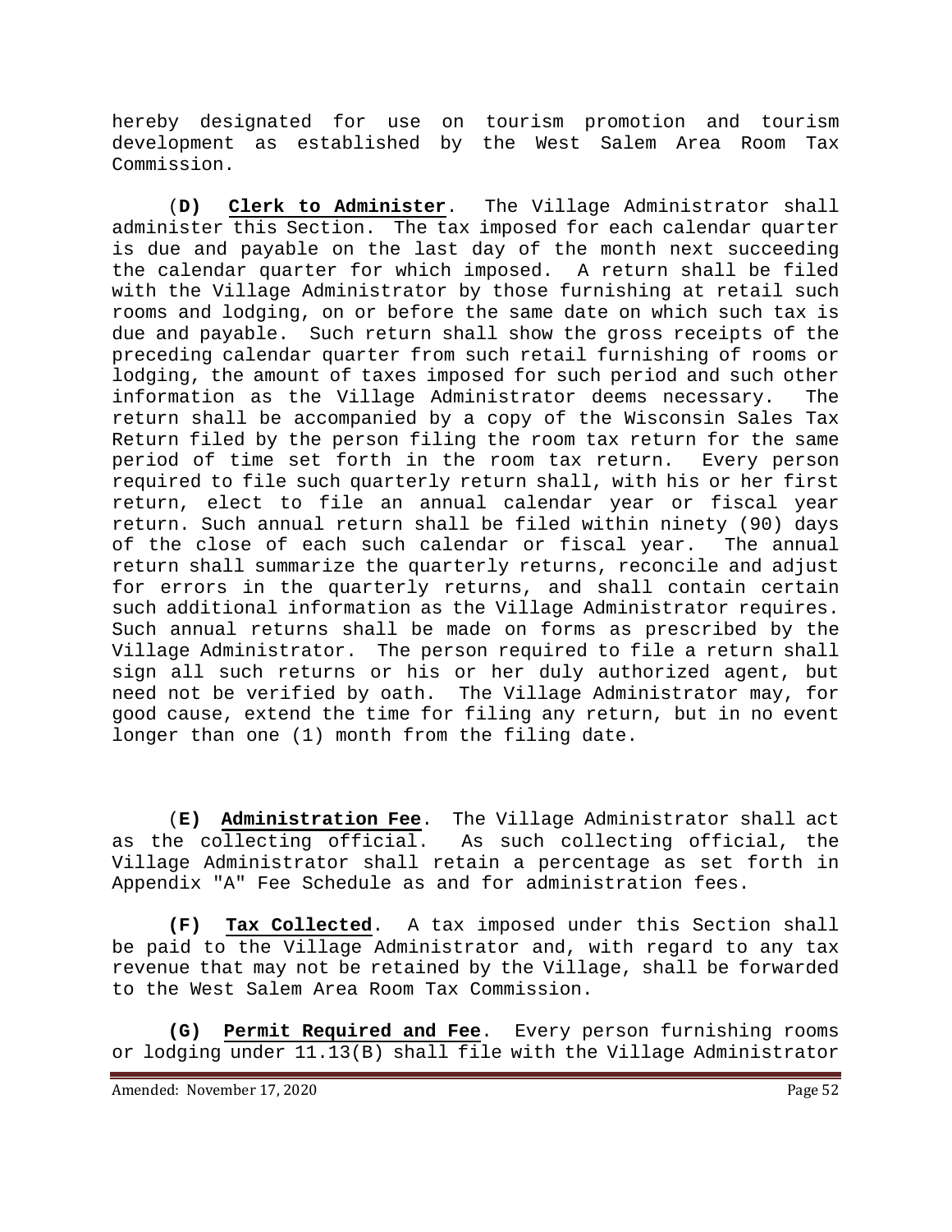hereby designated for use on tourism promotion and tourism development as established by the West Salem Area Room Tax Commission.

(**D)** **Clerk to Administer**. The Village Administrator shall administer this Section. The tax imposed for each calendar quarter is due and payable on the last day of the month next succeeding the calendar quarter for which imposed. A return shall be filed with the Village Administrator by those furnishing at retail such rooms and lodging, on or before the same date on which such tax is due and payable. Such return shall show the gross receipts of the preceding calendar quarter from such retail furnishing of rooms or lodging, the amount of taxes imposed for such period and such other information as the Village Administrator deems necessary. The return shall be accompanied by a copy of the Wisconsin Sales Tax Return filed by the person filing the room tax return for the same period of time set forth in the room tax return. Every person required to file such quarterly return shall, with his or her first return, elect to file an annual calendar year or fiscal year return. Such annual return shall be filed within ninety (90) days of the close of each such calendar or fiscal year. The annual return shall summarize the quarterly returns, reconcile and adjust for errors in the quarterly returns, and shall contain certain such additional information as the Village Administrator requires. Such annual returns shall be made on forms as prescribed by the Village Administrator. The person required to file a return shall sign all such returns or his or her duly authorized agent, but need not be verified by oath. The Village Administrator may, for good cause, extend the time for filing any return, but in no event longer than one (1) month from the filing date.

(**E)** **Administration Fee**. The Village Administrator shall act as the collecting official. As such collecting official, the Village Administrator shall retain a percentage as set forth in Appendix "A" Fee Schedule as and for administration fees.

**(F)** **Tax Collected**. A tax imposed under this Section shall be paid to the Village Administrator and, with regard to any tax revenue that may not be retained by the Village, shall be forwarded to the West Salem Area Room Tax Commission.

**(G)** **Permit Required and Fee**. Every person furnishing rooms or lodging under 11.13(B) shall file with the Village Administrator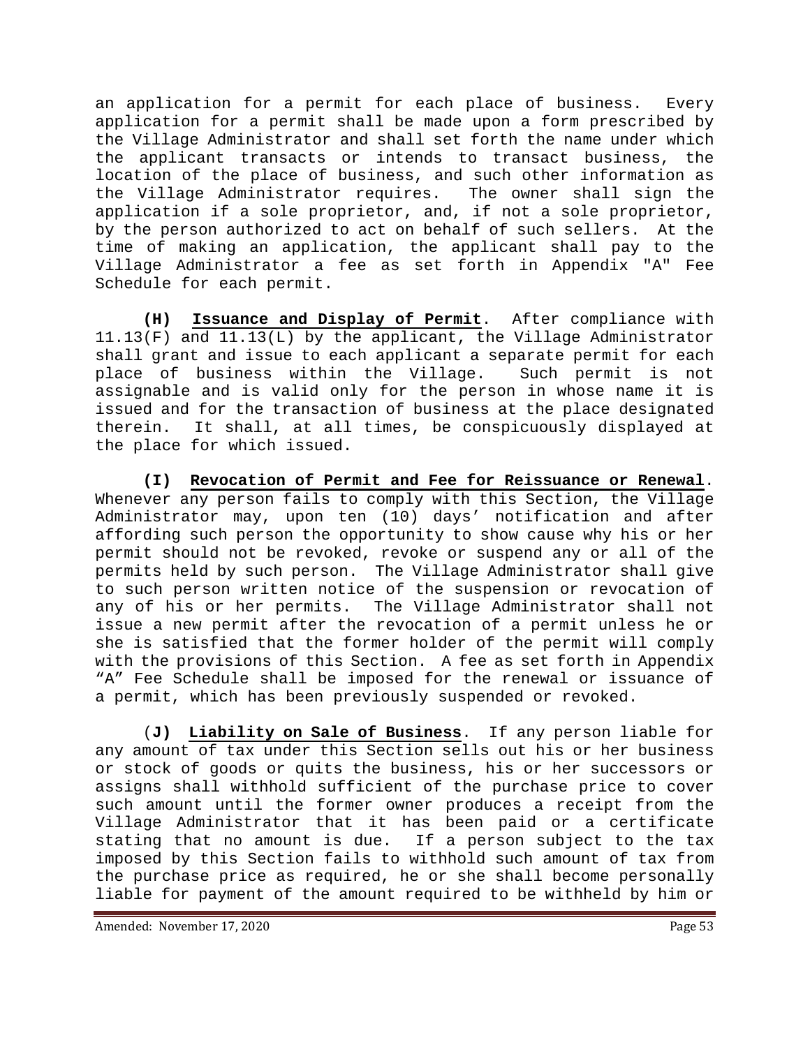an application for a permit for each place of business. Every application for a permit shall be made upon a form prescribed by the Village Administrator and shall set forth the name under which the applicant transacts or intends to transact business, the location of the place of business, and such other information as the Village Administrator requires. The owner shall sign the application if a sole proprietor, and, if not a sole proprietor, by the person authorized to act on behalf of such sellers. At the time of making an application, the applicant shall pay to the Village Administrator a fee as set forth in Appendix "A" Fee Schedule for each permit.

**(H) Issuance and Display of Permit**. After compliance with 11.13(F) and 11.13(L) by the applicant, the Village Administrator shall grant and issue to each applicant a separate permit for each place of business within the Village. Such permit is not assignable and is valid only for the person in whose name it is issued and for the transaction of business at the place designated therein. It shall, at all times, be conspicuously displayed at the place for which issued.

**(I) Revocation of Permit and Fee for Reissuance or Renewal**. Whenever any person fails to comply with this Section, the Village Administrator may, upon ten (10) days' notification and after affording such person the opportunity to show cause why his or her permit should not be revoked, revoke or suspend any or all of the permits held by such person. The Village Administrator shall give to such person written notice of the suspension or revocation of any of his or her permits. The Village Administrator shall not issue a new permit after the revocation of a permit unless he or she is satisfied that the former holder of the permit will comply with the provisions of this Section. A fee as set forth in Appendix "A" Fee Schedule shall be imposed for the renewal or issuance of a permit, which has been previously suspended or revoked.

(**J) Liability on Sale of Business**. If any person liable for any amount of tax under this Section sells out his or her business or stock of goods or quits the business, his or her successors or assigns shall withhold sufficient of the purchase price to cover such amount until the former owner produces a receipt from the Village Administrator that it has been paid or a certificate stating that no amount is due. If a person subject to the tax imposed by this Section fails to withhold such amount of tax from the purchase price as required, he or she shall become personally liable for payment of the amount required to be withheld by him or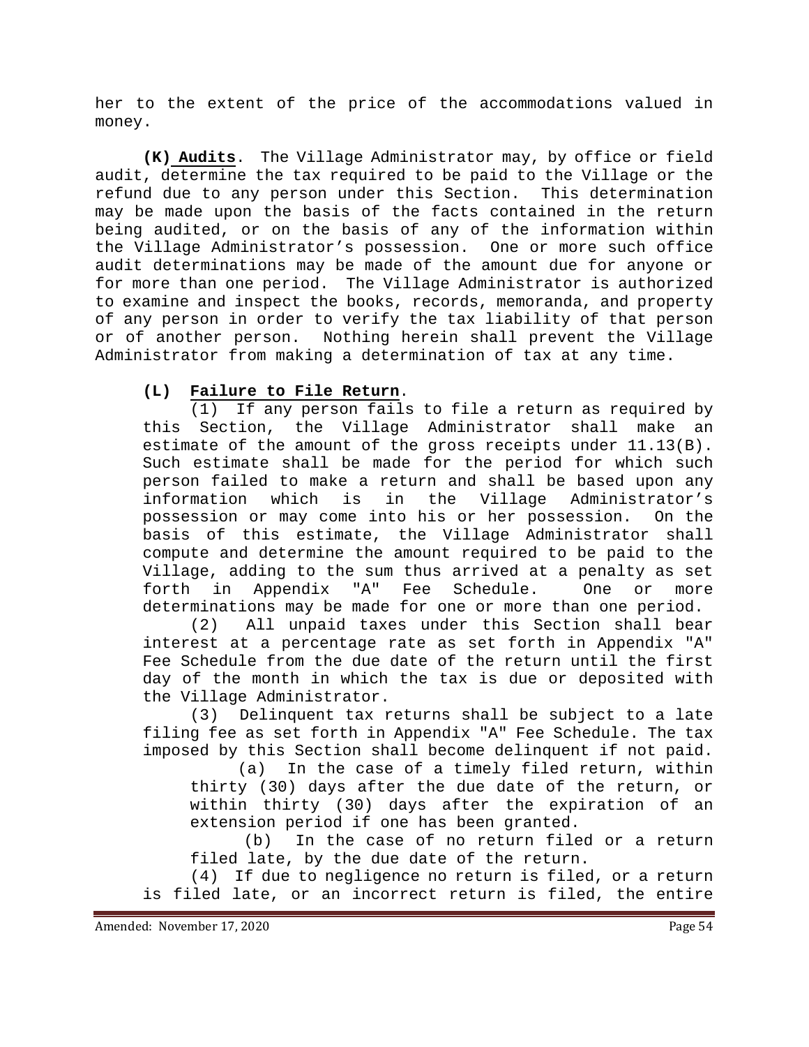her to the extent of the price of the accommodations valued in money.

**(K) Audits**. The Village Administrator may, by office or field audit, determine the tax required to be paid to the Village or the refund due to any person under this Section. This determination may be made upon the basis of the facts contained in the return being audited, or on the basis of any of the information within the Village Administrator's possession. One or more such office audit determinations may be made of the amount due for anyone or for more than one period. The Village Administrator is authorized to examine and inspect the books, records, memoranda, and property of any person in order to verify the tax liability of that person or of another person. Nothing herein shall prevent the Village Administrator from making a determination of tax at any time.

**(L) Failure to File Return**.

(1) If any person fails to file a return as required by this Section, the Village Administrator shall make an estimate of the amount of the gross receipts under 11.13(B). Such estimate shall be made for the period for which such person failed to make a return and shall be based upon any information which is in the Village Administrator's possession or may come into his or her possession. On the basis of this estimate, the Village Administrator shall compute and determine the amount required to be paid to the Village, adding to the sum thus arrived at a penalty as set forth in Appendix "A" Fee Schedule. One or more determinations may be made for one or more than one period.

(2) All unpaid taxes under this Section shall bear interest at a percentage rate as set forth in Appendix "A" Fee Schedule from the due date of the return until the first day of the month in which the tax is due or deposited with the Village Administrator.

(3) Delinquent tax returns shall be subject to a late filing fee as set forth in Appendix "A" Fee Schedule. The tax imposed by this Section shall become delinquent if not paid.

(a) In the case of a timely filed return, within thirty (30) days after the due date of the return, or within thirty (30) days after the expiration of an extension period if one has been granted.

(b) In the case of no return filed or a return filed late, by the due date of the return.

(4) If due to negligence no return is filed, or a return is filed late, or an incorrect return is filed, the entire

Amended: November 17, 2020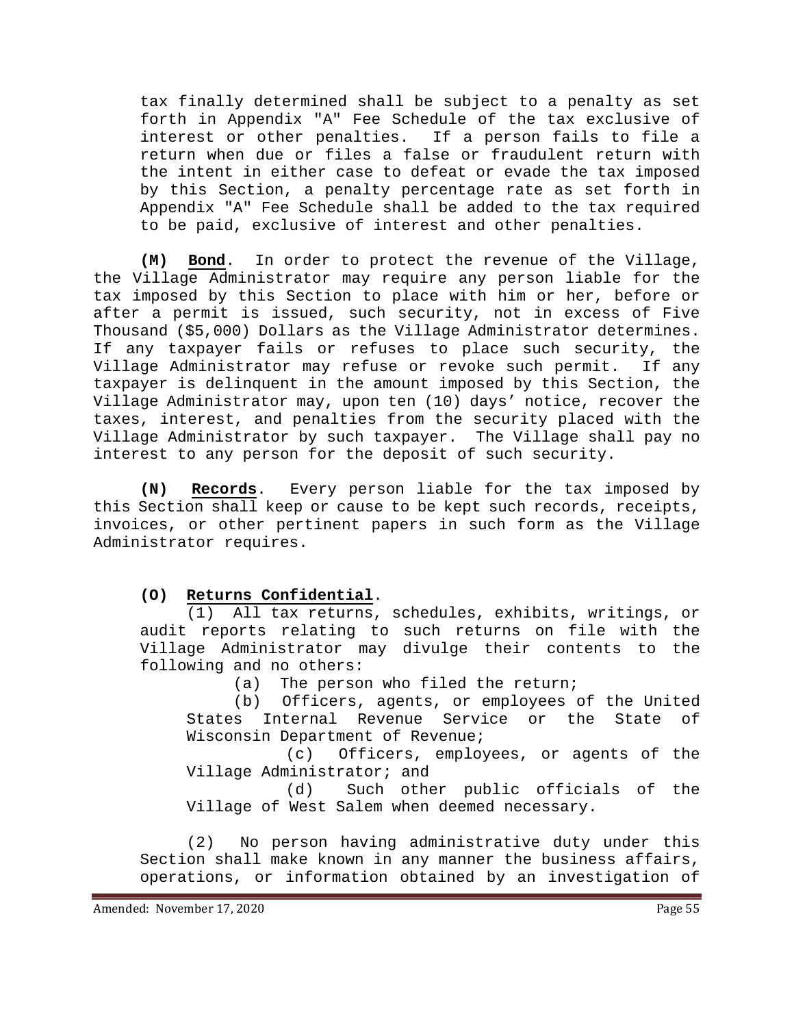tax finally determined shall be subject to a penalty as set forth in Appendix "A" Fee Schedule of the tax exclusive of interest or other penalties. If a person fails to file a return when due or files a false or fraudulent return with the intent in either case to defeat or evade the tax imposed by this Section, a penalty percentage rate as set forth in Appendix "A" Fee Schedule shall be added to the tax required to be paid, exclusive of interest and other penalties.

**(M) Bond**. In order to protect the revenue of the Village, the Village Administrator may require any person liable for the tax imposed by this Section to place with him or her, before or after a permit is issued, such security, not in excess of Five Thousand ($5,000) Dollars as the Village Administrator determines. If any taxpayer fails or refuses to place such security, the Village Administrator may refuse or revoke such permit. If any taxpayer is delinquent in the amount imposed by this Section, the Village Administrator may, upon ten (10) days' notice, recover the taxes, interest, and penalties from the security placed with the Village Administrator by such taxpayer. The Village shall pay no interest to any person for the deposit of such security.

**(N) Records**. Every person liable for the tax imposed by this Section shall keep or cause to be kept such records, receipts, invoices, or other pertinent papers in such form as the Village Administrator requires.

**(O) Returns Confidential**.

(1) All tax returns, schedules, exhibits, writings, or audit reports relating to such returns on file with the Village Administrator may divulge their contents to the following and no others:

(a) The person who filed the return;

(b) Officers, agents, or employees of the United States Internal Revenue Service or the State of Wisconsin Department of Revenue;

(c) Officers, employees, or agents of the Village Administrator; and

(d) Such other public officials of the Village of West Salem when deemed necessary.

(2) No person having administrative duty under this Section shall make known in any manner the business affairs, operations, or information obtained by an investigation of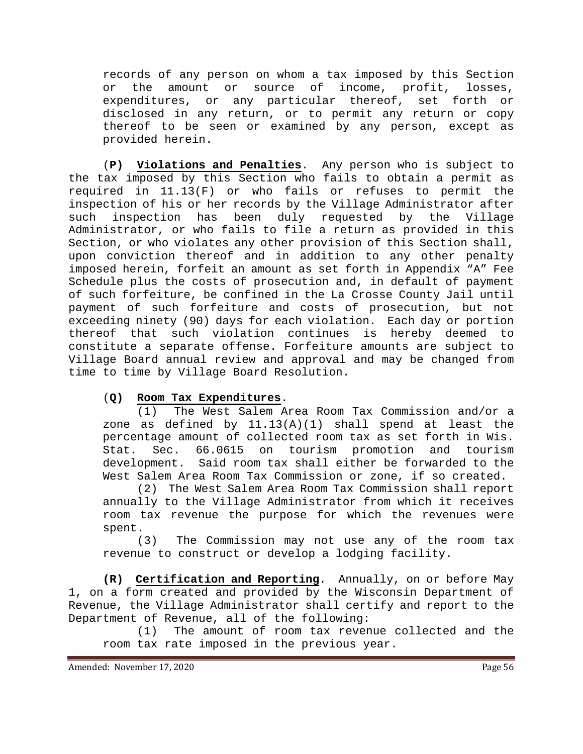records of any person on whom a tax imposed by this Section or the amount or source of income, profit, losses, expenditures, or any particular thereof, set forth or disclosed in any return, or to permit any return or copy thereof to be seen or examined by any person, except as provided herein.

(**P)** **Violations and Penalties**. Any person who is subject to the tax imposed by this Section who fails to obtain a permit as required in 11.13(F) or who fails or refuses to permit the inspection of his or her records by the Village Administrator after such inspection has been duly requested by the Village Administrator, or who fails to file a return as provided in this Section, or who violates any other provision of this Section shall, upon conviction thereof and in addition to any other penalty imposed herein, forfeit an amount as set forth in Appendix "A" Fee Schedule plus the costs of prosecution and, in default of payment of such forfeiture, be confined in the La Crosse County Jail until payment of such forfeiture and costs of prosecution, but not exceeding ninety (90) days for each violation. Each day or portion thereof that such violation continues is hereby deemed to constitute a separate offense. Forfeiture amounts are subject to Village Board annual review and approval and may be changed from time to time by Village Board Resolution.

(**Q)** **Room Tax Expenditures**.

(1) The West Salem Area Room Tax Commission and/or a zone as defined by 11.13(A)(1) shall spend at least the percentage amount of collected room tax as set forth in Wis. Stat. Sec. 66.0615 on tourism promotion and tourism development. Said room tax shall either be forwarded to the West Salem Area Room Tax Commission or zone, if so created.

(2) The West Salem Area Room Tax Commission shall report annually to the Village Administrator from which it receives room tax revenue the purpose for which the revenues were spent.

(3) The Commission may not use any of the room tax revenue to construct or develop a lodging facility.

**(R)** **Certification and Reporting**. Annually, on or before May 1, on a form created and provided by the Wisconsin Department of Revenue, the Village Administrator shall certify and report to the Department of Revenue, all of the following:

(1) The amount of room tax revenue collected and the room tax rate imposed in the previous year.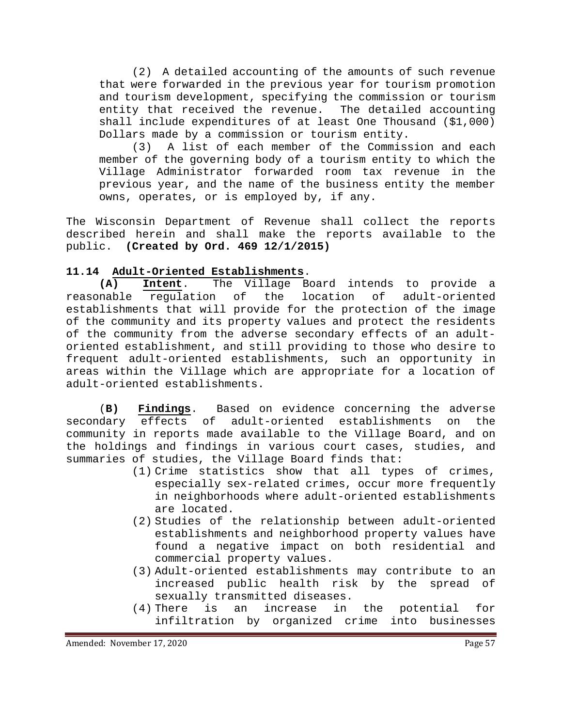(2) A detailed accounting of the amounts of such revenue that were forwarded in the previous year for tourism promotion and tourism development, specifying the commission or tourism entity that received the revenue. The detailed accounting shall include expenditures of at least One Thousand ($1,000) Dollars made by a commission or tourism entity.

(3) A list of each member of the Commission and each member of the governing body of a tourism entity to which the Village Administrator forwarded room tax revenue in the previous year, and the name of the business entity the member owns, operates, or is employed by, if any.

The Wisconsin Department of Revenue shall collect the reports described herein and shall make the reports available to the public. **(Created by Ord. 469 12/1/2015)**

**11.14 Adult-Oriented Establishments.**

**(A) Intent.** The Village Board intends to provide a reasonable regulation of the location of adult-oriented establishments that will provide for the protection of the image of the community and its property values and protect the residents of the community from the adverse secondary effects of an adult-oriented establishment, and still providing to those who desire to frequent adult-oriented establishments, such an opportunity in areas within the Village which are appropriate for a location of adult-oriented establishments.

**(B) Findings.** Based on evidence concerning the adverse secondary effects of adult-oriented establishments on the community in reports made available to the Village Board, and on the holdings and findings in various court cases, studies, and summaries of studies, the Village Board finds that:

(1) Crime statistics show that all types of crimes, especially sex-related crimes, occur more frequently in neighborhoods where adult-oriented establishments are located.

(2) Studies of the relationship between adult-oriented establishments and neighborhood property values have found a negative impact on both residential and commercial property values.

(3) Adult-oriented establishments may contribute to an increased public health risk by the spread of sexually transmitted diseases.

(4) There is an increase in the potential for infiltration by organized crime into businesses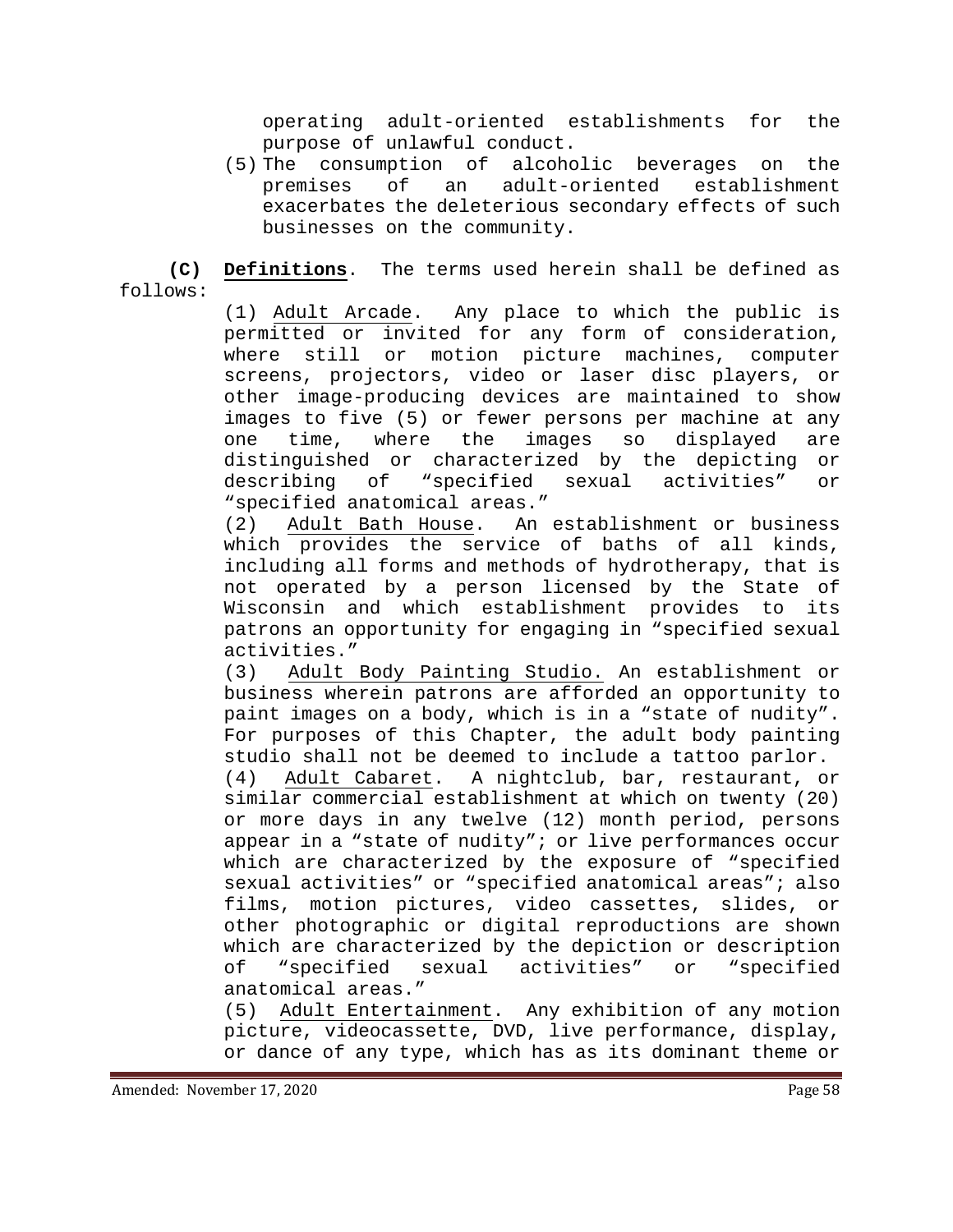operating adult-oriented establishments for the purpose of unlawful conduct.

(5) The consumption of alcoholic beverages on the premises of an adult-oriented establishment exacerbates the deleterious secondary effects of such businesses on the community.

**(C) Definitions**. The terms used herein shall be defined as follows:

(1) Adult Arcade. Any place to which the public is permitted or invited for any form of consideration, where still or motion picture machines, computer screens, projectors, video or laser disc players, or other image-producing devices are maintained to show images to five (5) or fewer persons per machine at any one time, where the images so displayed are distinguished or characterized by the depicting or describing of "specified sexual activities" or "specified anatomical areas."

(2) Adult Bath House. An establishment or business which provides the service of baths of all kinds, including all forms and methods of hydrotherapy, that is not operated by a person licensed by the State of Wisconsin and which establishment provides to its patrons an opportunity for engaging in "specified sexual activities."

(3) Adult Body Painting Studio. An establishment or business wherein patrons are afforded an opportunity to paint images on a body, which is in a "state of nudity". For purposes of this Chapter, the adult body painting studio shall not be deemed to include a tattoo parlor.

(4) Adult Cabaret. A nightclub, bar, restaurant, or similar commercial establishment at which on twenty (20) or more days in any twelve (12) month period, persons appear in a "state of nudity"; or live performances occur which are characterized by the exposure of "specified sexual activities" or "specified anatomical areas"; also films, motion pictures, video cassettes, slides, or other photographic or digital reproductions are shown which are characterized by the depiction or description of "specified sexual activities" or "specified anatomical areas."

(5) Adult Entertainment. Any exhibition of any motion picture, videocassette, DVD, live performance, display, or dance of any type, which has as its dominant theme or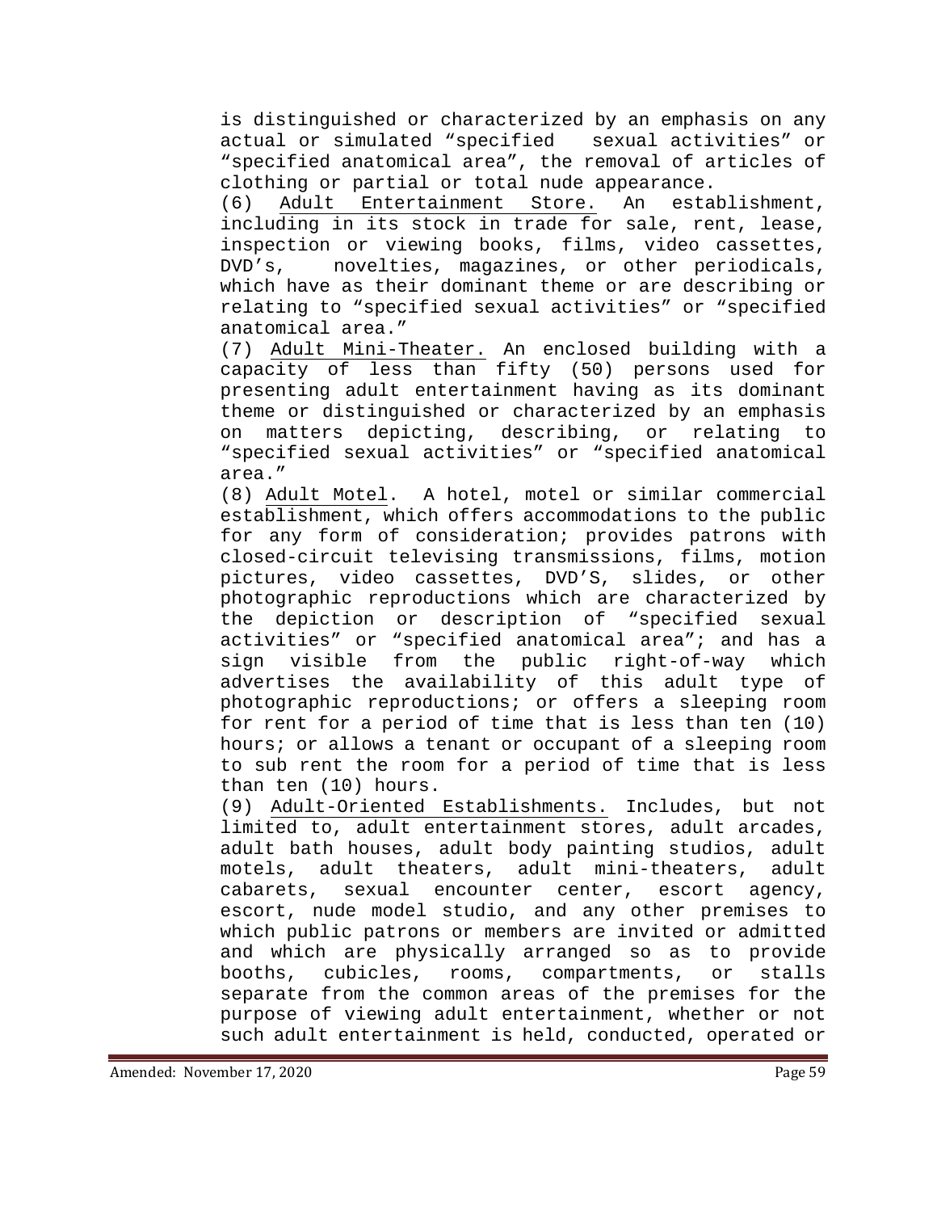is distinguished or characterized by an emphasis on any actual or simulated "specified sexual activities" or "specified anatomical area", the removal of articles of clothing or partial or total nude appearance.

(6) <u>Adult Entertainment Store.</u> An establishment, including in its stock in trade for sale, rent, lease, inspection or viewing books, films, video cassettes, DVD's, novelties, magazines, or other periodicals, which have as their dominant theme or are describing or relating to "specified sexual activities" or "specified anatomical area."

(7) <u>Adult Mini-Theater.</u> An enclosed building with a capacity of less than fifty (50) persons used for presenting adult entertainment having as its dominant theme or distinguished or characterized by an emphasis on matters depicting, describing, or relating to "specified sexual activities" or "specified anatomical area."

(8) <u>Adult Motel</u>. A hotel, motel or similar commercial establishment, which offers accommodations to the public for any form of consideration; provides patrons with closed-circuit televising transmissions, films, motion pictures, video cassettes, DVD'S, slides, or other photographic reproductions which are characterized by the depiction or description of "specified sexual activities" or "specified anatomical area"; and has a sign visible from the public right-of-way which advertises the availability of this adult type of photographic reproductions; or offers a sleeping room for rent for a period of time that is less than ten (10) hours; or allows a tenant or occupant of a sleeping room to sub rent the room for a period of time that is less than ten (10) hours.

(9) <u>Adult-Oriented Establishments.</u> Includes, but not limited to, adult entertainment stores, adult arcades, adult bath houses, adult body painting studios, adult motels, adult theaters, adult mini-theaters, adult cabarets, sexual encounter center, escort agency, escort, nude model studio, and any other premises to which public patrons or members are invited or admitted and which are physically arranged so as to provide booths, cubicles, rooms, compartments, or stalls separate from the common areas of the premises for the purpose of viewing adult entertainment, whether or not such adult entertainment is held, conducted, operated or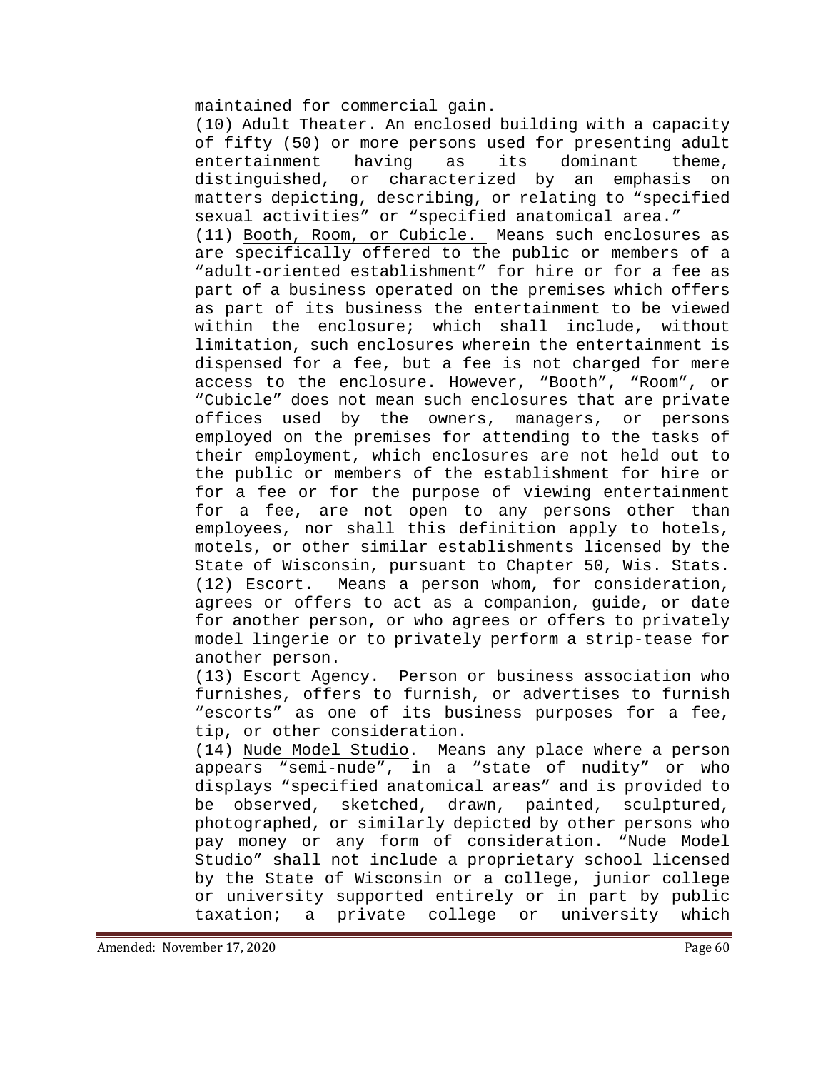maintained for commercial gain.

(10) Adult Theater. An enclosed building with a capacity of fifty (50) or more persons used for presenting adult entertainment having as its dominant theme, distinguished, or characterized by an emphasis on matters depicting, describing, or relating to "specified sexual activities" or "specified anatomical area."

(11) Booth, Room, or Cubicle. Means such enclosures as are specifically offered to the public or members of a "adult-oriented establishment" for hire or for a fee as part of a business operated on the premises which offers as part of its business the entertainment to be viewed within the enclosure; which shall include, without limitation, such enclosures wherein the entertainment is dispensed for a fee, but a fee is not charged for mere access to the enclosure. However, "Booth", "Room", or "Cubicle" does not mean such enclosures that are private offices used by the owners, managers, or persons employed on the premises for attending to the tasks of their employment, which enclosures are not held out to the public or members of the establishment for hire or for a fee or for the purpose of viewing entertainment for a fee, are not open to any persons other than employees, nor shall this definition apply to hotels, motels, or other similar establishments licensed by the State of Wisconsin, pursuant to Chapter 50, Wis. Stats.

(12) Escort. Means a person whom, for consideration, agrees or offers to act as a companion, guide, or date for another person, or who agrees or offers to privately model lingerie or to privately perform a strip-tease for another person.

(13) Escort Agency. Person or business association who furnishes, offers to furnish, or advertises to furnish "escorts" as one of its business purposes for a fee, tip, or other consideration.

(14) Nude Model Studio. Means any place where a person appears "semi-nude", in a "state of nudity" or who displays "specified anatomical areas" and is provided to be observed, sketched, drawn, painted, sculptured, photographed, or similarly depicted by other persons who pay money or any form of consideration. "Nude Model Studio" shall not include a proprietary school licensed by the State of Wisconsin or a college, junior college or university supported entirely or in part by public taxation; a private college or university which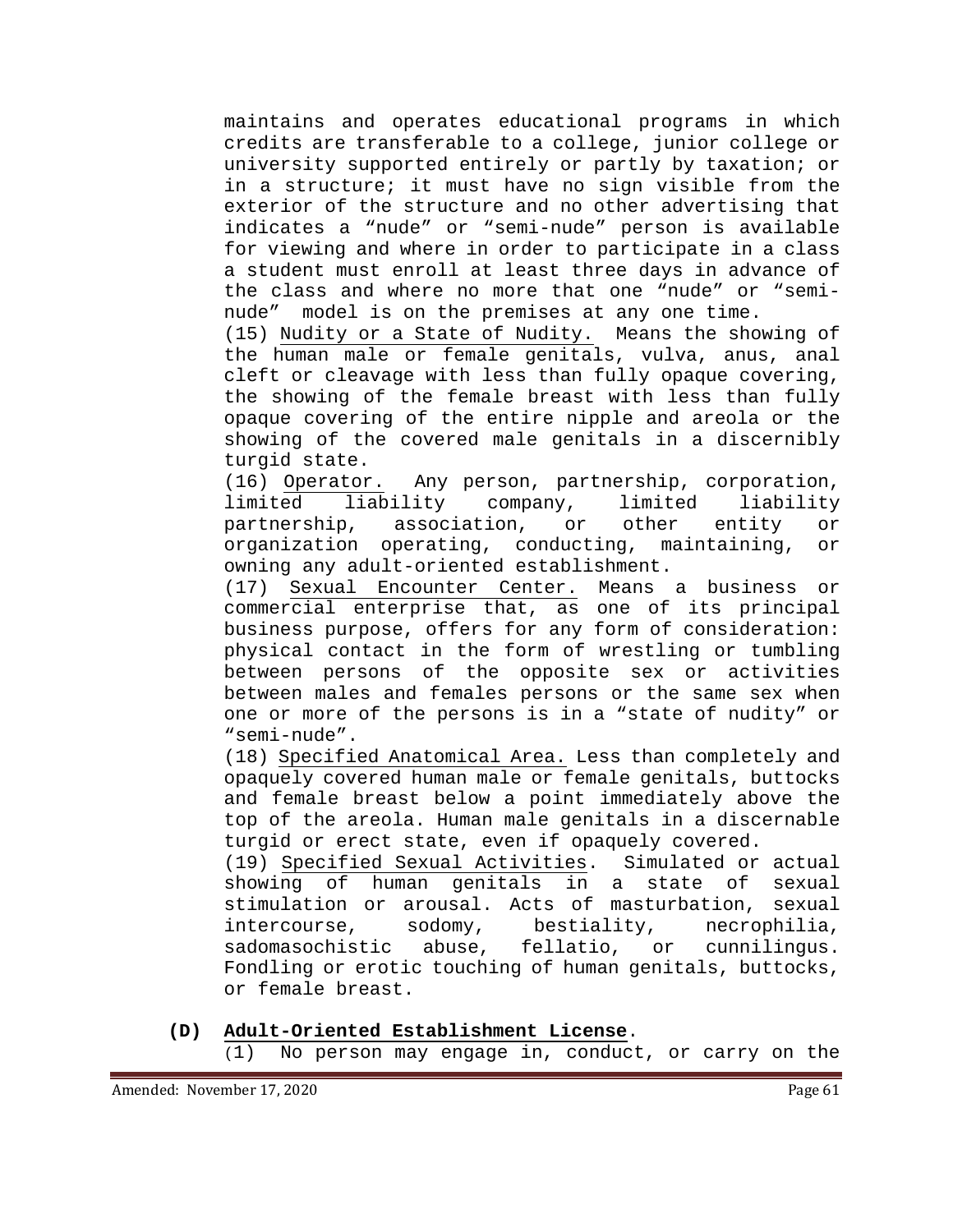maintains and operates educational programs in which credits are transferable to a college, junior college or university supported entirely or partly by taxation; or in a structure; it must have no sign visible from the exterior of the structure and no other advertising that indicates a "nude" or "semi-nude" person is available for viewing and where in order to participate in a class a student must enroll at least three days in advance of the class and where no more that one "nude" or "semi-nude" model is on the premises at any one time.

(15) Nudity or a State of Nudity. Means the showing of the human male or female genitals, vulva, anus, anal cleft or cleavage with less than fully opaque covering, the showing of the female breast with less than fully opaque covering of the entire nipple and areola or the showing of the covered male genitals in a discernibly turgid state.

(16) Operator. Any person, partnership, corporation, limited liability company, limited liability partnership, association, or other entity or organization operating, conducting, maintaining, or owning any adult-oriented establishment.

(17) Sexual Encounter Center. Means a business or commercial enterprise that, as one of its principal business purpose, offers for any form of consideration: physical contact in the form of wrestling or tumbling between persons of the opposite sex or activities between males and females persons or the same sex when one or more of the persons is in a "state of nudity" or "semi-nude".

(18) Specified Anatomical Area. Less than completely and opaquely covered human male or female genitals, buttocks and female breast below a point immediately above the top of the areola. Human male genitals in a discernable turgid or erect state, even if opaquely covered.

(19) Specified Sexual Activities. Simulated or actual showing of human genitals in a state of sexual stimulation or arousal. Acts of masturbation, sexual intercourse, sodomy, bestiality, necrophilia, sadomasochistic abuse, fellatio, or cunnilingus. Fondling or erotic touching of human genitals, buttocks, or female breast.

**(D) Adult-Oriented Establishment License.**

(1) No person may engage in, conduct, or carry on the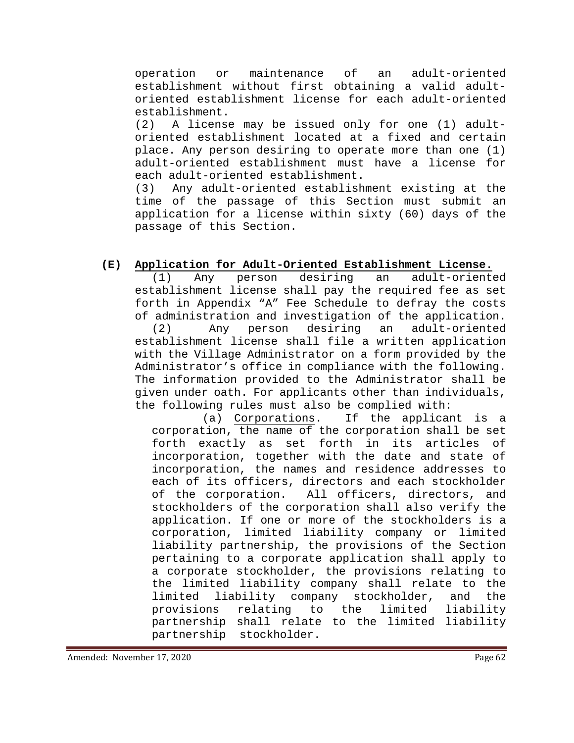operation or maintenance of an adult-oriented establishment without first obtaining a valid adult-oriented establishment license for each adult-oriented establishment.

(2) A license may be issued only for one (1) adult-oriented establishment located at a fixed and certain place. Any person desiring to operate more than one (1) adult-oriented establishment must have a license for each adult-oriented establishment.

(3) Any adult-oriented establishment existing at the time of the passage of this Section must submit an application for a license within sixty (60) days of the passage of this Section.

**(E)** **Application for Adult-Oriented Establishment License**.

(1) Any person desiring an adult-oriented establishment license shall pay the required fee as set forth in Appendix "A" Fee Schedule to defray the costs of administration and investigation of the application.

(2) Any person desiring an adult-oriented establishment license shall file a written application with the Village Administrator on a form provided by the Administrator's office in compliance with the following. The information provided to the Administrator shall be given under oath. For applicants other than individuals, the following rules must also be complied with:

(a) Corporations. If the applicant is a corporation, the name of the corporation shall be set forth exactly as set forth in its articles of incorporation, together with the date and state of incorporation, the names and residence addresses to each of its officers, directors and each stockholder of the corporation. All officers, directors, and stockholders of the corporation shall also verify the application. If one or more of the stockholders is a corporation, limited liability company or limited liability partnership, the provisions of the Section pertaining to a corporate application shall apply to a corporate stockholder, the provisions relating to the limited liability company shall relate to the limited liability company stockholder, and the provisions relating to the limited liability partnership shall relate to the limited liability partnership stockholder.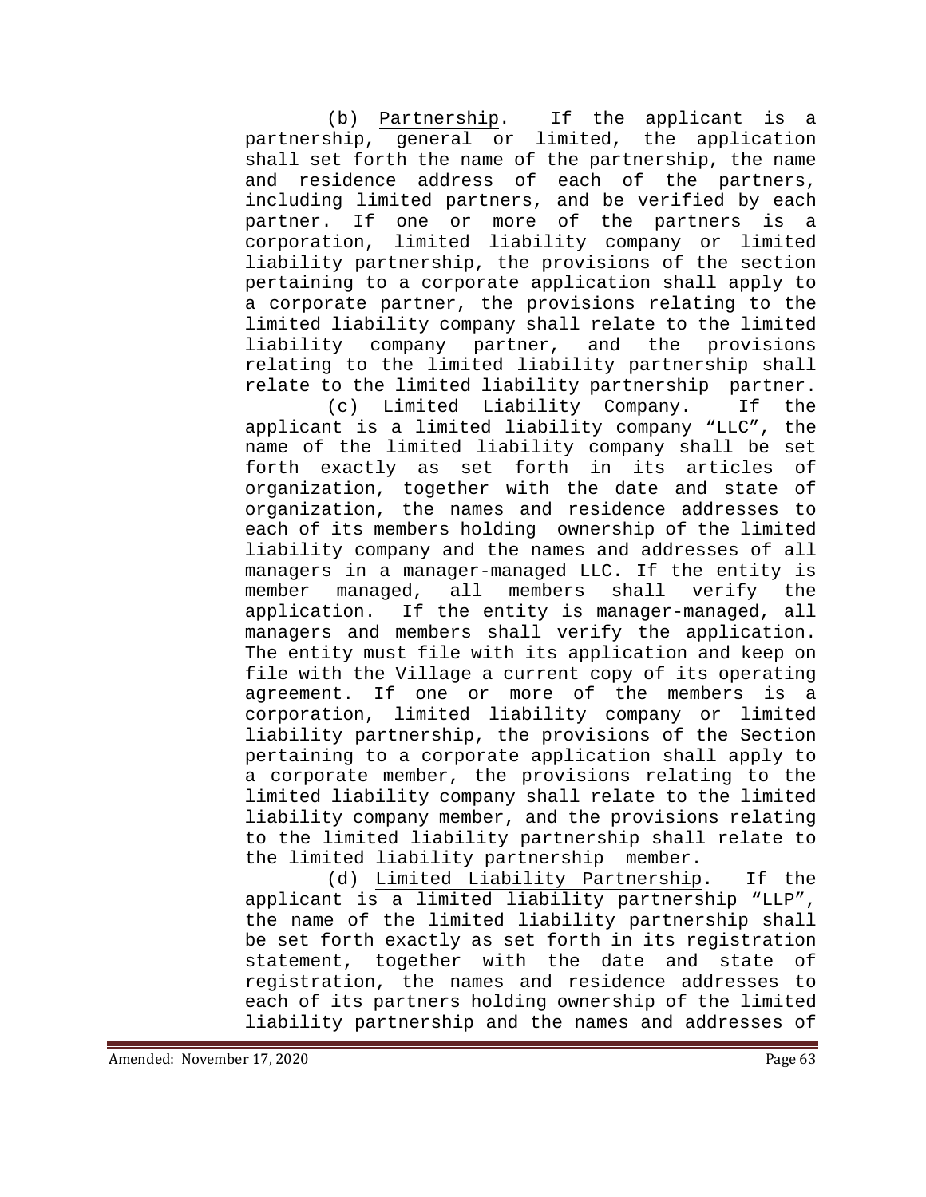(b) Partnership. If the applicant is a partnership, general or limited, the application shall set forth the name of the partnership, the name and residence address of each of the partners, including limited partners, and be verified by each partner. If one or more of the partners is a corporation, limited liability company or limited liability partnership, the provisions of the section pertaining to a corporate application shall apply to a corporate partner, the provisions relating to the limited liability company shall relate to the limited liability company partner, and the provisions relating to the limited liability partnership shall relate to the limited liability partnership partner.

(c) Limited Liability Company. If the applicant is a limited liability company "LLC", the name of the limited liability company shall be set forth exactly as set forth in its articles of organization, together with the date and state of organization, the names and residence addresses to each of its members holding ownership of the limited liability company and the names and addresses of all managers in a manager-managed LLC. If the entity is member managed, all members shall verify the application. If the entity is manager-managed, all managers and members shall verify the application. The entity must file with its application and keep on file with the Village a current copy of its operating agreement. If one or more of the members is a corporation, limited liability company or limited liability partnership, the provisions of the Section pertaining to a corporate application shall apply to a corporate member, the provisions relating to the limited liability company shall relate to the limited liability company member, and the provisions relating to the limited liability partnership shall relate to the limited liability partnership member.

(d) Limited Liability Partnership. If the applicant is a limited liability partnership "LLP", the name of the limited liability partnership shall be set forth exactly as set forth in its registration statement, together with the date and state of registration, the names and residence addresses to each of its partners holding ownership of the limited liability partnership and the names and addresses of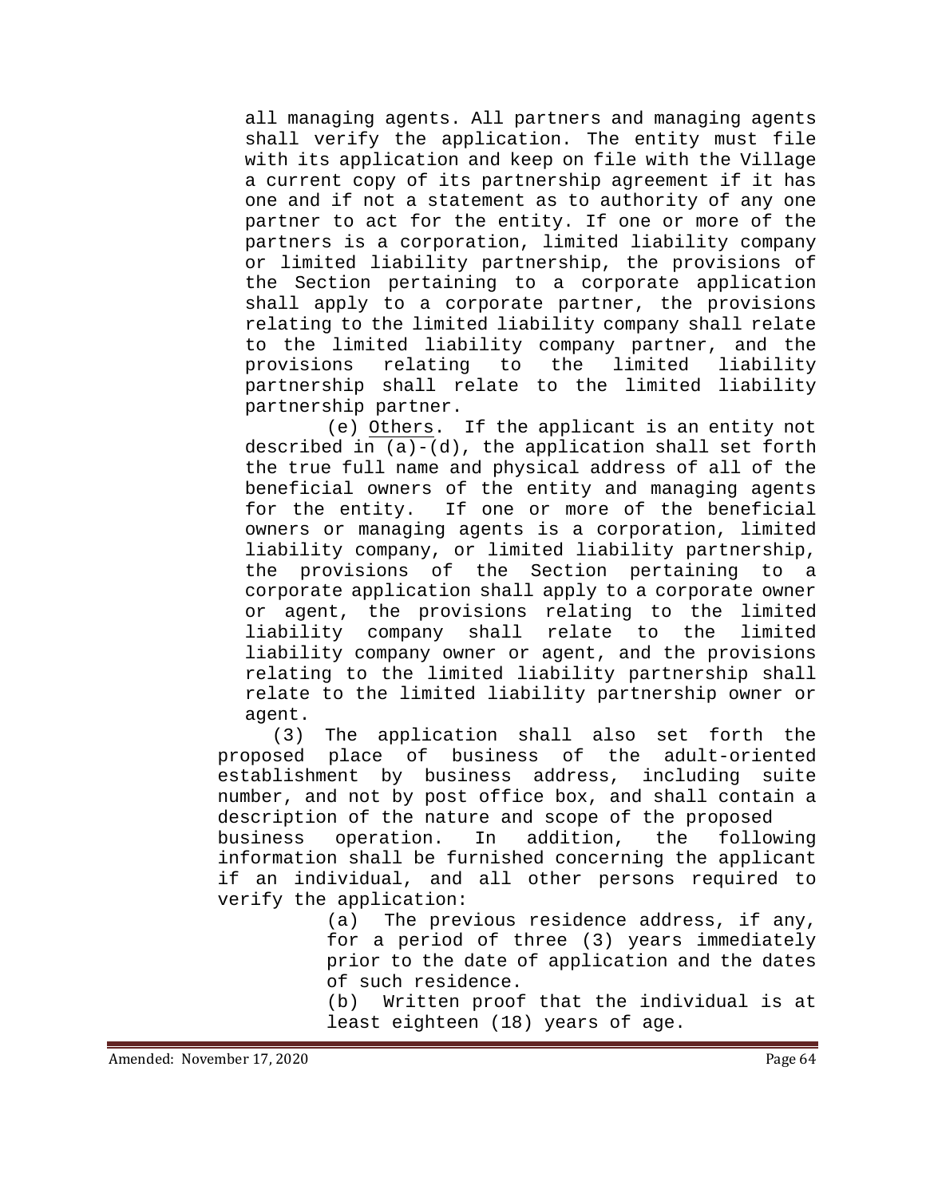all managing agents. All partners and managing agents shall verify the application. The entity must file with its application and keep on file with the Village a current copy of its partnership agreement if it has one and if not a statement as to authority of any one partner to act for the entity. If one or more of the partners is a corporation, limited liability company or limited liability partnership, the provisions of the Section pertaining to a corporate application shall apply to a corporate partner, the provisions relating to the limited liability company shall relate to the limited liability company partner, and the provisions relating to the limited liability partnership shall relate to the limited liability partnership partner.

(e) Others. If the applicant is an entity not described in (a)-(d), the application shall set forth the true full name and physical address of all of the beneficial owners of the entity and managing agents for the entity. If one or more of the beneficial owners or managing agents is a corporation, limited liability company, or limited liability partnership, the provisions of the Section pertaining to a corporate application shall apply to a corporate owner or agent, the provisions relating to the limited liability company shall relate to the limited liability company owner or agent, and the provisions relating to the limited liability partnership shall relate to the limited liability partnership owner or agent.

(3) The application shall also set forth the proposed place of business of the adult-oriented establishment by business address, including suite number, and not by post office box, and shall contain a description of the nature and scope of the proposed business operation. In addition, the following information shall be furnished concerning the applicant if an individual, and all other persons required to verify the application:

(a) The previous residence address, if any, for a period of three (3) years immediately prior to the date of application and the dates of such residence.

(b) Written proof that the individual is at least eighteen (18) years of age.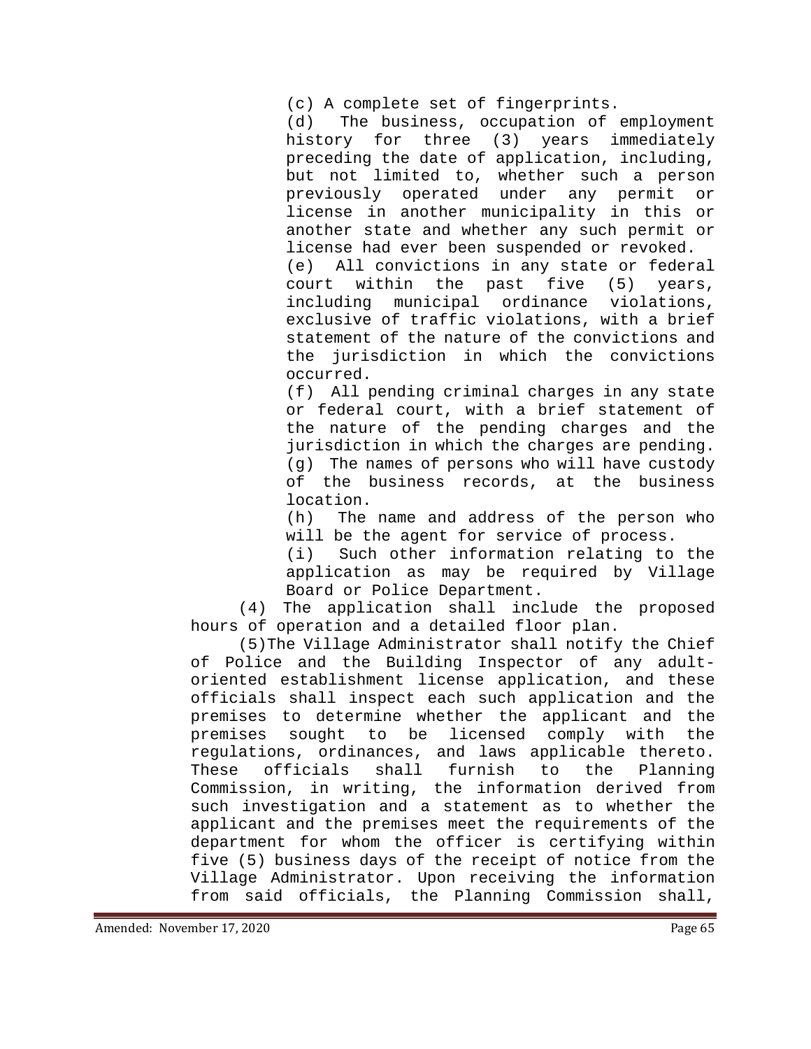(c) A complete set of fingerprints.

(d) The business, occupation of employment history for three (3) years immediately preceding the date of application, including, but not limited to, whether such a person previously operated under any permit or license in another municipality in this or another state and whether any such permit or license had ever been suspended or revoked.

(e) All convictions in any state or federal court within the past five (5) years, including municipal ordinance violations, exclusive of traffic violations, with a brief statement of the nature of the convictions and the jurisdiction in which the convictions occurred.

(f) All pending criminal charges in any state or federal court, with a brief statement of the nature of the pending charges and the jurisdiction in which the charges are pending.

(g) The names of persons who will have custody of the business records, at the business location.

(h) The name and address of the person who will be the agent for service of process.

(i) Such other information relating to the application as may be required by Village Board or Police Department.

(4) The application shall include the proposed hours of operation and a detailed floor plan.

(5)The Village Administrator shall notify the Chief of Police and the Building Inspector of any adult-oriented establishment license application, and these officials shall inspect each such application and the premises to determine whether the applicant and the premises sought to be licensed comply with the regulations, ordinances, and laws applicable thereto. These officials shall furnish to the Planning Commission, in writing, the information derived from such investigation and a statement as to whether the applicant and the premises meet the requirements of the department for whom the officer is certifying within five (5) business days of the receipt of notice from the Village Administrator. Upon receiving the information from said officials, the Planning Commission shall,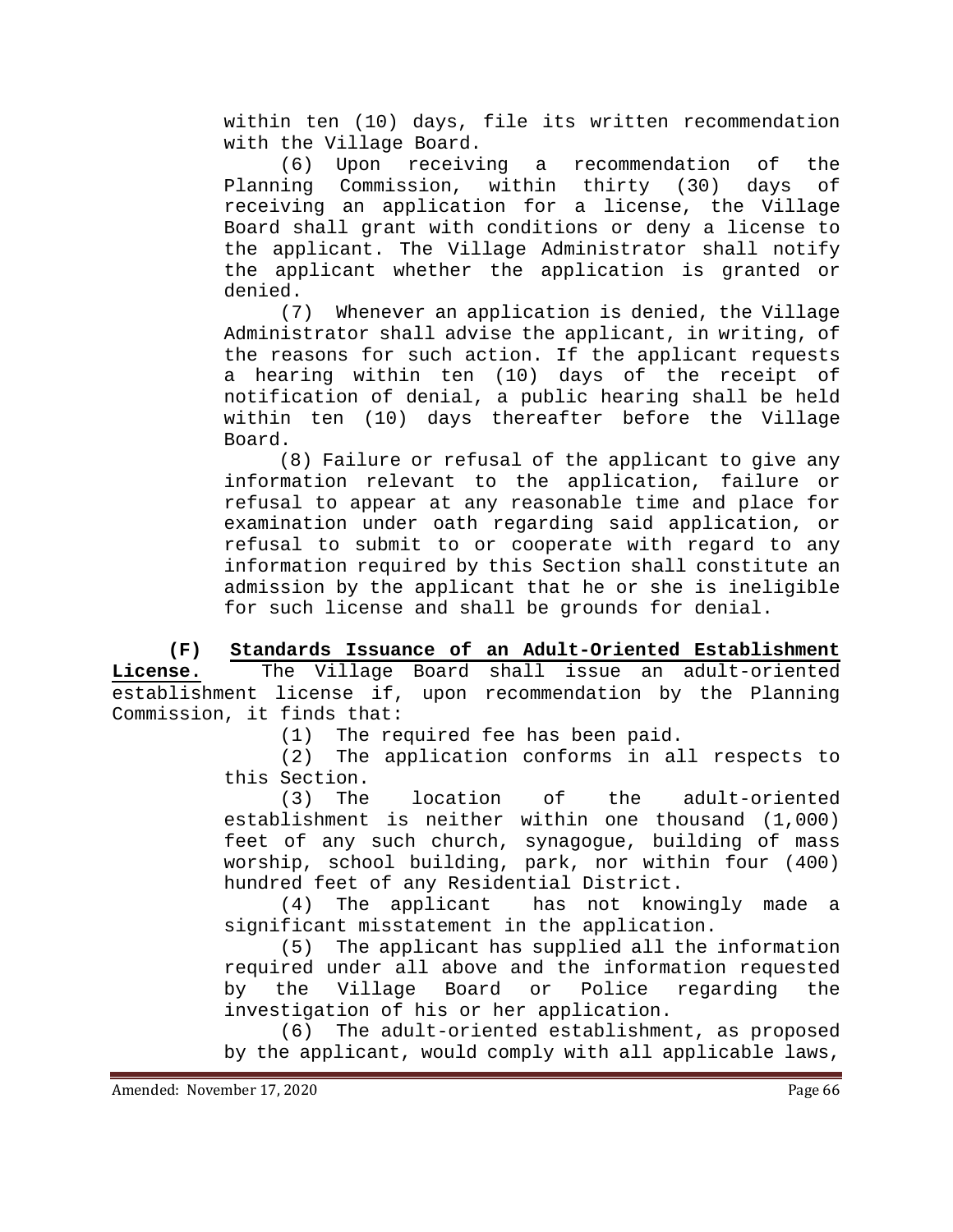within ten (10) days, file its written recommendation with the Village Board.

(6) Upon receiving a recommendation of the Planning Commission, within thirty (30) days of receiving an application for a license, the Village Board shall grant with conditions or deny a license to the applicant. The Village Administrator shall notify the applicant whether the application is granted or denied.

(7) Whenever an application is denied, the Village Administrator shall advise the applicant, in writing, of the reasons for such action. If the applicant requests a hearing within ten (10) days of the receipt of notification of denial, a public hearing shall be held within ten (10) days thereafter before the Village Board.

(8) Failure or refusal of the applicant to give any information relevant to the application, failure or refusal to appear at any reasonable time and place for examination under oath regarding said application, or refusal to submit to or cooperate with regard to any information required by this Section shall constitute an admission by the applicant that he or she is ineligible for such license and shall be grounds for denial.

**(F)** **Standards Issuance of an Adult-Oriented Establishment License.** The Village Board shall issue an adult-oriented establishment license if, upon recommendation by the Planning Commission, it finds that:

(1) The required fee has been paid.

(2) The application conforms in all respects to this Section.

(3) The location of the adult-oriented establishment is neither within one thousand (1,000) feet of any such church, synagogue, building of mass worship, school building, park, nor within four (400) hundred feet of any Residential District.

(4) The applicant has not knowingly made a significant misstatement in the application.

(5) The applicant has supplied all the information required under all above and the information requested by the Village Board or Police regarding the investigation of his or her application.

(6) The adult-oriented establishment, as proposed by the applicant, would comply with all applicable laws,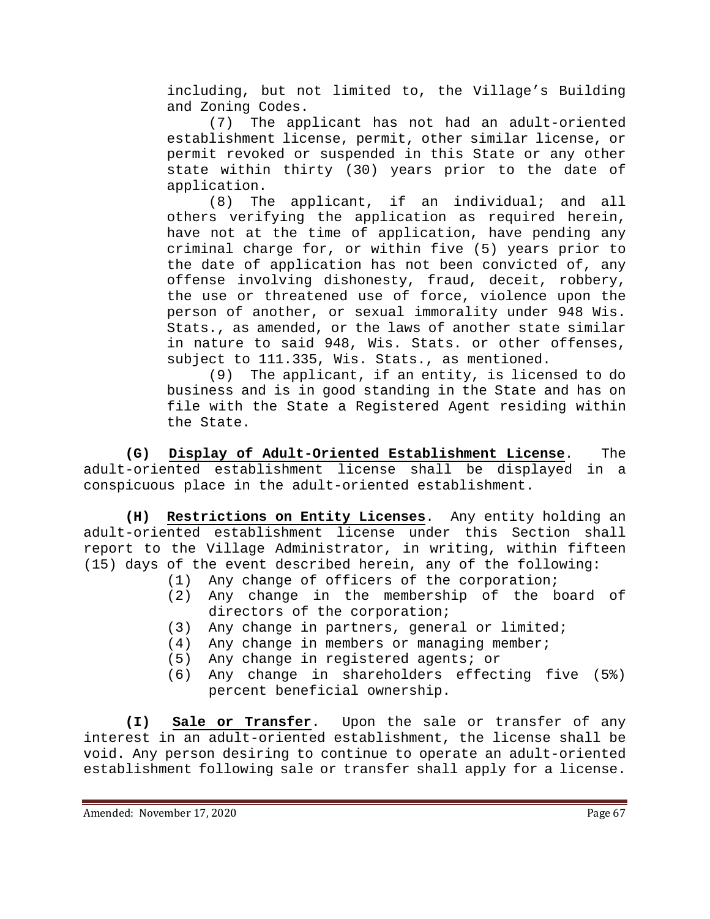including, but not limited to, the Village's Building and Zoning Codes.

(7) The applicant has not had an adult-oriented establishment license, permit, other similar license, or permit revoked or suspended in this State or any other state within thirty (30) years prior to the date of application.

(8) The applicant, if an individual; and all others verifying the application as required herein, have not at the time of application, have pending any criminal charge for, or within five (5) years prior to the date of application has not been convicted of, any offense involving dishonesty, fraud, deceit, robbery, the use or threatened use of force, violence upon the person of another, or sexual immorality under 948 Wis. Stats., as amended, or the laws of another state similar in nature to said 948, Wis. Stats. or other offenses, subject to 111.335, Wis. Stats., as mentioned.

(9) The applicant, if an entity, is licensed to do business and is in good standing in the State and has on file with the State a Registered Agent residing within the State.

**(G)** **Display of Adult-Oriented Establishment License**. The adult-oriented establishment license shall be displayed in a conspicuous place in the adult-oriented establishment.

**(H)** **Restrictions on Entity Licenses**. Any entity holding an adult-oriented establishment license under this Section shall report to the Village Administrator, in writing, within fifteen (15) days of the event described herein, any of the following:

(1) Any change of officers of the corporation;
(2) Any change in the membership of the board of directors of the corporation;
(3) Any change in partners, general or limited;
(4) Any change in members or managing member;
(5) Any change in registered agents; or
(6) Any change in shareholders effecting five (5%) percent beneficial ownership.

**(I)** **Sale or Transfer**. Upon the sale or transfer of any interest in an adult-oriented establishment, the license shall be void. Any person desiring to continue to operate an adult-oriented establishment following sale or transfer shall apply for a license.

Amended: November 17, 2020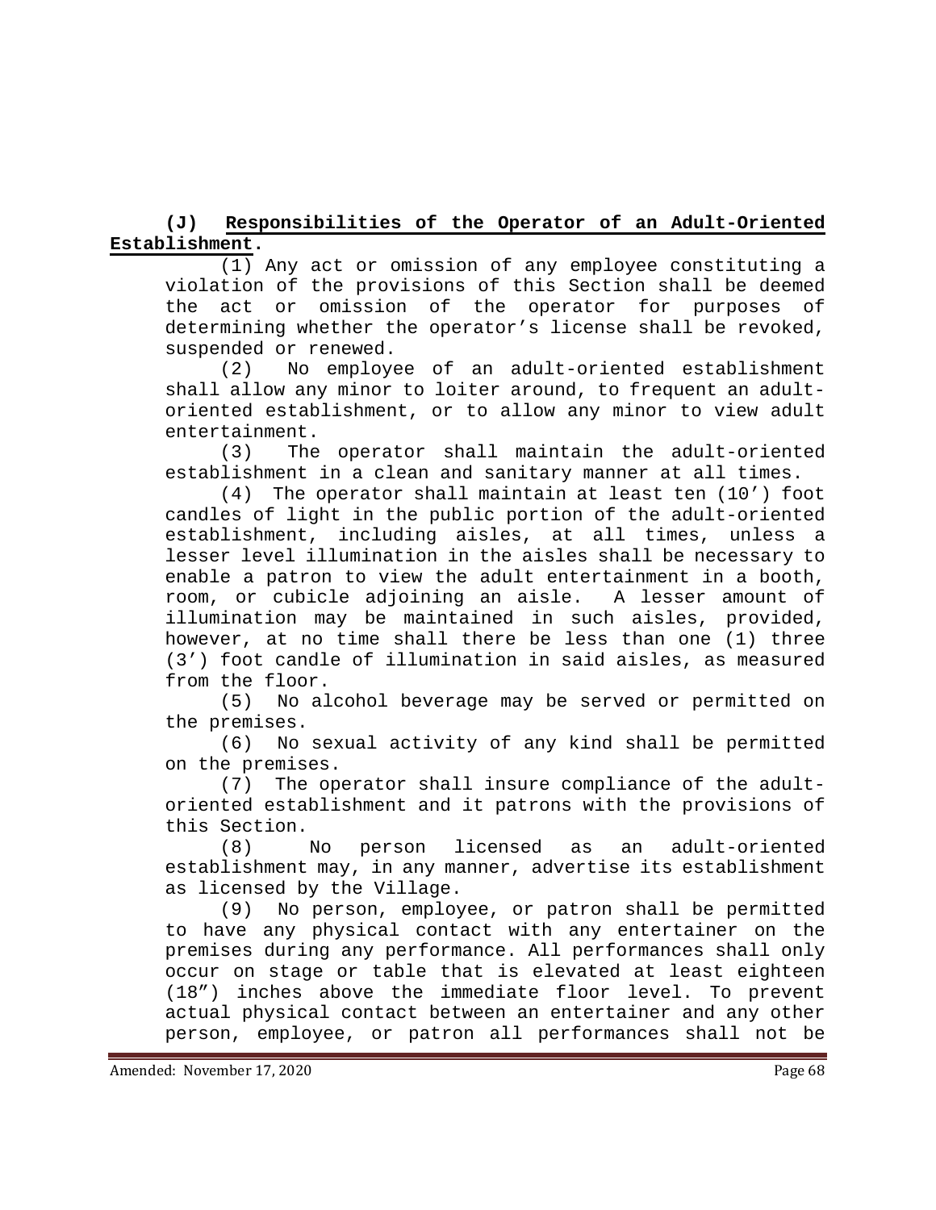**(J) <u>Responsibilities of the Operator of an Adult-Oriented Establishment</u>.**

(1) Any act or omission of any employee constituting a violation of the provisions of this Section shall be deemed the act or omission of the operator for purposes of determining whether the operator's license shall be revoked, suspended or renewed.

(2) No employee of an adult-oriented establishment shall allow any minor to loiter around, to frequent an adult-oriented establishment, or to allow any minor to view adult entertainment.

(3) The operator shall maintain the adult-oriented establishment in a clean and sanitary manner at all times.

(4) The operator shall maintain at least ten (10') foot candles of light in the public portion of the adult-oriented establishment, including aisles, at all times, unless a lesser level illumination in the aisles shall be necessary to enable a patron to view the adult entertainment in a booth, room, or cubicle adjoining an aisle. A lesser amount of illumination may be maintained in such aisles, provided, however, at no time shall there be less than one (1) three (3') foot candle of illumination in said aisles, as measured from the floor.

(5) No alcohol beverage may be served or permitted on the premises.

(6) No sexual activity of any kind shall be permitted on the premises.

(7) The operator shall insure compliance of the adult-oriented establishment and it patrons with the provisions of this Section.

(8) No person licensed as an adult-oriented establishment may, in any manner, advertise its establishment as licensed by the Village.

(9) No person, employee, or patron shall be permitted to have any physical contact with any entertainer on the premises during any performance. All performances shall only occur on stage or table that is elevated at least eighteen (18") inches above the immediate floor level. To prevent actual physical contact between an entertainer and any other person, employee, or patron all performances shall not be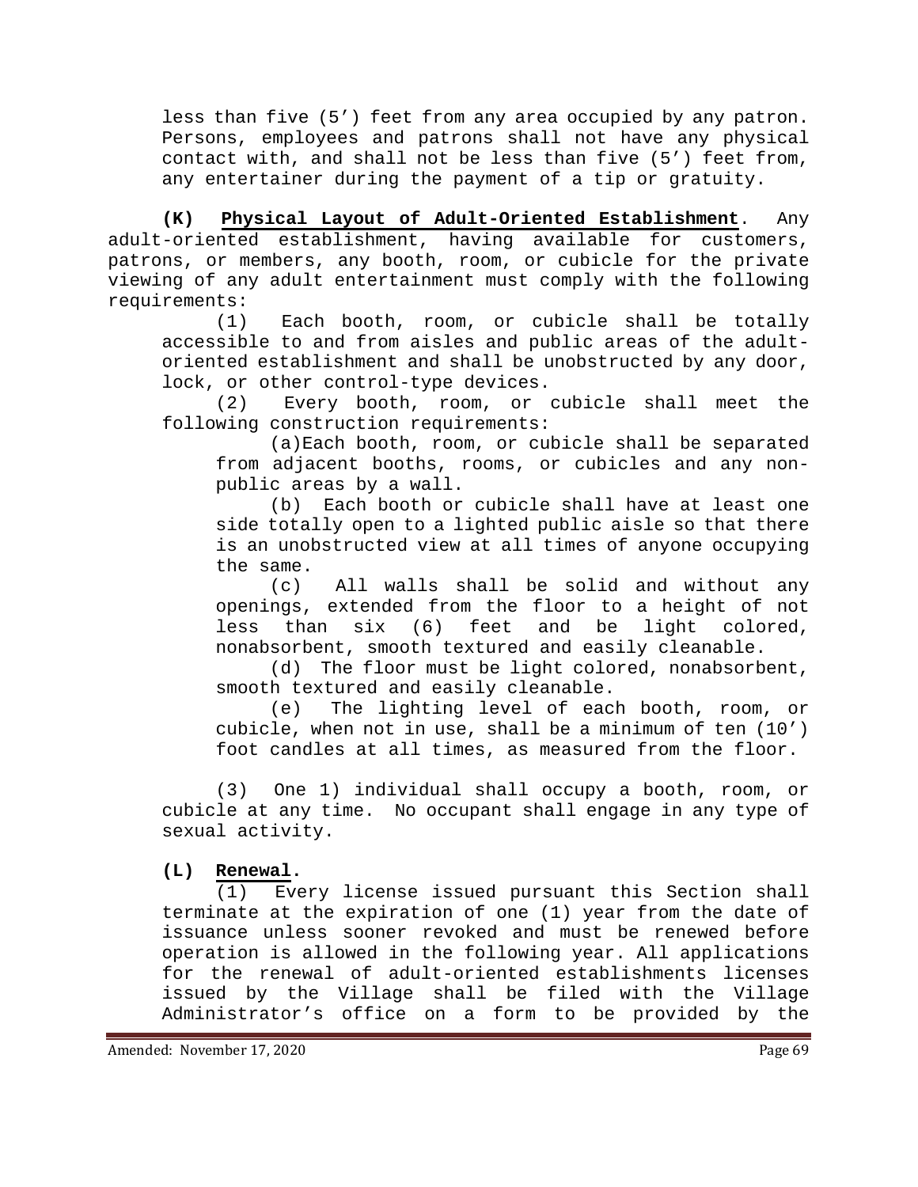less than five (5') feet from any area occupied by any patron. Persons, employees and patrons shall not have any physical contact with, and shall not be less than five (5') feet from, any entertainer during the payment of a tip or gratuity.

**(K)** **Physical Layout of Adult-Oriented Establishment**. Any adult-oriented establishment, having available for customers, patrons, or members, any booth, room, or cubicle for the private viewing of any adult entertainment must comply with the following requirements:

(1) Each booth, room, or cubicle shall be totally accessible to and from aisles and public areas of the adult-oriented establishment and shall be unobstructed by any door, lock, or other control-type devices.

(2) Every booth, room, or cubicle shall meet the following construction requirements:

(a)Each booth, room, or cubicle shall be separated from adjacent booths, rooms, or cubicles and any non-public areas by a wall.

(b) Each booth or cubicle shall have at least one side totally open to a lighted public aisle so that there is an unobstructed view at all times of anyone occupying the same.

(c) All walls shall be solid and without any openings, extended from the floor to a height of not less than six (6) feet and be light colored, nonabsorbent, smooth textured and easily cleanable.

(d) The floor must be light colored, nonabsorbent, smooth textured and easily cleanable.

(e) The lighting level of each booth, room, or cubicle, when not in use, shall be a minimum of ten (10') foot candles at all times, as measured from the floor.

(3) One 1) individual shall occupy a booth, room, or cubicle at any time. No occupant shall engage in any type of sexual activity.

**(L)** **Renewal**.

(1) Every license issued pursuant this Section shall terminate at the expiration of one (1) year from the date of issuance unless sooner revoked and must be renewed before operation is allowed in the following year. All applications for the renewal of adult-oriented establishments licenses issued by the Village shall be filed with the Village Administrator's office on a form to be provided by the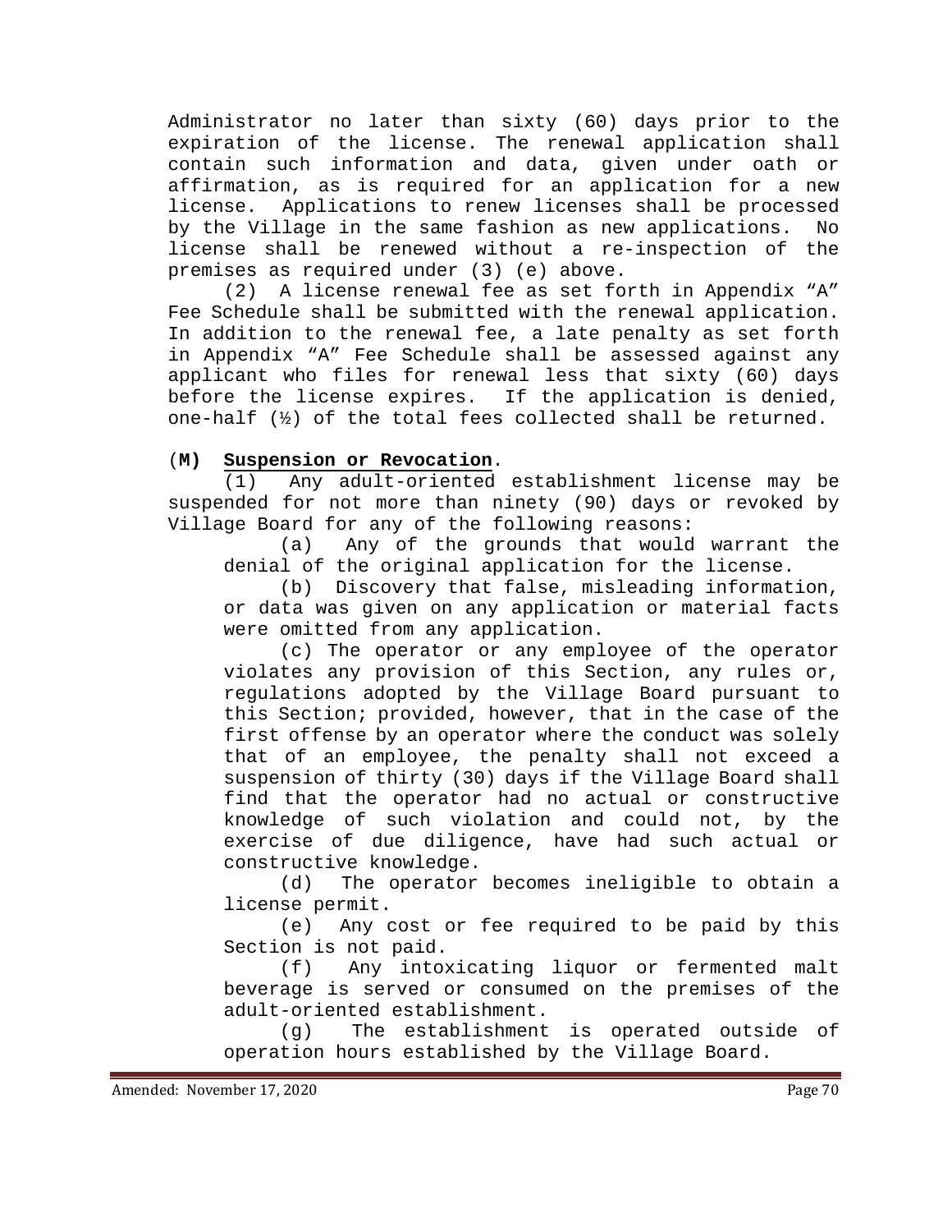Administrator no later than sixty (60) days prior to the expiration of the license. The renewal application shall contain such information and data, given under oath or affirmation, as is required for an application for a new license. Applications to renew licenses shall be processed by the Village in the same fashion as new applications. No license shall be renewed without a re-inspection of the premises as required under (3) (e) above.

(2) A license renewal fee as set forth in Appendix "A" Fee Schedule shall be submitted with the renewal application. In addition to the renewal fee, a late penalty as set forth in Appendix "A" Fee Schedule shall be assessed against any applicant who files for renewal less that sixty (60) days before the license expires. If the application is denied, one-half (½) of the total fees collected shall be returned.

(**M) <u>Suspension or Revocation</u>**.

(1) Any adult-oriented establishment license may be suspended for not more than ninety (90) days or revoked by Village Board for any of the following reasons:

(a) Any of the grounds that would warrant the denial of the original application for the license.

(b) Discovery that false, misleading information, or data was given on any application or material facts were omitted from any application.

(c) The operator or any employee of the operator violates any provision of this Section, any rules or, regulations adopted by the Village Board pursuant to this Section; provided, however, that in the case of the first offense by an operator where the conduct was solely that of an employee, the penalty shall not exceed a suspension of thirty (30) days if the Village Board shall find that the operator had no actual or constructive knowledge of such violation and could not, by the exercise of due diligence, have had such actual or constructive knowledge.

(d) The operator becomes ineligible to obtain a license permit.

(e) Any cost or fee required to be paid by this Section is not paid.

(f) Any intoxicating liquor or fermented malt beverage is served or consumed on the premises of the adult-oriented establishment.

(g) The establishment is operated outside of operation hours established by the Village Board.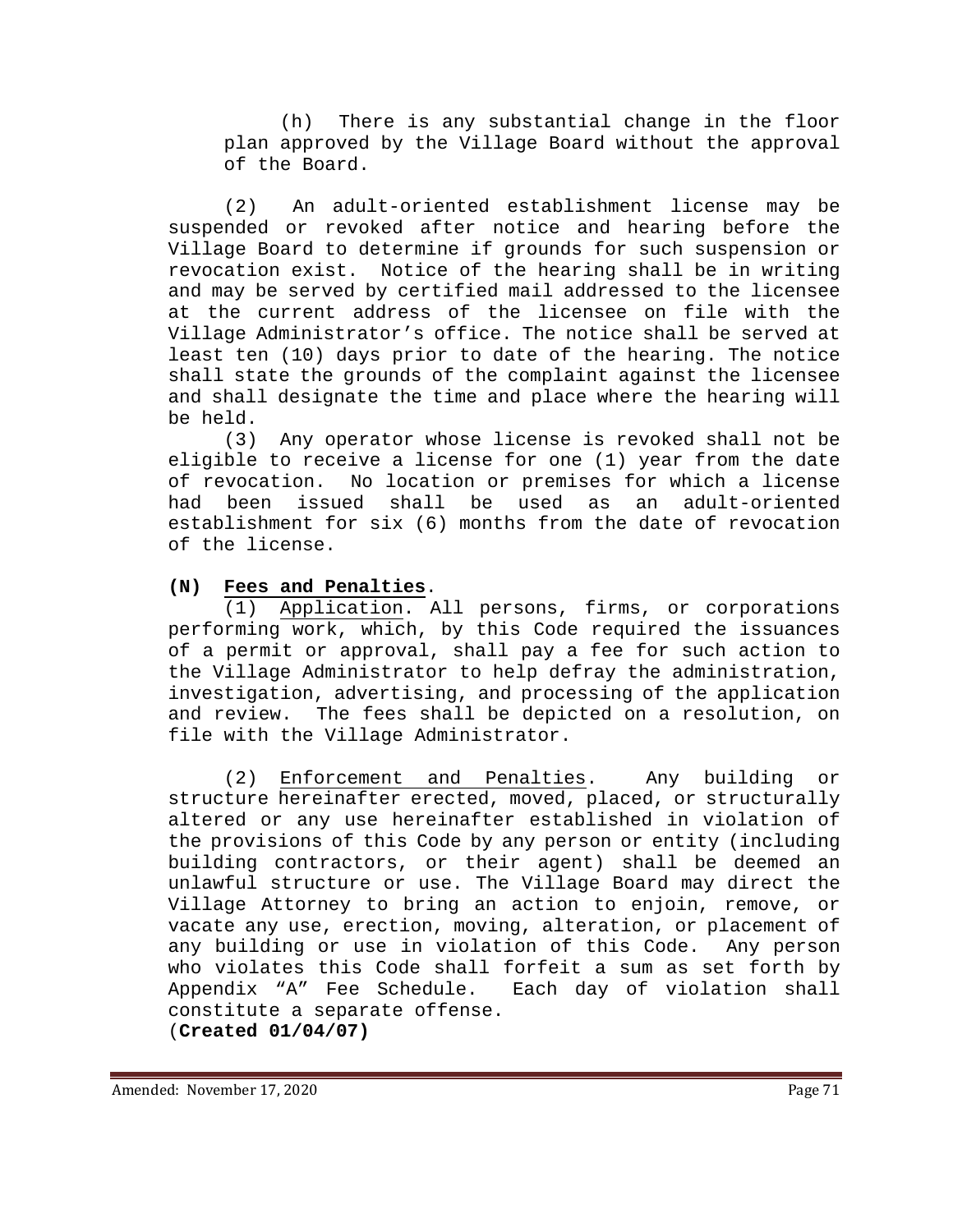(h) There is any substantial change in the floor plan approved by the Village Board without the approval of the Board.

(2) An adult-oriented establishment license may be suspended or revoked after notice and hearing before the Village Board to determine if grounds for such suspension or revocation exist. Notice of the hearing shall be in writing and may be served by certified mail addressed to the licensee at the current address of the licensee on file with the Village Administrator's office. The notice shall be served at least ten (10) days prior to date of the hearing. The notice shall state the grounds of the complaint against the licensee and shall designate the time and place where the hearing will be held.

(3) Any operator whose license is revoked shall not be eligible to receive a license for one (1) year from the date of revocation. No location or premises for which a license had been issued shall be used as an adult-oriented establishment for six (6) months from the date of revocation of the license.

**(N) Fees and Penalties**.

(1) Application. All persons, firms, or corporations performing work, which, by this Code required the issuances of a permit or approval, shall pay a fee for such action to the Village Administrator to help defray the administration, investigation, advertising, and processing of the application and review. The fees shall be depicted on a resolution, on file with the Village Administrator.

(2) Enforcement and Penalties. Any building or structure hereinafter erected, moved, placed, or structurally altered or any use hereinafter established in violation of the provisions of this Code by any person or entity (including building contractors, or their agent) shall be deemed an unlawful structure or use. The Village Board may direct the Village Attorney to bring an action to enjoin, remove, or vacate any use, erection, moving, alteration, or placement of any building or use in violation of this Code. Any person who violates this Code shall forfeit a sum as set forth by Appendix "A" Fee Schedule. Each day of violation shall constitute a separate offense.

(**Created 01/04/07)**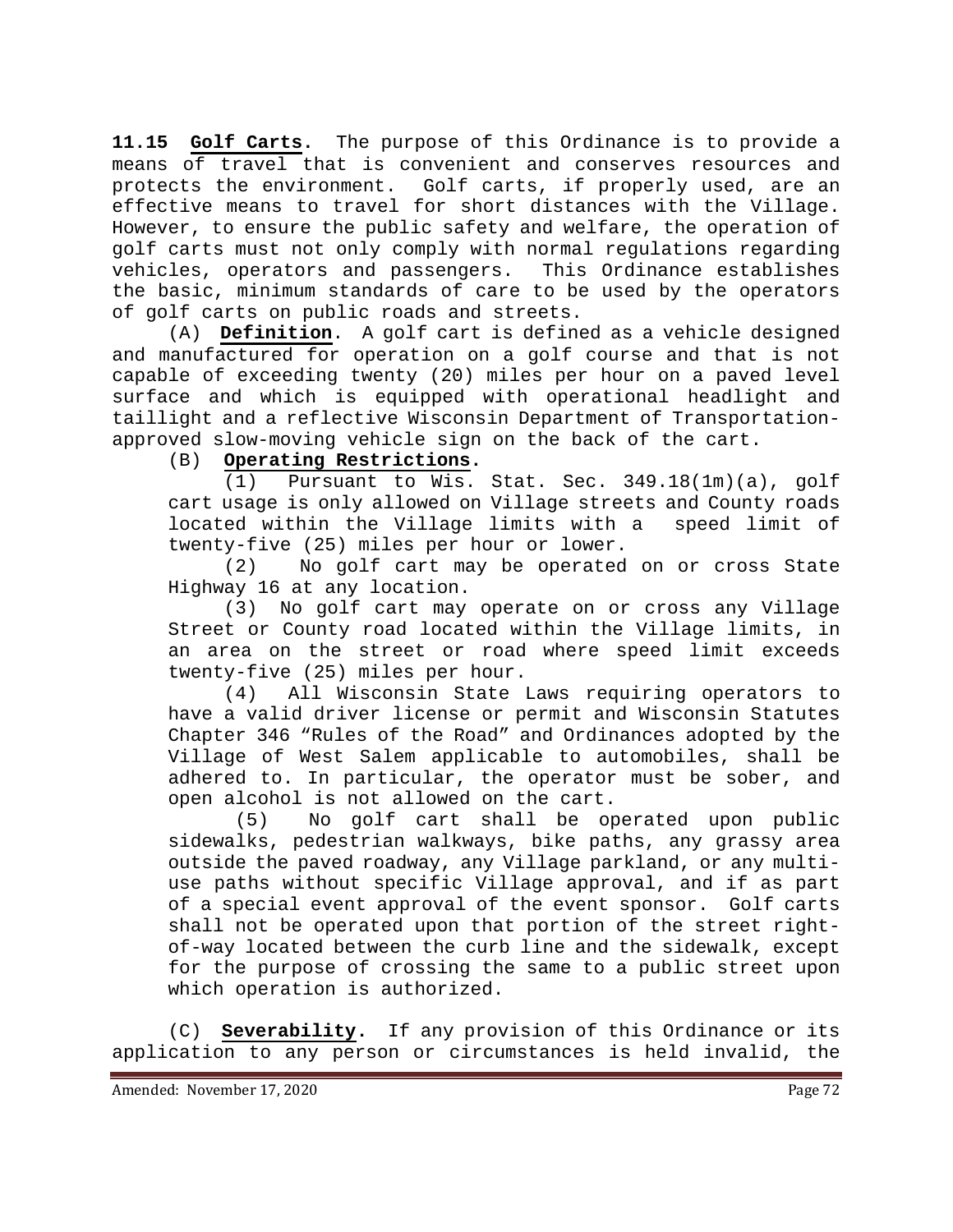**11.15 Golf Carts.** The purpose of this Ordinance is to provide a means of travel that is convenient and conserves resources and protects the environment. Golf carts, if properly used, are an effective means to travel for short distances with the Village. However, to ensure the public safety and welfare, the operation of golf carts must not only comply with normal regulations regarding vehicles, operators and passengers. This Ordinance establishes the basic, minimum standards of care to be used by the operators of golf carts on public roads and streets.

(A) **Definition**. A golf cart is defined as a vehicle designed and manufactured for operation on a golf course and that is not capable of exceeding twenty (20) miles per hour on a paved level surface and which is equipped with operational headlight and taillight and a reflective Wisconsin Department of Transportation-approved slow-moving vehicle sign on the back of the cart.

(B) **Operating Restrictions.**

(1) Pursuant to Wis. Stat. Sec. 349.18(1m)(a), golf cart usage is only allowed on Village streets and County roads located within the Village limits with a speed limit of twenty-five (25) miles per hour or lower.

(2) No golf cart may be operated on or cross State Highway 16 at any location.

(3) No golf cart may operate on or cross any Village Street or County road located within the Village limits, in an area on the street or road where speed limit exceeds twenty-five (25) miles per hour.

(4) All Wisconsin State Laws requiring operators to have a valid driver license or permit and Wisconsin Statutes Chapter 346 "Rules of the Road" and Ordinances adopted by the Village of West Salem applicable to automobiles, shall be adhered to. In particular, the operator must be sober, and open alcohol is not allowed on the cart.

(5) No golf cart shall be operated upon public sidewalks, pedestrian walkways, bike paths, any grassy area outside the paved roadway, any Village parkland, or any multi-use paths without specific Village approval, and if as part of a special event approval of the event sponsor. Golf carts shall not be operated upon that portion of the street right-of-way located between the curb line and the sidewalk, except for the purpose of crossing the same to a public street upon which operation is authorized.

(C) **Severability.** If any provision of this Ordinance or its application to any person or circumstances is held invalid, the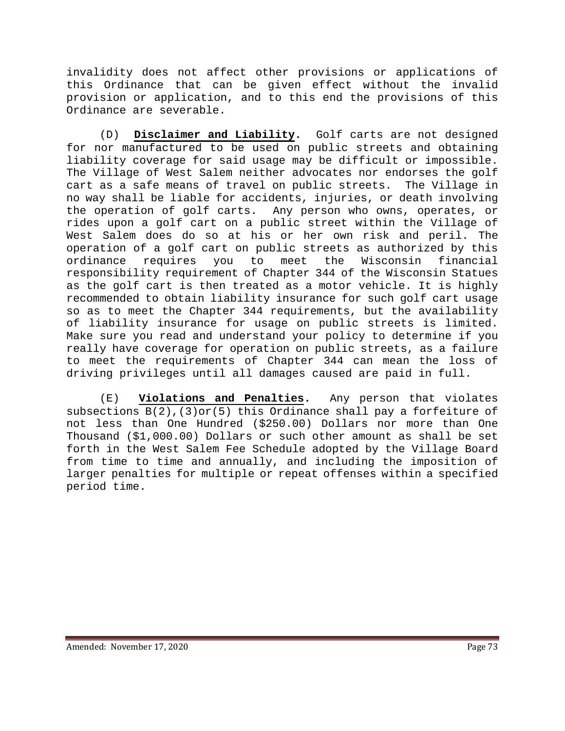invalidity does not affect other provisions or applications of this Ordinance that can be given effect without the invalid provision or application, and to this end the provisions of this Ordinance are severable.

(D) **Disclaimer and Liability.** Golf carts are not designed for nor manufactured to be used on public streets and obtaining liability coverage for said usage may be difficult or impossible. The Village of West Salem neither advocates nor endorses the golf cart as a safe means of travel on public streets. The Village in no way shall be liable for accidents, injuries, or death involving the operation of golf carts. Any person who owns, operates, or rides upon a golf cart on a public street within the Village of West Salem does do so at his or her own risk and peril. The operation of a golf cart on public streets as authorized by this ordinance requires you to meet the Wisconsin financial responsibility requirement of Chapter 344 of the Wisconsin Statues as the golf cart is then treated as a motor vehicle. It is highly recommended to obtain liability insurance for such golf cart usage so as to meet the Chapter 344 requirements, but the availability of liability insurance for usage on public streets is limited. Make sure you read and understand your policy to determine if you really have coverage for operation on public streets, as a failure to meet the requirements of Chapter 344 can mean the loss of driving privileges until all damages caused are paid in full.

(E) **Violations and Penalties.** Any person that violates subsections B(2),(3)or(5) this Ordinance shall pay a forfeiture of not less than One Hundred ($250.00) Dollars nor more than One Thousand ($1,000.00) Dollars or such other amount as shall be set forth in the West Salem Fee Schedule adopted by the Village Board from time to time and annually, and including the imposition of larger penalties for multiple or repeat offenses within a specified period time.